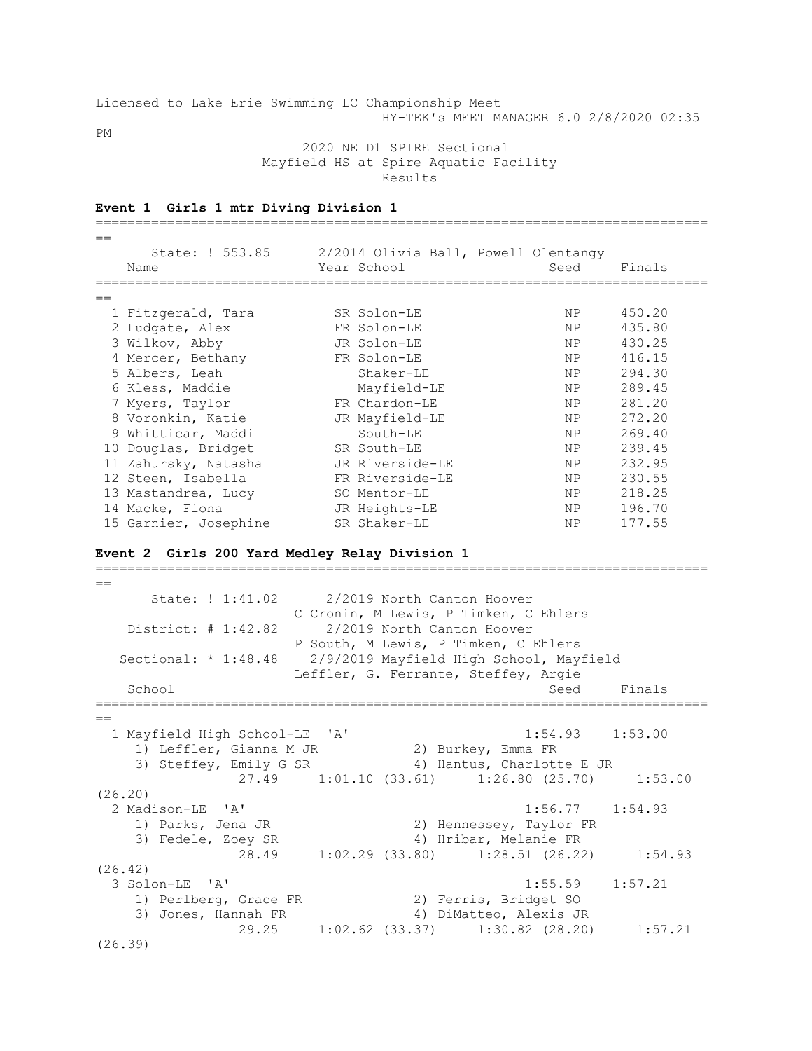Licensed to Lake Erie Swimming LC Championship Meet
HY-TEK's MEET MANAGER 6.0 2/8/2020 02:35 PM

2020 NE D1 SPIRE Sectional
Mayfield HS at Spire Aquatic Facility
Results

**Event 1 Girls 1 mtr Diving Division 1**

State: ! 553.85 2/2014 Olivia Ball, Powell Olentangy

| Place | Name | Year | School | Seed | Finals |
|---|---|---|---|---|---|
| 1 | Fitzgerald, Tara | SR | Solon-LE | NP | 450.20 |
| 2 | Ludgate, Alex | FR | Solon-LE | NP | 435.80 |
| 3 | Wilkov, Abby | JR | Solon-LE | NP | 430.25 |
| 4 | Mercer, Bethany | FR | Solon-LE | NP | 416.15 |
| 5 | Albers, Leah | | Shaker-LE | NP | 294.30 |
| 6 | Kless, Maddie | | Mayfield-LE | NP | 289.45 |
| 7 | Myers, Taylor | FR | Chardon-LE | NP | 281.20 |
| 8 | Voronkin, Katie | JR | Mayfield-LE | NP | 272.20 |
| 9 | Whitticar, Maddi | | South-LE | NP | 269.40 |
| 10 | Douglas, Bridget | SR | South-LE | NP | 239.45 |
| 11 | Zahursky, Natasha | JR | Riverside-LE | NP | 232.95 |
| 12 | Steen, Isabella | FR | Riverside-LE | NP | 230.55 |
| 13 | Mastandrea, Lucy | SO | Mentor-LE | NP | 218.25 |
| 14 | Macke, Fiona | JR | Heights-LE | NP | 196.70 |
| 15 | Garnier, Josephine | SR | Shaker-LE | NP | 177.55 |

**Event 2 Girls 200 Yard Medley Relay Division 1**

State: ! 1:41.02 2/2019 North Canton Hoover
C Cronin, M Lewis, P Timken, C Ehlers
District: # 1:42.82 2/2019 North Canton Hoover
P South, M Lewis, P Timken, C Ehlers
Sectional: * 1:48.48 2/9/2019 Mayfield High School, Mayfield
Leffler, G. Ferrante, Steffey, Argie

| Place | School | Seed | Finals |
|---|---|---|---|
| 1 | Mayfield High School-LE 'A' | 1:54.93 | 1:53.00 |
| | 1) Leffler, Gianna M JR; 2) Burkey, Emma FR; 3) Steffey, Emily G SR; 4) Hantus, Charlotte E JR | | |
| | 27.49 &nbsp; 1:01.10 (33.61) &nbsp; 1:26.80 (25.70) &nbsp; 1:53.00 (26.20) | | |
| 2 | Madison-LE 'A' | 1:56.77 | 1:54.93 |
| | 1) Parks, Jena JR; 2) Hennessey, Taylor FR; 3) Fedele, Zoey SR; 4) Hribar, Melanie FR | | |
| | 28.49 &nbsp; 1:02.29 (33.80) &nbsp; 1:28.51 (26.22) &nbsp; 1:54.93 (26.42) | | |
| 3 | Solon-LE 'A' | 1:55.59 | 1:57.21 |
| | 1) Perlberg, Grace FR; 2) Ferris, Bridget SO; 3) Jones, Hannah FR; 4) DiMatteo, Alexis JR | | |
| | 29.25 &nbsp; 1:02.62 (33.37) &nbsp; 1:30.82 (28.20) &nbsp; 1:57.21 (26.39) | | |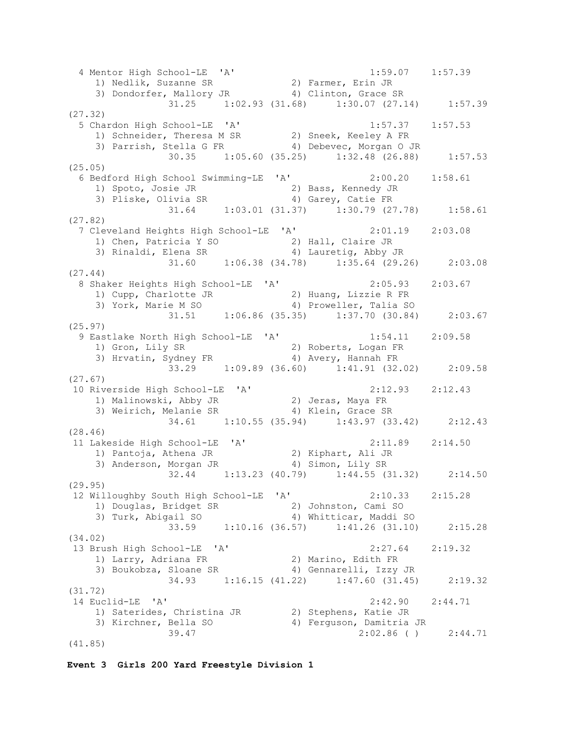```
  4 Mentor High School-LE  'A'                        1:59.07    1:57.39 
     1) Nedlik, Suzanne SR            2) Farmer, Erin JR 
     3) Dondorfer, Mallory JR         4) Clinton, Grace SR 
               31.25     1:02.93 (31.68)     1:30.07 (27.14)     1:57.39 
(27.32)
  5 Chardon High School-LE  'A'                       1:57.37    1:57.53 
     1) Schneider, Theresa M SR       2) Sneek, Keeley A FR 
     3) Parrish, Stella G FR          4) Debevec, Morgan O JR 
               30.35     1:05.60 (35.25)     1:32.48 (26.88)     1:57.53 
(25.05)
  6 Bedford High School Swimming-LE  'A'              2:00.20    1:58.61 
     1) Spoto, Josie JR               2) Bass, Kennedy JR 
     3) Pliske, Olivia SR             4) Garey, Catie FR 
               31.64     1:03.01 (31.37)     1:30.79 (27.78)     1:58.61 
(27.82)
  7 Cleveland Heights High School-LE  'A'             2:01.19    2:03.08 
     1) Chen, Patricia Y SO           2) Hall, Claire JR 
     3) Rinaldi, Elena SR             4) Lauretig, Abby JR 
               31.60     1:06.38 (34.78)     1:35.64 (29.26)     2:03.08 
(27.44)
  8 Shaker Heights High School-LE  'A'                2:05.93    2:03.67 
     1) Cupp, Charlotte JR            2) Huang, Lizzie R FR 
     3) York, Marie M SO              4) Proweller, Talia SO 
               31.51     1:06.86 (35.35)     1:37.70 (30.84)     2:03.67 
(25.97)
  9 Eastlake North High School-LE  'A'                1:54.11    2:09.58 
     1) Gron, Lily SR                 2) Roberts, Logan FR 
     3) Hrvatin, Sydney FR            4) Avery, Hannah FR 
               33.29     1:09.89 (36.60)     1:41.91 (32.02)     2:09.58 
(27.67)
 10 Riverside High School-LE  'A'                     2:12.93    2:12.43 
     1) Malinowski, Abby JR           2) Jeras, Maya FR 
     3) Weirich, Melanie SR           4) Klein, Grace SR 
               34.61     1:10.55 (35.94)     1:43.97 (33.42)     2:12.43 
(28.46)
 11 Lakeside High School-LE  'A'                      2:11.89    2:14.50 
     1) Pantoja, Athena JR            2) Kiphart, Ali JR 
     3) Anderson, Morgan JR           4) Simon, Lily SR 
               32.44     1:13.23 (40.79)     1:44.55 (31.32)     2:14.50 
(29.95)
 12 Willoughby South High School-LE  'A'              2:10.33    2:15.28 
     1) Douglas, Bridget SR           2) Johnston, Cami SO 
     3) Turk, Abigail SO              4) Whitticar, Maddi SO 
               33.59     1:10.16 (36.57)     1:41.26 (31.10)     2:15.28 
(34.02)
 13 Brush High School-LE  'A'                         2:27.64    2:19.32 
     1) Larry, Adriana FR             2) Marino, Edith FR 
     3) Boukobza, Sloane SR           4) Gennarelli, Izzy JR 
               34.93     1:16.15 (41.22)     1:47.60 (31.45)     2:19.32 
(31.72)
 14 Euclid-LE  'A'                                    2:42.90    2:44.71 
     1) Saterides, Christina JR       2) Stephens, Katie JR 
     3) Kirchner, Bella SO            4) Ferguson, Damitria JR 
               39.47                         2:02.86 ( )         2:44.71 
(41.85)
```

**Event 3  Girls 200 Yard Freestyle Division 1**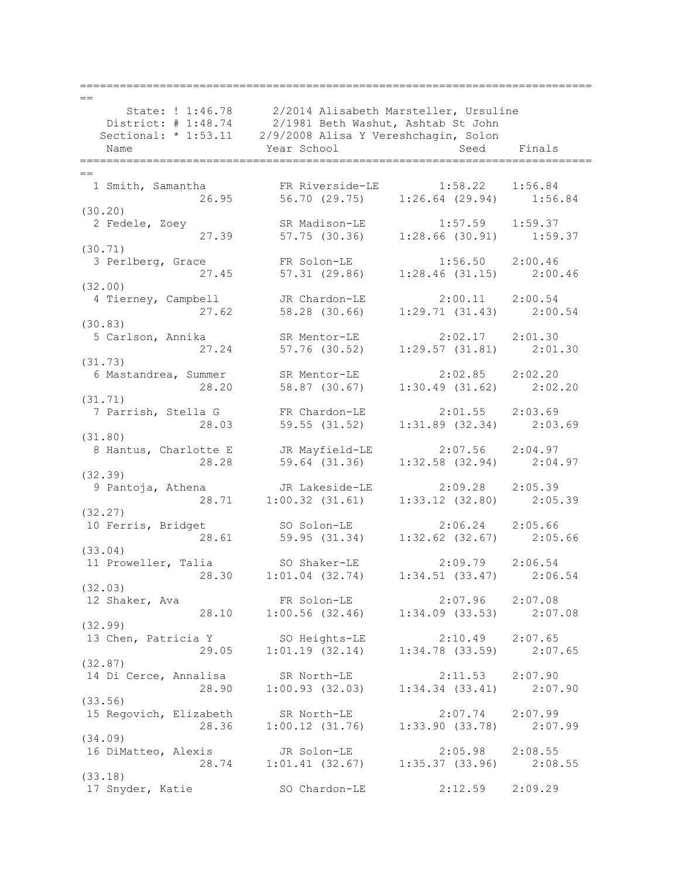```
===============================================================================
==
      State: ! 1:46.78      2/2014 Alisabeth Marsteller, Ursuline
    District: # 1:48.74     2/1981 Beth Washut, Ashtab St John
   Sectional: * 1:53.11    2/9/2008 Alisa Y Vereshchagin, Solon
    Name                    Year School                 Seed    Finals
===============================================================================
==
  1 Smith, Samantha          FR Riverside-LE         1:58.22   1:56.84
                  26.95       56.70 (29.75)     1:26.64 (29.94)     1:56.84
(30.20)
  2 Fedele, Zoey             SR Madison-LE           1:57.59   1:59.37
                  27.39       57.75 (30.36)     1:28.66 (30.91)     1:59.37
(30.71)
  3 Perlberg, Grace          FR Solon-LE             1:56.50   2:00.46
                  27.45       57.31 (29.86)     1:28.46 (31.15)     2:00.46
(32.00)
  4 Tierney, Campbell        JR Chardon-LE           2:00.11   2:00.54
                  27.62       58.28 (30.66)     1:29.71 (31.43)     2:00.54
(30.83)
  5 Carlson, Annika          SR Mentor-LE            2:02.17   2:01.30
                  27.24       57.76 (30.52)     1:29.57 (31.81)     2:01.30
(31.73)
  6 Mastandrea, Summer       SR Mentor-LE            2:02.85   2:02.20
                  28.20       58.87 (30.67)     1:30.49 (31.62)     2:02.20
(31.71)
  7 Parrish, Stella G        FR Chardon-LE           2:01.55   2:03.69
                  28.03       59.55 (31.52)     1:31.89 (32.34)     2:03.69
(31.80)
  8 Hantus, Charlotte E      JR Mayfield-LE          2:07.56   2:04.97
                  28.28       59.64 (31.36)     1:32.58 (32.94)     2:04.97
(32.39)
  9 Pantoja, Athena          JR Lakeside-LE          2:09.28   2:05.39
                  28.71     1:00.32 (31.61)     1:33.12 (32.80)     2:05.39
(32.27)
 10 Ferris, Bridget          SO Solon-LE             2:06.24   2:05.66
                  28.61       59.95 (31.34)     1:32.62 (32.67)     2:05.66
(33.04)
 11 Proweller, Talia         SO Shaker-LE            2:09.79   2:06.54
                  28.30     1:01.04 (32.74)     1:34.51 (33.47)     2:06.54
(32.03)
 12 Shaker, Ava              FR Solon-LE             2:07.96   2:07.08
                  28.10     1:00.56 (32.46)     1:34.09 (33.53)     2:07.08
(32.99)
 13 Chen, Patricia Y         SO Heights-LE           2:10.49   2:07.65
                  29.05     1:01.19 (32.14)     1:34.78 (33.59)     2:07.65
(32.87)
 14 Di Cerce, Annalisa       SR North-LE             2:11.53   2:07.90
                  28.90     1:00.93 (32.03)     1:34.34 (33.41)     2:07.90
(33.56)
 15 Regovich, Elizabeth      SR North-LE             2:07.74   2:07.99
                  28.36     1:00.12 (31.76)     1:33.90 (33.78)     2:07.99
(34.09)
 16 DiMatteo, Alexis         JR Solon-LE             2:05.98   2:08.55
                  28.74     1:01.41 (32.67)     1:35.37 (33.96)     2:08.55
(33.18)
 17 Snyder, Katie            SO Chardon-LE           2:12.59   2:09.29
```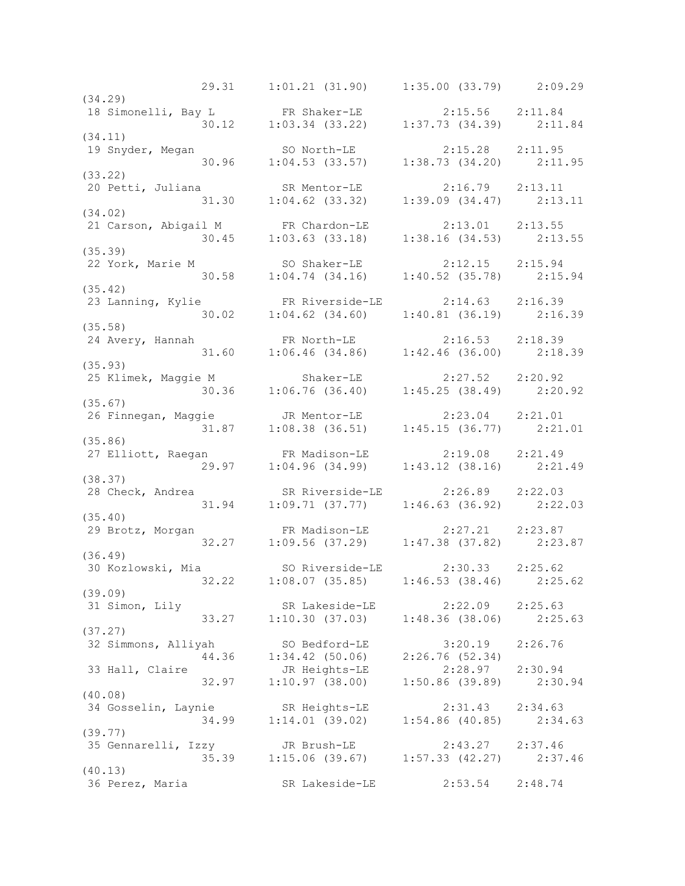```
              29.31     1:01.21 (31.90)     1:35.00 (33.79)     2:09.29
(34.29)
 18 Simonelli, Bay L        FR Shaker-LE            2:15.56    2:11.84
              30.12     1:03.34 (33.22)     1:37.73 (34.39)     2:11.84
(34.11)
 19 Snyder, Megan           SO North-LE             2:15.28    2:11.95
              30.96     1:04.53 (33.57)     1:38.73 (34.20)     2:11.95
(33.22)
 20 Petti, Juliana          SR Mentor-LE            2:16.79    2:13.11
              31.30     1:04.62 (33.32)     1:39.09 (34.47)     2:13.11
(34.02)
 21 Carson, Abigail M       FR Chardon-LE           2:13.01    2:13.55
              30.45     1:03.63 (33.18)     1:38.16 (34.53)     2:13.55
(35.39)
 22 York, Marie M           SO Shaker-LE            2:12.15    2:15.94
              30.58     1:04.74 (34.16)     1:40.52 (35.78)     2:15.94
(35.42)
 23 Lanning, Kylie          FR Riverside-LE         2:14.63    2:16.39
              30.02     1:04.62 (34.60)     1:40.81 (36.19)     2:16.39
(35.58)
 24 Avery, Hannah           FR North-LE             2:16.53    2:18.39
              31.60     1:06.46 (34.86)     1:42.46 (36.00)     2:18.39
(35.93)
 25 Klimek, Maggie M           Shaker-LE            2:27.52    2:20.92
              30.36     1:06.76 (36.40)     1:45.25 (38.49)     2:20.92
(35.67)
 26 Finnegan, Maggie        JR Mentor-LE            2:23.04    2:21.01
              31.87     1:08.38 (36.51)     1:45.15 (36.77)     2:21.01
(35.86)
 27 Elliott, Raegan         FR Madison-LE           2:19.08    2:21.49
              29.97     1:04.96 (34.99)     1:43.12 (38.16)     2:21.49
(38.37)
 28 Check, Andrea           SR Riverside-LE         2:26.89    2:22.03
              31.94     1:09.71 (37.77)     1:46.63 (36.92)     2:22.03
(35.40)
 29 Brotz, Morgan           FR Madison-LE           2:27.21    2:23.87
              32.27     1:09.56 (37.29)     1:47.38 (37.82)     2:23.87
(36.49)
 30 Kozlowski, Mia          SO Riverside-LE         2:30.33    2:25.62
              32.22     1:08.07 (35.85)     1:46.53 (38.46)     2:25.62
(39.09)
 31 Simon, Lily             SR Lakeside-LE          2:22.09    2:25.63
              33.27     1:10.30 (37.03)     1:48.36 (38.06)     2:25.63
(37.27)
 32 Simmons, Alliyah        SO Bedford-LE           3:20.19    2:26.76
              44.36     1:34.42 (50.06)     2:26.76 (52.34)
 33 Hall, Claire            JR Heights-LE           2:28.97    2:30.94
              32.97     1:10.97 (38.00)     1:50.86 (39.89)     2:30.94
(40.08)
 34 Gosselin, Laynie        SR Heights-LE           2:31.43    2:34.63
              34.99     1:14.01 (39.02)     1:54.86 (40.85)     2:34.63
(39.77)
 35 Gennarelli, Izzy        JR Brush-LE             2:43.27    2:37.46
              35.39     1:15.06 (39.67)     1:57.33 (42.27)     2:37.46
(40.13)
 36 Perez, Maria            SR Lakeside-LE          2:53.54    2:48.74
```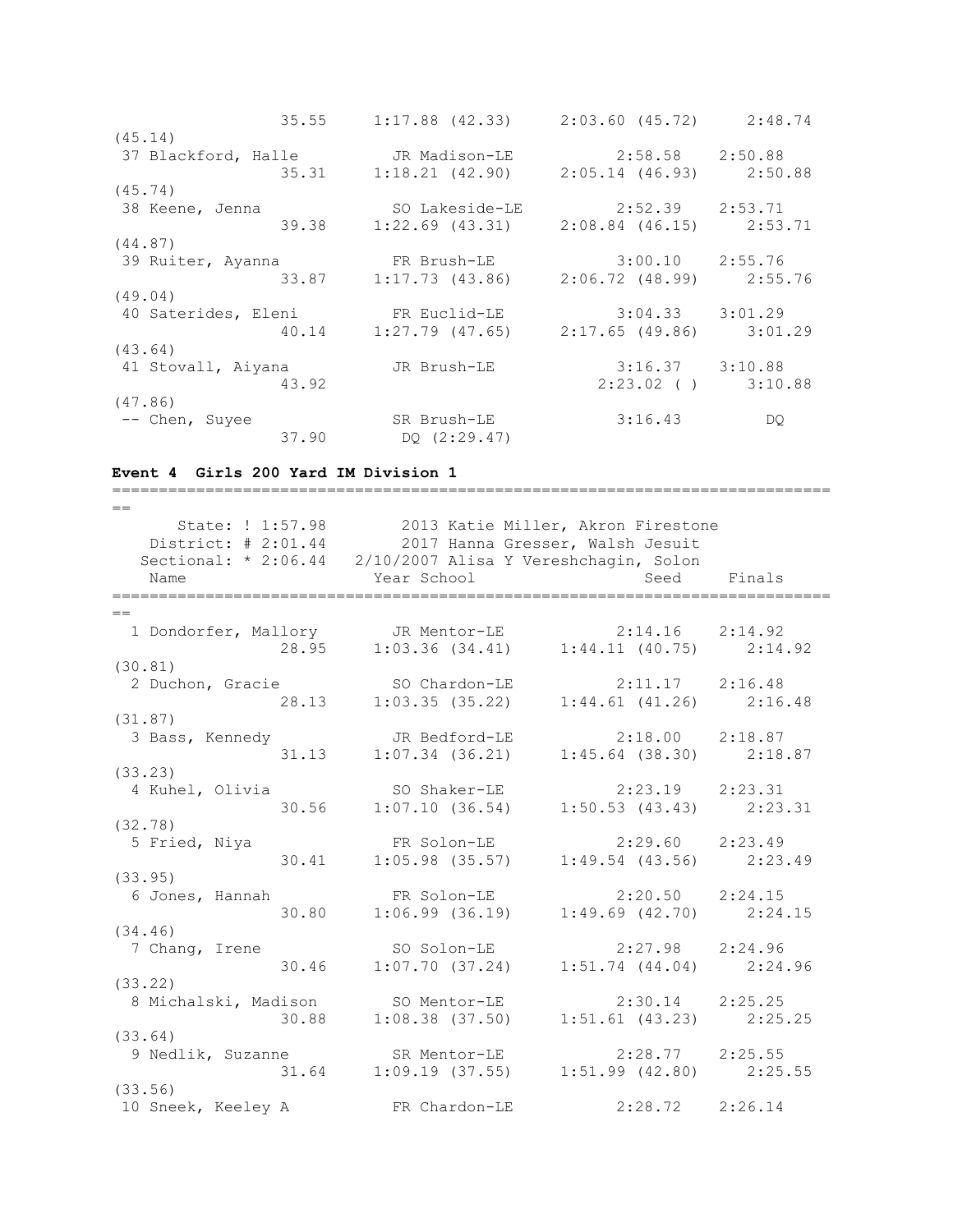```
                 35.55    1:17.88 (42.33)    2:03.60 (45.72)    2:48.74
(45.14)
 37 Blackford, Halle        JR Madison-LE          2:58.58    2:50.88
                 35.31    1:18.21 (42.90)    2:05.14 (46.93)    2:50.88
(45.74)
 38 Keene, Jenna            SO Lakeside-LE         2:52.39    2:53.71
                 39.38    1:22.69 (43.31)    2:08.84 (46.15)    2:53.71
(44.87)
 39 Ruiter, Ayanna          FR Brush-LE            3:00.10    2:55.76
                 33.87    1:17.73 (43.86)    2:06.72 (48.99)    2:55.76
(49.04)
 40 Saterides, Eleni        FR Euclid-LE           3:04.33    3:01.29
                 40.14    1:27.79 (47.65)    2:17.65 (49.86)    3:01.29
(43.64)
 41 Stovall, Aiyana         JR Brush-LE            3:16.37    3:10.88
                 43.92                       2:23.02 ( )       3:10.88
(47.86)
 -- Chen, Suyee             SR Brush-LE            3:16.43         DQ
                 37.90     DQ (2:29.47)
```

**Event 4 Girls 200 Yard IM Division 1**

```
===============================================================================
==
      State: ! 1:57.98        2013 Katie Miller, Akron Firestone
   District: # 2:01.44        2017 Hanna Gresser, Walsh Jesuit
  Sectional: * 2:06.44  2/10/2007 Alisa Y Vereshchagin, Solon
    Name                    Year School                Seed     Finals
===============================================================================
==
  1 Dondorfer, Mallory      JR Mentor-LE           2:14.16    2:14.92
                 28.95    1:03.36 (34.41)    1:44.11 (40.75)    2:14.92
(30.81)
  2 Duchon, Gracie          SO Chardon-LE          2:11.17    2:16.48
                 28.13    1:03.35 (35.22)    1:44.61 (41.26)    2:16.48
(31.87)
  3 Bass, Kennedy           JR Bedford-LE          2:18.00    2:18.87
                 31.13    1:07.34 (36.21)    1:45.64 (38.30)    2:18.87
(33.23)
  4 Kuhel, Olivia           SO Shaker-LE           2:23.19    2:23.31
                 30.56    1:07.10 (36.54)    1:50.53 (43.43)    2:23.31
(32.78)
  5 Fried, Niya             FR Solon-LE            2:29.60    2:23.49
                 30.41    1:05.98 (35.57)    1:49.54 (43.56)    2:23.49
(33.95)
  6 Jones, Hannah           FR Solon-LE            2:20.50    2:24.15
                 30.80    1:06.99 (36.19)    1:49.69 (42.70)    2:24.15
(34.46)
  7 Chang, Irene            SO Solon-LE            2:27.98    2:24.96
                 30.46    1:07.70 (37.24)    1:51.74 (44.04)    2:24.96
(33.22)
  8 Michalski, Madison      SO Mentor-LE           2:30.14    2:25.25
                 30.88    1:08.38 (37.50)    1:51.61 (43.23)    2:25.25
(33.64)
  9 Nedlik, Suzanne         SR Mentor-LE           2:28.77    2:25.55
                 31.64    1:09.19 (37.55)    1:51.99 (42.80)    2:25.55
(33.56)
 10 Sneek, Keeley A         FR Chardon-LE          2:28.72    2:26.14
```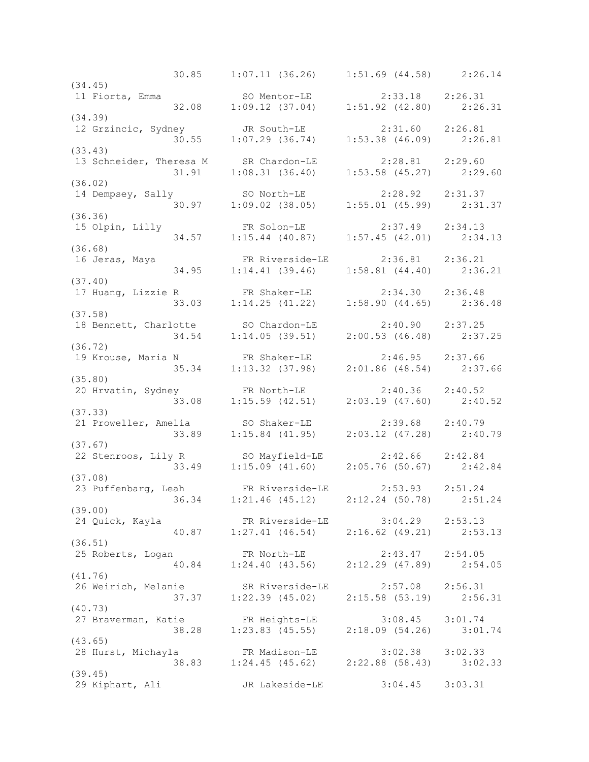```
                 30.85    1:07.11 (36.26)    1:51.69 (44.58)    2:26.14
(34.45)
 11 Fiorta, Emma             SO Mentor-LE           2:33.18   2:26.31
                 32.08    1:09.12 (37.04)    1:51.92 (42.80)    2:26.31
(34.39)
 12 Grzincic, Sydney         JR South-LE            2:31.60   2:26.81
                 30.55    1:07.29 (36.74)    1:53.38 (46.09)    2:26.81
(33.43)
 13 Schneider, Theresa M     SR Chardon-LE          2:28.81   2:29.60
                 31.91    1:08.31 (36.40)    1:53.58 (45.27)    2:29.60
(36.02)
 14 Dempsey, Sally           SO North-LE            2:28.92   2:31.37
                 30.97    1:09.02 (38.05)    1:55.01 (45.99)    2:31.37
(36.36)
 15 Olpin, Lilly             FR Solon-LE            2:37.49   2:34.13
                 34.57    1:15.44 (40.87)    1:57.45 (42.01)    2:34.13
(36.68)
 16 Jeras, Maya              FR Riverside-LE        2:36.81   2:36.21
                 34.95    1:14.41 (39.46)    1:58.81 (44.40)    2:36.21
(37.40)
 17 Huang, Lizzie R          FR Shaker-LE           2:34.30   2:36.48
                 33.03    1:14.25 (41.22)    1:58.90 (44.65)    2:36.48
(37.58)
 18 Bennett, Charlotte       SO Chardon-LE          2:40.90   2:37.25
                 34.54    1:14.05 (39.51)    2:00.53 (46.48)    2:37.25
(36.72)
 19 Krouse, Maria N          FR Shaker-LE           2:46.95   2:37.66
                 35.34    1:13.32 (37.98)    2:01.86 (48.54)    2:37.66
(35.80)
 20 Hrvatin, Sydney          FR North-LE            2:40.36   2:40.52
                 33.08    1:15.59 (42.51)    2:03.19 (47.60)    2:40.52
(37.33)
 21 Proweller, Amelia        SO Shaker-LE           2:39.68   2:40.79
                 33.89    1:15.84 (41.95)    2:03.12 (47.28)    2:40.79
(37.67)
 22 Stenroos, Lily R         SO Mayfield-LE         2:42.66   2:42.84
                 33.49    1:15.09 (41.60)    2:05.76 (50.67)    2:42.84
(37.08)
 23 Puffenbarg, Leah         FR Riverside-LE        2:53.93   2:51.24
                 36.34    1:21.46 (45.12)    2:12.24 (50.78)    2:51.24
(39.00)
 24 Quick, Kayla             FR Riverside-LE        3:04.29   2:53.13
                 40.87    1:27.41 (46.54)    2:16.62 (49.21)    2:53.13
(36.51)
 25 Roberts, Logan           FR North-LE            2:43.47   2:54.05
                 40.84    1:24.40 (43.56)    2:12.29 (47.89)    2:54.05
(41.76)
 26 Weirich, Melanie         SR Riverside-LE        2:57.08   2:56.31
                 37.37    1:22.39 (45.02)    2:15.58 (53.19)    2:56.31
(40.73)
 27 Braverman, Katie         FR Heights-LE          3:08.45   3:01.74
                 38.28    1:23.83 (45.55)    2:18.09 (54.26)    3:01.74
(43.65)
 28 Hurst, Michayla          FR Madison-LE          3:02.38   3:02.33
                 38.83    1:24.45 (45.62)    2:22.88 (58.43)    3:02.33
(39.45)
 29 Kiphart, Ali             JR Lakeside-LE         3:04.45   3:03.31
```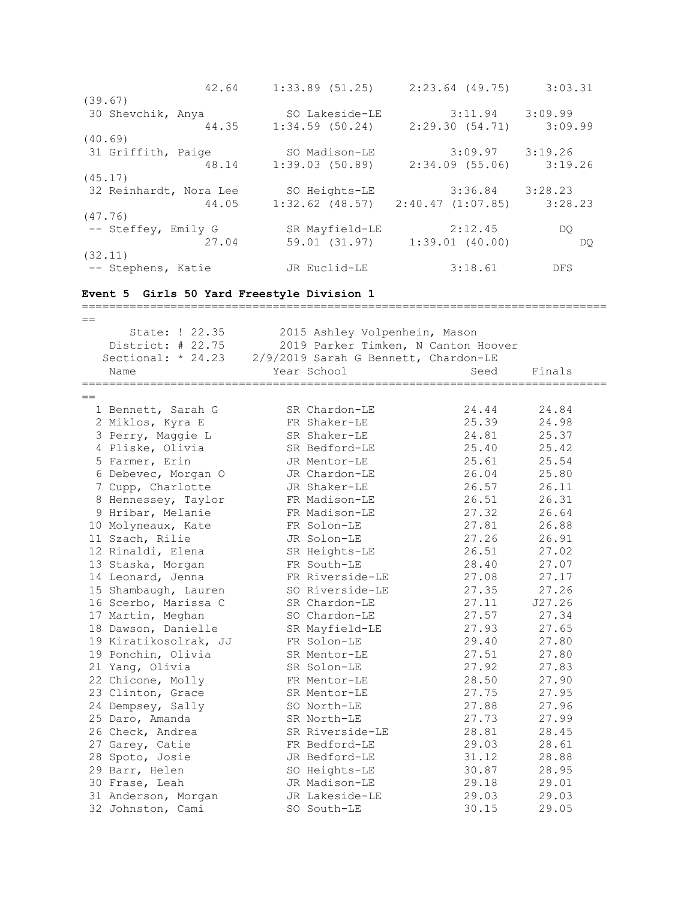```
                42.64     1:33.89 (51.25)     2:23.64 (49.75)     3:03.31
(39.67)
 30 Shevchik, Anya           SO Lakeside-LE          3:11.94    3:09.99
                44.35     1:34.59 (50.24)     2:29.30 (54.71)     3:09.99
(40.69)
 31 Griffith, Paige          SO Madison-LE           3:09.97    3:19.26
                48.14     1:39.03 (50.89)     2:34.09 (55.06)     3:19.26
(45.17)
 32 Reinhardt, Nora Lee      SO Heights-LE           3:36.84    3:28.23
                44.05     1:32.62 (48.57)   2:40.47 (1:07.85)     3:28.23
(47.76)
 -- Steffey, Emily G         SR Mayfield-LE          2:12.45         DQ
                27.04       59.01 (31.97)     1:39.01 (40.00)          DQ
(32.11)
 -- Stephens, Katie          JR Euclid-LE            3:18.61        DFS
```

**Event 5  Girls 50 Yard Freestyle Division 1**

```
===============================================================================
==
      State: ! 22.35        2015 Ashley Volpenhein, Mason
   District: # 22.75        2019 Parker Timken, N Canton Hoover
  Sectional: * 24.23    2/9/2019 Sarah G Bennett, Chardon-LE
    Name                    Year School                  Seed     Finals
===============================================================================
==
  1 Bennett, Sarah G         SR Chardon-LE              24.44      24.84
  2 Miklos, Kyra E           FR Shaker-LE               25.39      24.98
  3 Perry, Maggie L          SR Shaker-LE               24.81      25.37
  4 Pliske, Olivia           SR Bedford-LE              25.40      25.42
  5 Farmer, Erin             JR Mentor-LE               25.61      25.54
  6 Debevec, Morgan O        JR Chardon-LE              26.04      25.80
  7 Cupp, Charlotte          JR Shaker-LE               26.57      26.11
  8 Hennessey, Taylor        FR Madison-LE              26.51      26.31
  9 Hribar, Melanie          FR Madison-LE              27.32      26.64
 10 Molyneaux, Kate          FR Solon-LE                27.81      26.88
 11 Szach, Rilie             JR Solon-LE                27.26      26.91
 12 Rinaldi, Elena           SR Heights-LE              26.51      27.02
 13 Staska, Morgan           FR South-LE                28.40      27.07
 14 Leonard, Jenna           FR Riverside-LE            27.08      27.17
 15 Shambaugh, Lauren        SO Riverside-LE            27.35      27.26
 16 Scerbo, Marissa C        SR Chardon-LE              27.11     J27.26
 17 Martin, Meghan           SO Chardon-LE              27.57      27.34
 18 Dawson, Danielle         SR Mayfield-LE             27.93      27.65
 19 Kiratikosolrak, JJ       FR Solon-LE                29.40      27.80
 19 Ponchin, Olivia          SR Mentor-LE               27.51      27.80
 21 Yang, Olivia             SR Solon-LE                27.92      27.83
 22 Chicone, Molly           FR Mentor-LE               28.50      27.90
 23 Clinton, Grace           SR Mentor-LE               27.75      27.95
 24 Dempsey, Sally           SO North-LE                27.88      27.96
 25 Daro, Amanda             SR North-LE                27.73      27.99
 26 Check, Andrea            SR Riverside-LE            28.81      28.45
 27 Garey, Catie             FR Bedford-LE              29.03      28.61
 28 Spoto, Josie             JR Bedford-LE              31.12      28.88
 29 Barr, Helen              SO Heights-LE              30.87      28.95
 30 Frase, Leah              JR Madison-LE              29.18      29.01
 31 Anderson, Morgan         JR Lakeside-LE             29.03      29.03
 32 Johnston, Cami           SO South-LE                30.15      29.05
```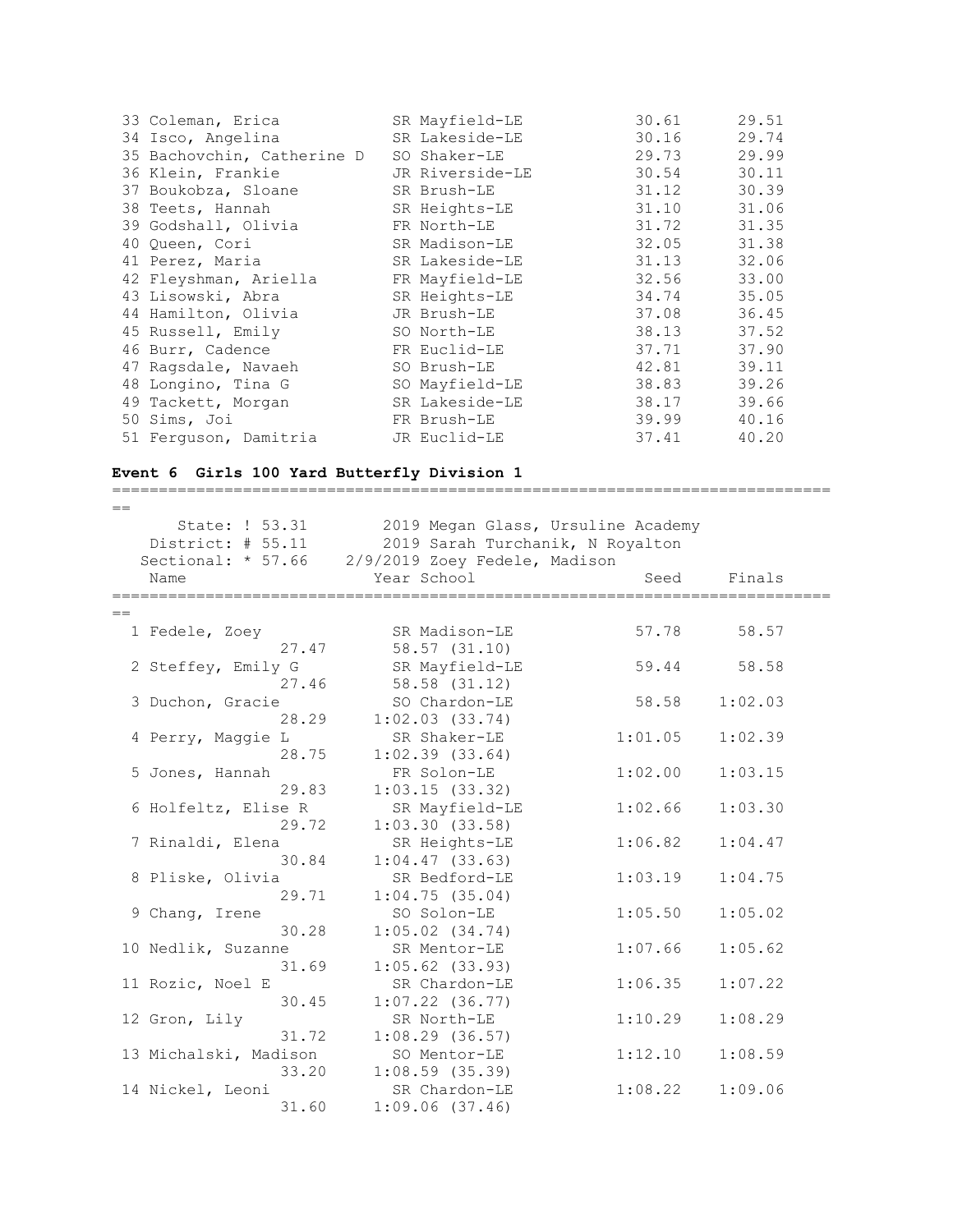| | Name | Year | School | Seed | Finals |
|---|---|---|---|---|---|
| 33 | Coleman, Erica | SR | Mayfield-LE | 30.61 | 29.51 |
| 34 | Isco, Angelina | SR | Lakeside-LE | 30.16 | 29.74 |
| 35 | Bachovchin, Catherine D | SO | Shaker-LE | 29.73 | 29.99 |
| 36 | Klein, Frankie | JR | Riverside-LE | 30.54 | 30.11 |
| 37 | Boukobza, Sloane | SR | Brush-LE | 31.12 | 30.39 |
| 38 | Teets, Hannah | SR | Heights-LE | 31.10 | 31.06 |
| 39 | Godshall, Olivia | FR | North-LE | 31.72 | 31.35 |
| 40 | Queen, Cori | SR | Madison-LE | 32.05 | 31.38 |
| 41 | Perez, Maria | SR | Lakeside-LE | 31.13 | 32.06 |
| 42 | Fleyshman, Ariella | FR | Mayfield-LE | 32.56 | 33.00 |
| 43 | Lisowski, Abra | SR | Heights-LE | 34.74 | 35.05 |
| 44 | Hamilton, Olivia | JR | Brush-LE | 37.08 | 36.45 |
| 45 | Russell, Emily | SO | North-LE | 38.13 | 37.52 |
| 46 | Burr, Cadence | FR | Euclid-LE | 37.71 | 37.90 |
| 47 | Ragsdale, Navaeh | SO | Brush-LE | 42.81 | 39.11 |
| 48 | Longino, Tina G | SO | Mayfield-LE | 38.83 | 39.26 |
| 49 | Tackett, Morgan | SR | Lakeside-LE | 38.17 | 39.66 |
| 50 | Sims, Joi | FR | Brush-LE | 39.99 | 40.16 |
| 51 | Ferguson, Damitria | JR | Euclid-LE | 37.41 | 40.20 |

## Event 6 Girls 100 Yard Butterfly Division 1

State: ! 53.31 — 2019 Megan Glass, Ursuline Academy
District: # 55.11 — 2019 Sarah Turchanik, N Royalton
Sectional: * 57.66 — 2/9/2019 Zoey Fedele, Madison

| | Name | Year | School | Seed | Finals |
|---|---|---|---|---|---|
| 1 | Fedele, Zoey | SR | Madison-LE | 57.78 | 58.57 |
| | 27.47 | 58.57 (31.10) | | | |
| 2 | Steffey, Emily G | SR | Mayfield-LE | 59.44 | 58.58 |
| | 27.46 | 58.58 (31.12) | | | |
| 3 | Duchon, Gracie | SO | Chardon-LE | 58.58 | 1:02.03 |
| | 28.29 | 1:02.03 (33.74) | | | |
| 4 | Perry, Maggie L | SR | Shaker-LE | 1:01.05 | 1:02.39 |
| | 28.75 | 1:02.39 (33.64) | | | |
| 5 | Jones, Hannah | FR | Solon-LE | 1:02.00 | 1:03.15 |
| | 29.83 | 1:03.15 (33.32) | | | |
| 6 | Holfeltz, Elise R | SR | Mayfield-LE | 1:02.66 | 1:03.30 |
| | 29.72 | 1:03.30 (33.58) | | | |
| 7 | Rinaldi, Elena | SR | Heights-LE | 1:06.82 | 1:04.47 |
| | 30.84 | 1:04.47 (33.63) | | | |
| 8 | Pliske, Olivia | SR | Bedford-LE | 1:03.19 | 1:04.75 |
| | 29.71 | 1:04.75 (35.04) | | | |
| 9 | Chang, Irene | SO | Solon-LE | 1:05.50 | 1:05.02 |
| | 30.28 | 1:05.02 (34.74) | | | |
| 10 | Nedlik, Suzanne | SR | Mentor-LE | 1:07.66 | 1:05.62 |
| | 31.69 | 1:05.62 (33.93) | | | |
| 11 | Rozic, Noel E | SR | Chardon-LE | 1:06.35 | 1:07.22 |
| | 30.45 | 1:07.22 (36.77) | | | |
| 12 | Gron, Lily | SR | North-LE | 1:10.29 | 1:08.29 |
| | 31.72 | 1:08.29 (36.57) | | | |
| 13 | Michalski, Madison | SO | Mentor-LE | 1:12.10 | 1:08.59 |
| | 33.20 | 1:08.59 (35.39) | | | |
| 14 | Nickel, Leoni | SR | Chardon-LE | 1:08.22 | 1:09.06 |
| | 31.60 | 1:09.06 (37.46) | | | |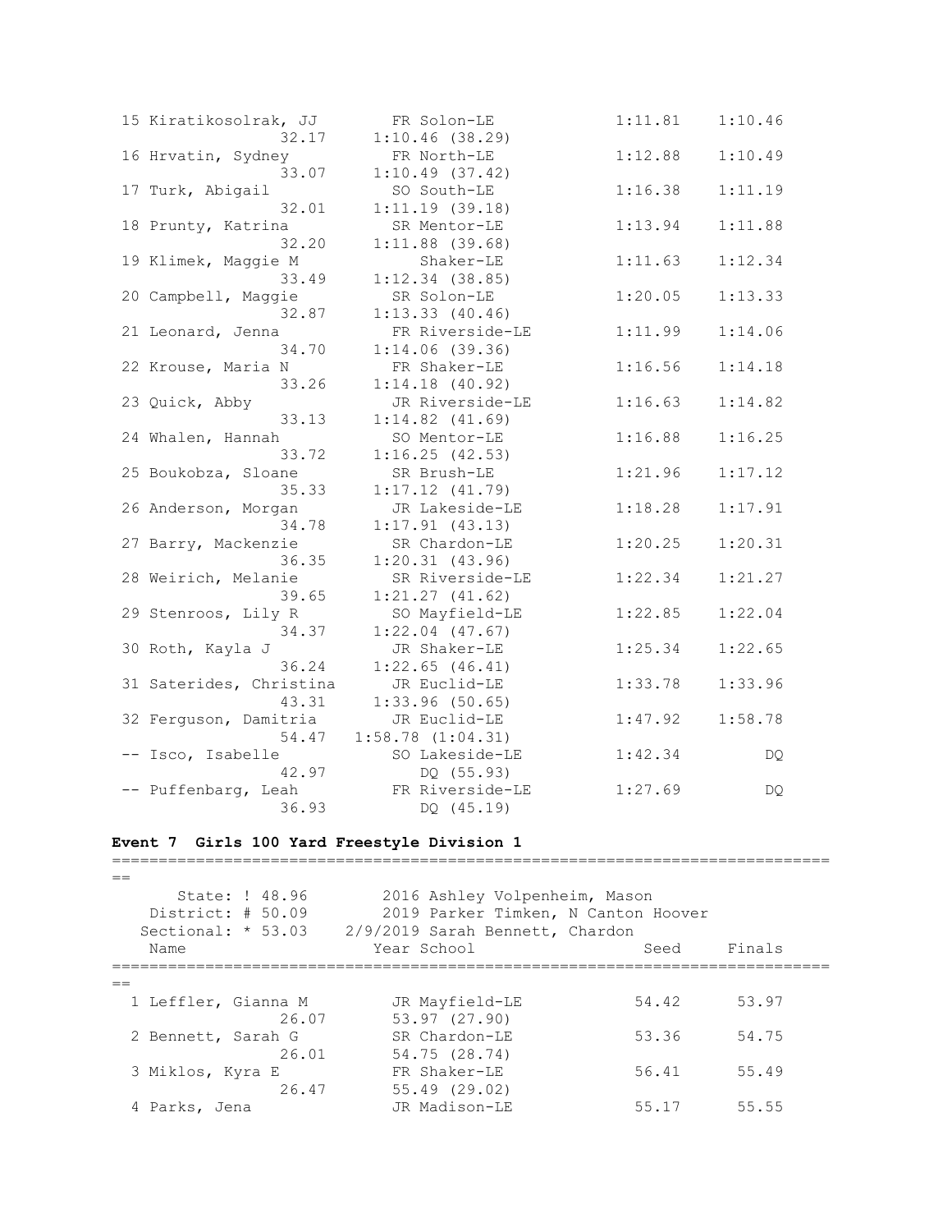| Place | Name | Year | School | Seed | Finals |
|---|---|---|---|---|---|
| 15 | Kiratikosolrak, JJ | FR | Solon-LE | 1:11.81 | 1:10.46 |
| | 32.17 | | 1:10.46 (38.29) | | |
| 16 | Hrvatin, Sydney | FR | North-LE | 1:12.88 | 1:10.49 |
| | 33.07 | | 1:10.49 (37.42) | | |
| 17 | Turk, Abigail | SO | South-LE | 1:16.38 | 1:11.19 |
| | 32.01 | | 1:11.19 (39.18) | | |
| 18 | Prunty, Katrina | SR | Mentor-LE | 1:13.94 | 1:11.88 |
| | 32.20 | | 1:11.88 (39.68) | | |
| 19 | Klimek, Maggie M | | Shaker-LE | 1:11.63 | 1:12.34 |
| | 33.49 | | 1:12.34 (38.85) | | |
| 20 | Campbell, Maggie | SR | Solon-LE | 1:20.05 | 1:13.33 |
| | 32.87 | | 1:13.33 (40.46) | | |
| 21 | Leonard, Jenna | FR | Riverside-LE | 1:11.99 | 1:14.06 |
| | 34.70 | | 1:14.06 (39.36) | | |
| 22 | Krouse, Maria N | FR | Shaker-LE | 1:16.56 | 1:14.18 |
| | 33.26 | | 1:14.18 (40.92) | | |
| 23 | Quick, Abby | JR | Riverside-LE | 1:16.63 | 1:14.82 |
| | 33.13 | | 1:14.82 (41.69) | | |
| 24 | Whalen, Hannah | SO | Mentor-LE | 1:16.88 | 1:16.25 |
| | 33.72 | | 1:16.25 (42.53) | | |
| 25 | Boukobza, Sloane | SR | Brush-LE | 1:21.96 | 1:17.12 |
| | 35.33 | | 1:17.12 (41.79) | | |
| 26 | Anderson, Morgan | JR | Lakeside-LE | 1:18.28 | 1:17.91 |
| | 34.78 | | 1:17.91 (43.13) | | |
| 27 | Barry, Mackenzie | SR | Chardon-LE | 1:20.25 | 1:20.31 |
| | 36.35 | | 1:20.31 (43.96) | | |
| 28 | Weirich, Melanie | SR | Riverside-LE | 1:22.34 | 1:21.27 |
| | 39.65 | | 1:21.27 (41.62) | | |
| 29 | Stenroos, Lily R | SO | Mayfield-LE | 1:22.85 | 1:22.04 |
| | 34.37 | | 1:22.04 (47.67) | | |
| 30 | Roth, Kayla J | JR | Shaker-LE | 1:25.34 | 1:22.65 |
| | 36.24 | | 1:22.65 (46.41) | | |
| 31 | Saterides, Christina | JR | Euclid-LE | 1:33.78 | 1:33.96 |
| | 43.31 | | 1:33.96 (50.65) | | |
| 32 | Ferguson, Damitria | JR | Euclid-LE | 1:47.92 | 1:58.78 |
| | 54.47 | | 1:58.78 (1:04.31) | | |
| -- | Isco, Isabelle | SO | Lakeside-LE | 1:42.34 | DQ |
| | 42.97 | | DQ (55.93) | | |
| -- | Puffenbarg, Leah | FR | Riverside-LE | 1:27.69 | DQ |
| | 36.93 | | DQ (45.19) | | |

### Event 7 Girls 100 Yard Freestyle Division 1

State: ! 48.96 — 2016 Ashley Volpenheim, Mason
District: # 50.09 — 2019 Parker Timken, N Canton Hoover
Sectional: * 53.03 — 2/9/2019 Sarah Bennett, Chardon

| Place | Name | Year | School | Seed | Finals |
|---|---|---|---|---|---|
| 1 | Leffler, Gianna M | JR | Mayfield-LE | 54.42 | 53.97 |
| | 26.07 | | 53.97 (27.90) | | |
| 2 | Bennett, Sarah G | SR | Chardon-LE | 53.36 | 54.75 |
| | 26.01 | | 54.75 (28.74) | | |
| 3 | Miklos, Kyra E | FR | Shaker-LE | 56.41 | 55.49 |
| | 26.47 | | 55.49 (29.02) | | |
| 4 | Parks, Jena | JR | Madison-LE | 55.17 | 55.55 |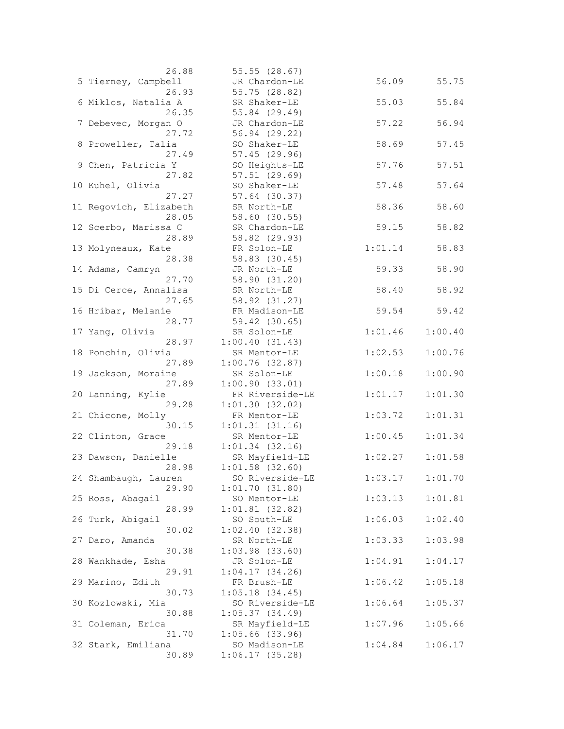```
                  26.88        55.55 (28.67)
  5 Tierney, Campbell          JR Chardon-LE                 56.09         55.75
                  26.93        55.75 (28.82)
  6 Miklos, Natalia A          SR Shaker-LE                  55.03         55.84
                  26.35        55.84 (29.49)
  7 Debevec, Morgan O          JR Chardon-LE                 57.22         56.94
                  27.72        56.94 (29.22)
  8 Proweller, Talia           SO Shaker-LE                  58.69         57.45
                  27.49        57.45 (29.96)
  9 Chen, Patricia Y           SO Heights-LE                 57.76         57.51
                  27.82        57.51 (29.69)
 10 Kuhel, Olivia              SO Shaker-LE                  57.48         57.64
                  27.27        57.64 (30.37)
 11 Regovich, Elizabeth        SR North-LE                   58.36         58.60
                  28.05        58.60 (30.55)
 12 Scerbo, Marissa C          SR Chardon-LE                 59.15         58.82
                  28.89        58.82 (29.93)
 13 Molyneaux, Kate            FR Solon-LE                 1:01.14         58.83
                  28.38        58.83 (30.45)
 14 Adams, Camryn              JR North-LE                   59.33         58.90
                  27.70        58.90 (31.20)
 15 Di Cerce, Annalisa         SR North-LE                   58.40         58.92
                  27.65        58.92 (31.27)
 16 Hribar, Melanie            FR Madison-LE                 59.54         59.42
                  28.77        59.42 (30.65)
 17 Yang, Olivia               SR Solon-LE                 1:01.46       1:00.40
                  28.97      1:00.40 (31.43)
 18 Ponchin, Olivia            SR Mentor-LE                1:02.53       1:00.76
                  27.89      1:00.76 (32.87)
 19 Jackson, Moraine           SR Solon-LE                 1:00.18       1:00.90
                  27.89      1:00.90 (33.01)
 20 Lanning, Kylie             FR Riverside-LE             1:01.17       1:01.30
                  29.28      1:01.30 (32.02)
 21 Chicone, Molly             FR Mentor-LE                1:03.72       1:01.31
                  30.15      1:01.31 (31.16)
 22 Clinton, Grace             SR Mentor-LE                1:00.45       1:01.34
                  29.18      1:01.34 (32.16)
 23 Dawson, Danielle           SR Mayfield-LE              1:02.27       1:01.58
                  28.98      1:01.58 (32.60)
 24 Shambaugh, Lauren          SO Riverside-LE             1:03.17       1:01.70
                  29.90      1:01.70 (31.80)
 25 Ross, Abagail              SO Mentor-LE                1:03.13       1:01.81
                  28.99      1:01.81 (32.82)
 26 Turk, Abigail              SO South-LE                 1:06.03       1:02.40
                  30.02      1:02.40 (32.38)
 27 Daro, Amanda               SR North-LE                 1:03.33       1:03.98
                  30.38      1:03.98 (33.60)
 28 Wankhade, Esha             JR Solon-LE                 1:04.91       1:04.17
                  29.91      1:04.17 (34.26)
 29 Marino, Edith              FR Brush-LE                 1:06.42       1:05.18
                  30.73      1:05.18 (34.45)
 30 Kozlowski, Mia             SO Riverside-LE             1:06.64       1:05.37
                  30.88      1:05.37 (34.49)
 31 Coleman, Erica             SR Mayfield-LE              1:07.96       1:05.66
                  31.70      1:05.66 (33.96)
 32 Stark, Emiliana            SO Madison-LE               1:04.84       1:06.17
                  30.89      1:06.17 (35.28)
```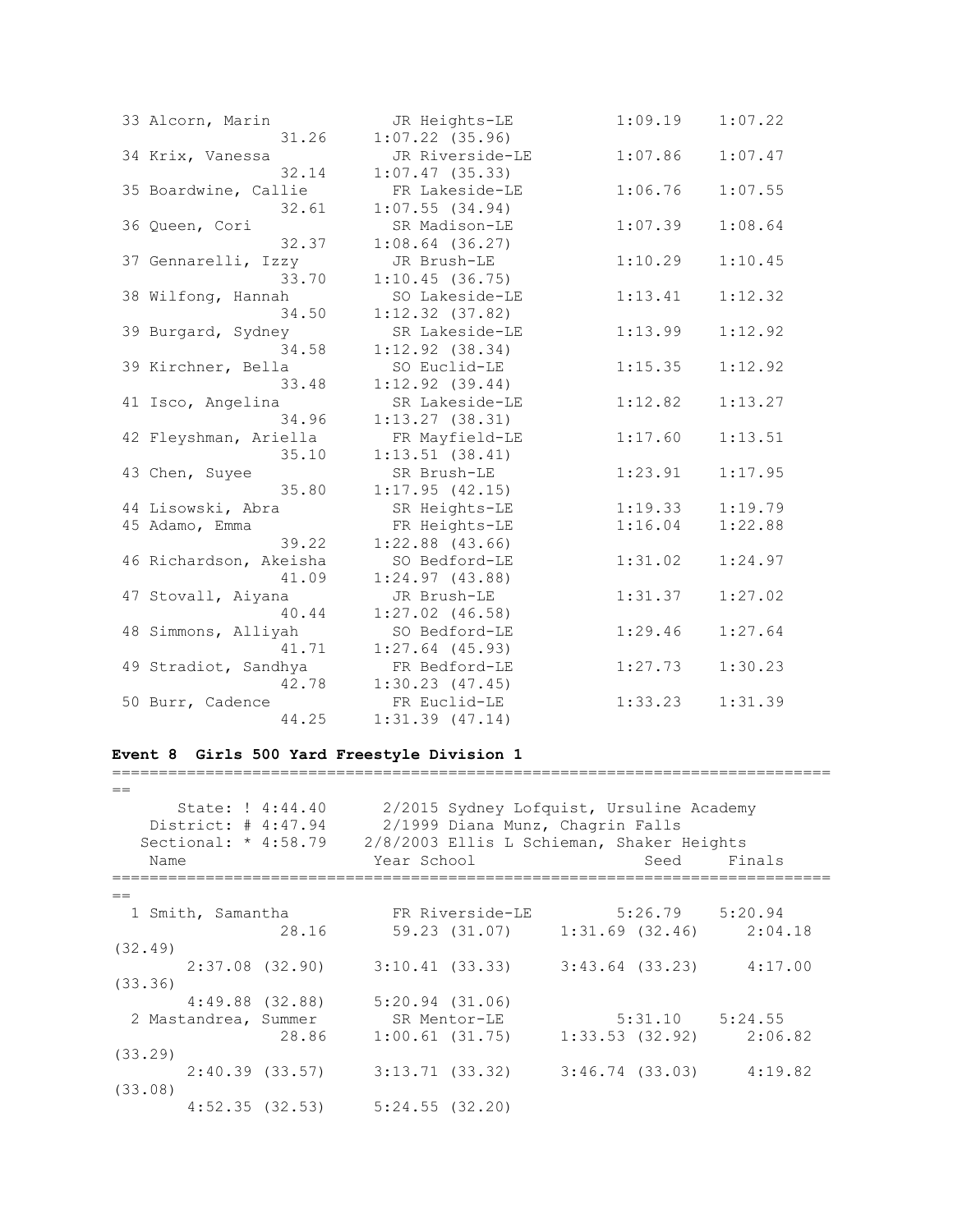| Place | Name | Year | School | Seed | Finals |
|---|---|---|---|---|---|
| 33 | Alcorn, Marin | JR | Heights-LE | 1:09.19 | 1:07.22 |
| | 31.26 | | 1:07.22 (35.96) | | |
| 34 | Krix, Vanessa | JR | Riverside-LE | 1:07.86 | 1:07.47 |
| | 32.14 | | 1:07.47 (35.33) | | |
| 35 | Boardwine, Callie | FR | Lakeside-LE | 1:06.76 | 1:07.55 |
| | 32.61 | | 1:07.55 (34.94) | | |
| 36 | Queen, Cori | SR | Madison-LE | 1:07.39 | 1:08.64 |
| | 32.37 | | 1:08.64 (36.27) | | |
| 37 | Gennarelli, Izzy | JR | Brush-LE | 1:10.29 | 1:10.45 |
| | 33.70 | | 1:10.45 (36.75) | | |
| 38 | Wilfong, Hannah | SO | Lakeside-LE | 1:13.41 | 1:12.32 |
| | 34.50 | | 1:12.32 (37.82) | | |
| 39 | Burgard, Sydney | SR | Lakeside-LE | 1:13.99 | 1:12.92 |
| | 34.58 | | 1:12.92 (38.34) | | |
| 39 | Kirchner, Bella | SO | Euclid-LE | 1:15.35 | 1:12.92 |
| | 33.48 | | 1:12.92 (39.44) | | |
| 41 | Isco, Angelina | SR | Lakeside-LE | 1:12.82 | 1:13.27 |
| | 34.96 | | 1:13.27 (38.31) | | |
| 42 | Fleyshman, Ariella | FR | Mayfield-LE | 1:17.60 | 1:13.51 |
| | 35.10 | | 1:13.51 (38.41) | | |
| 43 | Chen, Suyee | SR | Brush-LE | 1:23.91 | 1:17.95 |
| | 35.80 | | 1:17.95 (42.15) | | |
| 44 | Lisowski, Abra | SR | Heights-LE | 1:19.33 | 1:19.79 |
| 45 | Adamo, Emma | FR | Heights-LE | 1:16.04 | 1:22.88 |
| | 39.22 | | 1:22.88 (43.66) | | |
| 46 | Richardson, Akeisha | SO | Bedford-LE | 1:31.02 | 1:24.97 |
| | 41.09 | | 1:24.97 (43.88) | | |
| 47 | Stovall, Aiyana | JR | Brush-LE | 1:31.37 | 1:27.02 |
| | 40.44 | | 1:27.02 (46.58) | | |
| 48 | Simmons, Alliyah | SO | Bedford-LE | 1:29.46 | 1:27.64 |
| | 41.71 | | 1:27.64 (45.93) | | |
| 49 | Stradiot, Sandhya | FR | Bedford-LE | 1:27.73 | 1:30.23 |
| | 42.78 | | 1:30.23 (47.45) | | |
| 50 | Burr, Cadence | FR | Euclid-LE | 1:33.23 | 1:31.39 |
| | 44.25 | | 1:31.39 (47.14) | | |

### Event 8 Girls 500 Yard Freestyle Division 1

State: ! 4:44.40 2/2015 Sydney Lofquist, Ursuline Academy
District: # 4:47.94 2/1999 Diana Munz, Chagrin Falls
Sectional: * 4:58.79 2/8/2003 Ellis L Schieman, Shaker Heights

| Place | Name | Year | School | Seed | Finals |
|---|---|---|---|---|---|
| 1 | Smith, Samantha | FR | Riverside-LE | 5:26.79 | 5:20.94 |
| | 28.16 | 59.23 (31.07) | 1:31.69 (32.46) | 2:04.18 (32.49) | |
| | 2:37.08 (32.90) | 3:10.41 (33.33) | 3:43.64 (33.23) | 4:17.00 (33.36) | |
| | 4:49.88 (32.88) | 5:20.94 (31.06) | | | |
| 2 | Mastandrea, Summer | SR | Mentor-LE | 5:31.10 | 5:24.55 |
| | 28.86 | 1:00.61 (31.75) | 1:33.53 (32.92) | 2:06.82 (33.29) | |
| | 2:40.39 (33.57) | 3:13.71 (33.32) | 3:46.74 (33.03) | 4:19.82 (33.08) | |
| | 4:52.35 (32.53) | 5:24.55 (32.20) | | | |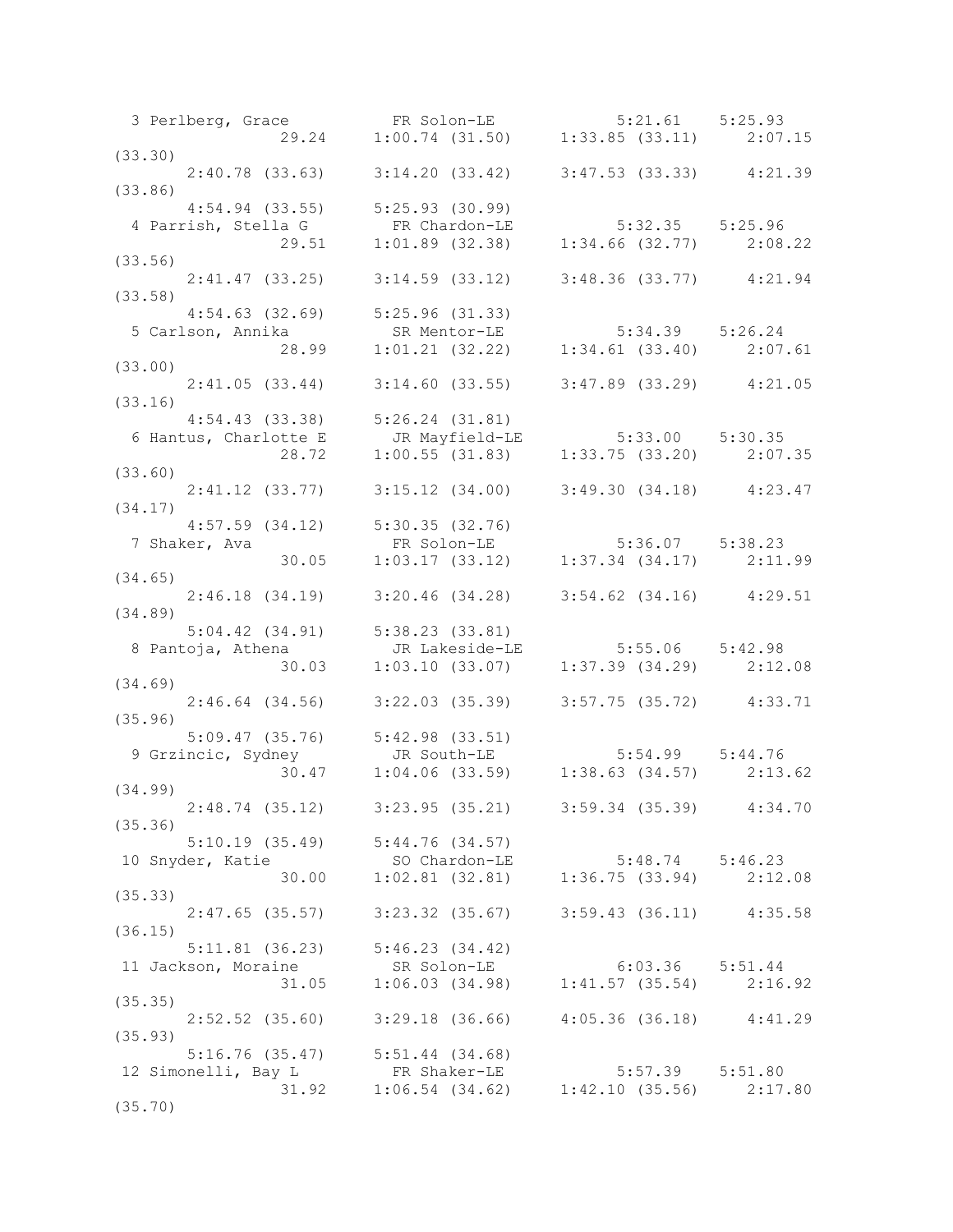```
  3 Perlberg, Grace          FR Solon-LE             5:21.61    5:25.93
                 29.24     1:00.74 (31.50)     1:33.85 (33.11)     2:07.15
(33.30)
       2:40.78 (33.63)     3:14.20 (33.42)     3:47.53 (33.33)     4:21.39
(33.86)
       4:54.94 (33.55)     5:25.93 (30.99)
  4 Parrish, Stella G        FR Chardon-LE           5:32.35    5:25.96
                 29.51     1:01.89 (32.38)     1:34.66 (32.77)     2:08.22
(33.56)
       2:41.47 (33.25)     3:14.59 (33.12)     3:48.36 (33.77)     4:21.94
(33.58)
       4:54.63 (32.69)     5:25.96 (31.33)
  5 Carlson, Annika          SR Mentor-LE            5:34.39    5:26.24
                 28.99     1:01.21 (32.22)     1:34.61 (33.40)     2:07.61
(33.00)
       2:41.05 (33.44)     3:14.60 (33.55)     3:47.89 (33.29)     4:21.05
(33.16)
       4:54.43 (33.38)     5:26.24 (31.81)
  6 Hantus, Charlotte E      JR Mayfield-LE          5:33.00    5:30.35
                 28.72     1:00.55 (31.83)     1:33.75 (33.20)     2:07.35
(33.60)
       2:41.12 (33.77)     3:15.12 (34.00)     3:49.30 (34.18)     4:23.47
(34.17)
       4:57.59 (34.12)     5:30.35 (32.76)
  7 Shaker, Ava              FR Solon-LE             5:36.07    5:38.23
                 30.05     1:03.17 (33.12)     1:37.34 (34.17)     2:11.99
(34.65)
       2:46.18 (34.19)     3:20.46 (34.28)     3:54.62 (34.16)     4:29.51
(34.89)
       5:04.42 (34.91)     5:38.23 (33.81)
  8 Pantoja, Athena          JR Lakeside-LE          5:55.06    5:42.98
                 30.03     1:03.10 (33.07)     1:37.39 (34.29)     2:12.08
(34.69)
       2:46.64 (34.56)     3:22.03 (35.39)     3:57.75 (35.72)     4:33.71
(35.96)
       5:09.47 (35.76)     5:42.98 (33.51)
  9 Grzincic, Sydney         JR South-LE             5:54.99    5:44.76
                 30.47     1:04.06 (33.59)     1:38.63 (34.57)     2:13.62
(34.99)
       2:48.74 (35.12)     3:23.95 (35.21)     3:59.34 (35.39)     4:34.70
(35.36)
       5:10.19 (35.49)     5:44.76 (34.57)
 10 Snyder, Katie            SO Chardon-LE           5:48.74    5:46.23
                 30.00     1:02.81 (32.81)     1:36.75 (33.94)     2:12.08
(35.33)
       2:47.65 (35.57)     3:23.32 (35.67)     3:59.43 (36.11)     4:35.58
(36.15)
       5:11.81 (36.23)     5:46.23 (34.42)
 11 Jackson, Moraine         SR Solon-LE             6:03.36    5:51.44
                 31.05     1:06.03 (34.98)     1:41.57 (35.54)     2:16.92
(35.35)
       2:52.52 (35.60)     3:29.18 (36.66)     4:05.36 (36.18)     4:41.29
(35.93)
       5:16.76 (35.47)     5:51.44 (34.68)
 12 Simonelli, Bay L         FR Shaker-LE            5:57.39    5:51.80
                 31.92     1:06.54 (34.62)     1:42.10 (35.56)     2:17.80
(35.70)
```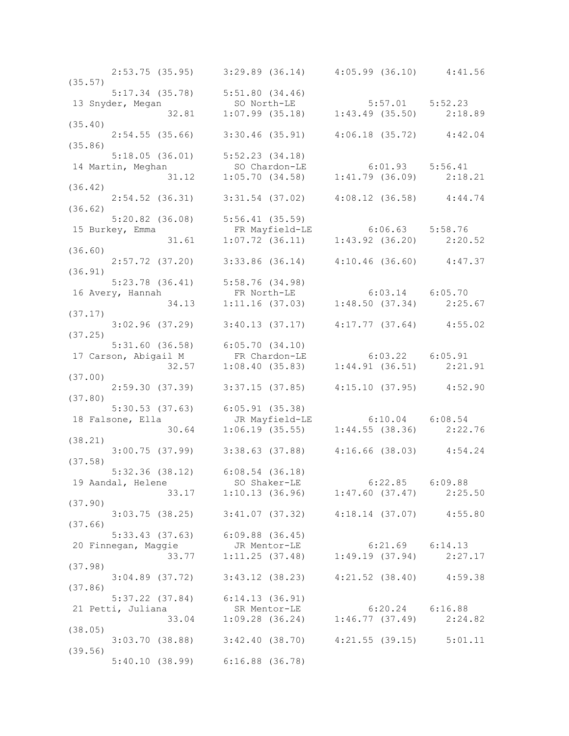```
      2:53.75 (35.95)    3:29.89 (36.14)    4:05.99 (36.10)    4:41.56
(35.57)
      5:17.34 (35.78)    5:51.80 (34.46)
 13 Snyder, Megan          SO North-LE              5:57.01    5:52.23
                32.81    1:07.99 (35.18)    1:43.49 (35.50)    2:18.89
(35.40)
      2:54.55 (35.66)    3:30.46 (35.91)    4:06.18 (35.72)    4:42.04
(35.86)
      5:18.05 (36.01)    5:52.23 (34.18)
 14 Martin, Meghan         SO Chardon-LE            6:01.93    5:56.41
                31.12    1:05.70 (34.58)    1:41.79 (36.09)    2:18.21
(36.42)
      2:54.52 (36.31)    3:31.54 (37.02)    4:08.12 (36.58)    4:44.74
(36.62)
      5:20.82 (36.08)    5:56.41 (35.59)
 15 Burkey, Emma           FR Mayfield-LE           6:06.63    5:58.76
                31.61    1:07.72 (36.11)    1:43.92 (36.20)    2:20.52
(36.60)
      2:57.72 (37.20)    3:33.86 (36.14)    4:10.46 (36.60)    4:47.37
(36.91)
      5:23.78 (36.41)    5:58.76 (34.98)
 16 Avery, Hannah          FR North-LE              6:03.14    6:05.70
                34.13    1:11.16 (37.03)    1:48.50 (37.34)    2:25.67
(37.17)
      3:02.96 (37.29)    3:40.13 (37.17)    4:17.77 (37.64)    4:55.02
(37.25)
      5:31.60 (36.58)    6:05.70 (34.10)
 17 Carson, Abigail M      FR Chardon-LE            6:03.22    6:05.91
                32.57    1:08.40 (35.83)    1:44.91 (36.51)    2:21.91
(37.00)
      2:59.30 (37.39)    3:37.15 (37.85)    4:15.10 (37.95)    4:52.90
(37.80)
      5:30.53 (37.63)    6:05.91 (35.38)
 18 Falsone, Ella          JR Mayfield-LE           6:10.04    6:08.54
                30.64    1:06.19 (35.55)    1:44.55 (38.36)    2:22.76
(38.21)
      3:00.75 (37.99)    3:38.63 (37.88)    4:16.66 (38.03)    4:54.24
(37.58)
      5:32.36 (38.12)    6:08.54 (36.18)
 19 Aandal, Helene         SO Shaker-LE             6:22.85    6:09.88
                33.17    1:10.13 (36.96)    1:47.60 (37.47)    2:25.50
(37.90)
      3:03.75 (38.25)    3:41.07 (37.32)    4:18.14 (37.07)    4:55.80
(37.66)
      5:33.43 (37.63)    6:09.88 (36.45)
 20 Finnegan, Maggie       JR Mentor-LE             6:21.69    6:14.13
                33.77    1:11.25 (37.48)    1:49.19 (37.94)    2:27.17
(37.98)
      3:04.89 (37.72)    3:43.12 (38.23)    4:21.52 (38.40)    4:59.38
(37.86)
      5:37.22 (37.84)    6:14.13 (36.91)
 21 Petti, Juliana         SR Mentor-LE             6:20.24    6:16.88
                33.04    1:09.28 (36.24)    1:46.77 (37.49)    2:24.82
(38.05)
      3:03.70 (38.88)    3:42.40 (38.70)    4:21.55 (39.15)    5:01.11
(39.56)
      5:40.10 (38.99)    6:16.88 (36.78)
```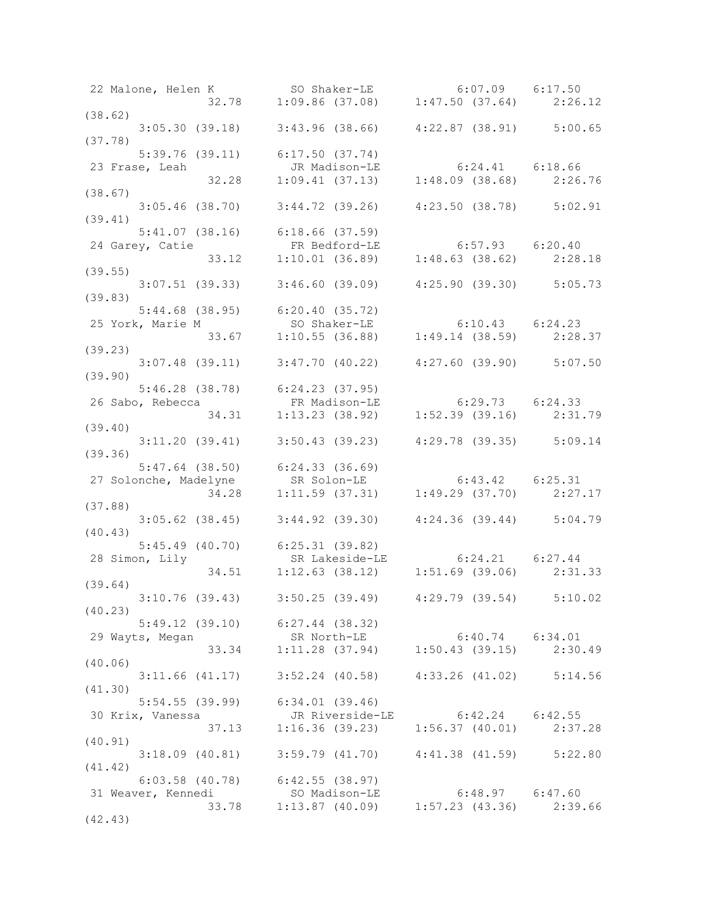```
 22 Malone, Helen K          SO Shaker-LE           6:07.09   6:17.50 
                32.78     1:09.86 (37.08)     1:47.50 (37.64)     2:26.12 
(38.62)
      3:05.30 (39.18)     3:43.96 (38.66)     4:22.87 (38.91)     5:00.65 
(37.78)
      5:39.76 (39.11)     6:17.50 (37.74)
 23 Frase, Leah              JR Madison-LE          6:24.41   6:18.66 
                32.28     1:09.41 (37.13)     1:48.09 (38.68)     2:26.76 
(38.67)
      3:05.46 (38.70)     3:44.72 (39.26)     4:23.50 (38.78)     5:02.91 
(39.41)
      5:41.07 (38.16)     6:18.66 (37.59)
 24 Garey, Catie             FR Bedford-LE          6:57.93   6:20.40 
                33.12     1:10.01 (36.89)     1:48.63 (38.62)     2:28.18 
(39.55)
      3:07.51 (39.33)     3:46.60 (39.09)     4:25.90 (39.30)     5:05.73 
(39.83)
      5:44.68 (38.95)     6:20.40 (35.72)
 25 York, Marie M            SO Shaker-LE           6:10.43   6:24.23 
                33.67     1:10.55 (36.88)     1:49.14 (38.59)     2:28.37 
(39.23)
      3:07.48 (39.11)     3:47.70 (40.22)     4:27.60 (39.90)     5:07.50 
(39.90)
      5:46.28 (38.78)     6:24.23 (37.95)
 26 Sabo, Rebecca            FR Madison-LE          6:29.73   6:24.33 
                34.31     1:13.23 (38.92)     1:52.39 (39.16)     2:31.79 
(39.40)
      3:11.20 (39.41)     3:50.43 (39.23)     4:29.78 (39.35)     5:09.14 
(39.36)
      5:47.64 (38.50)     6:24.33 (36.69)
 27 Solonche, Madelyne       SR Solon-LE            6:43.42   6:25.31 
                34.28     1:11.59 (37.31)     1:49.29 (37.70)     2:27.17 
(37.88)
      3:05.62 (38.45)     3:44.92 (39.30)     4:24.36 (39.44)     5:04.79 
(40.43)
      5:45.49 (40.70)     6:25.31 (39.82)
 28 Simon, Lily              SR Lakeside-LE         6:24.21   6:27.44 
                34.51     1:12.63 (38.12)     1:51.69 (39.06)     2:31.33 
(39.64)
      3:10.76 (39.43)     3:50.25 (39.49)     4:29.79 (39.54)     5:10.02 
(40.23)
      5:49.12 (39.10)     6:27.44 (38.32)
 29 Wayts, Megan             SR North-LE            6:40.74   6:34.01 
                33.34     1:11.28 (37.94)     1:50.43 (39.15)     2:30.49 
(40.06)
      3:11.66 (41.17)     3:52.24 (40.58)     4:33.26 (41.02)     5:14.56 
(41.30)
      5:54.55 (39.99)     6:34.01 (39.46)
 30 Krix, Vanessa            JR Riverside-LE        6:42.24   6:42.55 
                37.13     1:16.36 (39.23)     1:56.37 (40.01)     2:37.28 
(40.91)
      3:18.09 (40.81)     3:59.79 (41.70)     4:41.38 (41.59)     5:22.80 
(41.42)
      6:03.58 (40.78)     6:42.55 (38.97)
 31 Weaver, Kennedi          SO Madison-LE          6:48.97   6:47.60 
                33.78     1:13.87 (40.09)     1:57.23 (43.36)     2:39.66 
(42.43)
```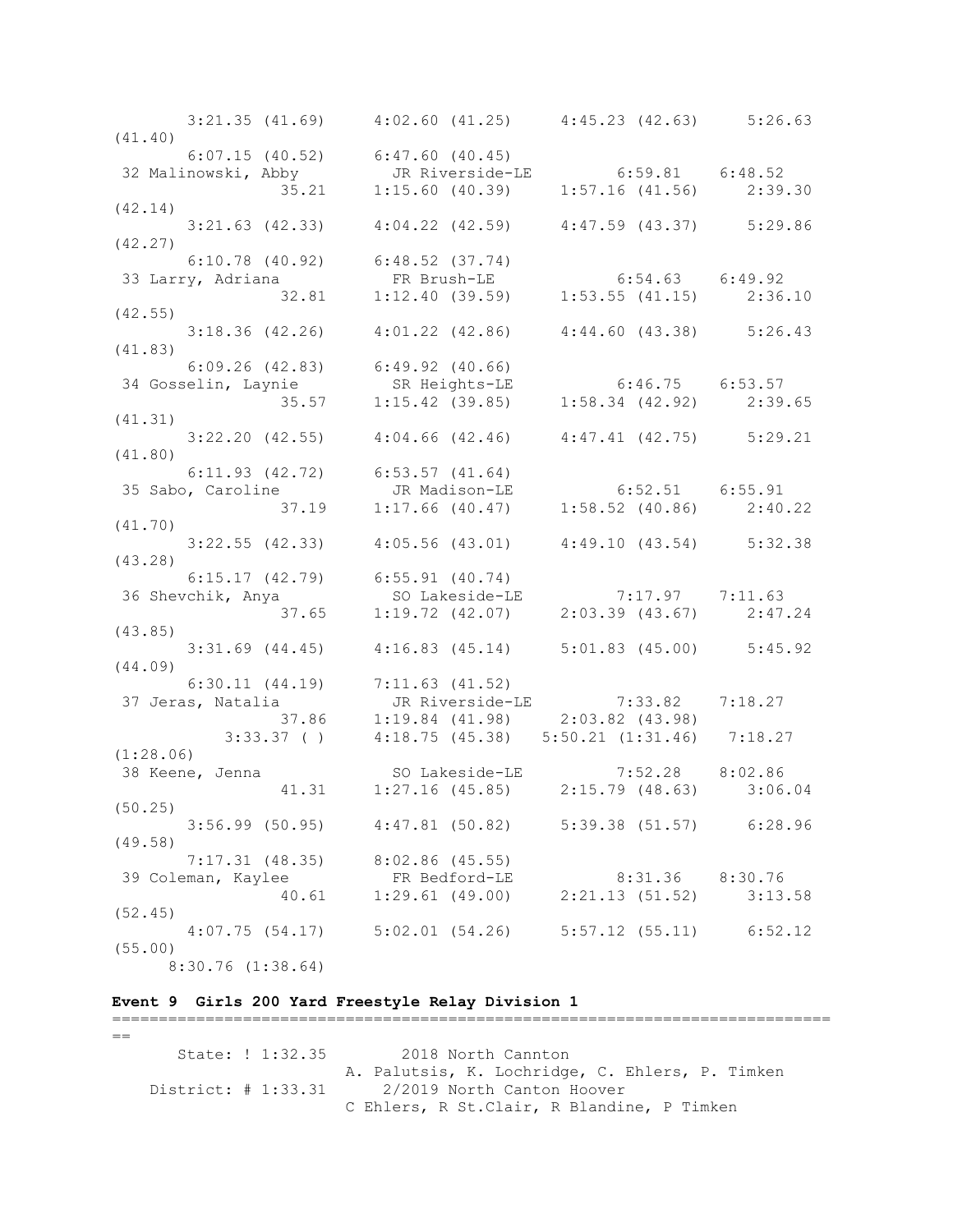```
      3:21.35 (41.69)     4:02.60 (41.25)     4:45.23 (42.63)     5:26.63
(41.40)
      6:07.15 (40.52)     6:47.60 (40.45)
 32 Malinowski, Abby         JR Riverside-LE          6:59.81    6:48.52
               35.21     1:15.60 (40.39)     1:57.16 (41.56)     2:39.30
(42.14)
      3:21.63 (42.33)     4:04.22 (42.59)     4:47.59 (43.37)     5:29.86
(42.27)
      6:10.78 (40.92)     6:48.52 (37.74)
 33 Larry, Adriana           FR Brush-LE              6:54.63    6:49.92
               32.81     1:12.40 (39.59)     1:53.55 (41.15)     2:36.10
(42.55)
      3:18.36 (42.26)     4:01.22 (42.86)     4:44.60 (43.38)     5:26.43
(41.83)
      6:09.26 (42.83)     6:49.92 (40.66)
 34 Gosselin, Laynie         SR Heights-LE            6:46.75    6:53.57
               35.57     1:15.42 (39.85)     1:58.34 (42.92)     2:39.65
(41.31)
      3:22.20 (42.55)     4:04.66 (42.46)     4:47.41 (42.75)     5:29.21
(41.80)
      6:11.93 (42.72)     6:53.57 (41.64)
 35 Sabo, Caroline           JR Madison-LE            6:52.51    6:55.91
               37.19     1:17.66 (40.47)     1:58.52 (40.86)     2:40.22
(41.70)
      3:22.55 (42.33)     4:05.56 (43.01)     4:49.10 (43.54)     5:32.38
(43.28)
      6:15.17 (42.79)     6:55.91 (40.74)
 36 Shevchik, Anya           SO Lakeside-LE           7:17.97    7:11.63
               37.65     1:19.72 (42.07)     2:03.39 (43.67)     2:47.24
(43.85)
      3:31.69 (44.45)     4:16.83 (45.14)     5:01.83 (45.00)     5:45.92
(44.09)
      6:30.11 (44.19)     7:11.63 (41.52)
 37 Jeras, Natalia           JR Riverside-LE          7:33.82    7:18.27
               37.86     1:19.84 (41.98)     2:03.82 (43.98)
          3:33.37 ( )     4:18.75 (45.38)   5:50.21 (1:31.46)   7:18.27
(1:28.06)
 38 Keene, Jenna             SO Lakeside-LE           7:52.28    8:02.86
               41.31     1:27.16 (45.85)     2:15.79 (48.63)     3:06.04
(50.25)
      3:56.99 (50.95)     4:47.81 (50.82)     5:39.38 (51.57)     6:28.96
(49.58)
      7:17.31 (48.35)     8:02.86 (45.55)
 39 Coleman, Kaylee          FR Bedford-LE            8:31.36    8:30.76
               40.61     1:29.61 (49.00)     2:21.13 (51.52)     3:13.58
(52.45)
      4:07.75 (54.17)     5:02.01 (54.26)     5:57.12 (55.11)     6:52.12
(55.00)
     8:30.76 (1:38.64)
```

**Event 9  Girls 200 Yard Freestyle Relay Division 1**

```
===============================================================================
==
      State: ! 1:32.35        2018 North Cannton
                         A. Palutsis, K. Lochridge, C. Ehlers, P. Timken
   District: # 1:33.31      2/2019 North Canton Hoover
                         C Ehlers, R St.Clair, R Blandine, P Timken
```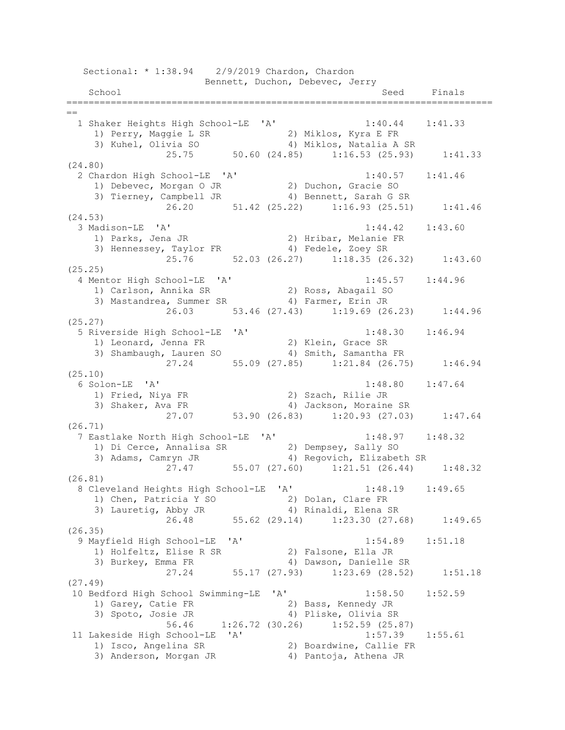```
   Sectional: * 1:38.94    2/9/2019 Chardon, Chardon
                      Bennett, Duchon, Debevec, Jerry
    School                                            Seed     Finals
===============================================================================
==
  1 Shaker Heights High School-LE  'A'               1:40.44    1:41.33
     1) Perry, Maggie L SR             2) Miklos, Kyra E FR
     3) Kuhel, Olivia SO               4) Miklos, Natalia A SR
              25.75       50.60 (24.85)     1:16.53 (25.93)     1:41.33
(24.80)
  2 Chardon High School-LE  'A'                      1:40.57    1:41.46
     1) Debevec, Morgan O JR           2) Duchon, Gracie SO
     3) Tierney, Campbell JR           4) Bennett, Sarah G SR
              26.20       51.42 (25.22)     1:16.93 (25.51)     1:41.46
(24.53)
  3 Madison-LE  'A'                                  1:44.42    1:43.60
     1) Parks, Jena JR                 2) Hribar, Melanie FR
     3) Hennessey, Taylor FR           4) Fedele, Zoey SR
              25.76       52.03 (26.27)     1:18.35 (26.32)     1:43.60
(25.25)
  4 Mentor High School-LE  'A'                       1:45.57    1:44.96
     1) Carlson, Annika SR             2) Ross, Abagail SO
     3) Mastandrea, Summer SR          4) Farmer, Erin JR
              26.03       53.46 (27.43)     1:19.69 (26.23)     1:44.96
(25.27)
  5 Riverside High School-LE  'A'                    1:48.30    1:46.94
     1) Leonard, Jenna FR              2) Klein, Grace SR
     3) Shambaugh, Lauren SO           4) Smith, Samantha FR
              27.24       55.09 (27.85)     1:21.84 (26.75)     1:46.94
(25.10)
  6 Solon-LE  'A'                                    1:48.80    1:47.64
     1) Fried, Niya FR                 2) Szach, Rilie JR
     3) Shaker, Ava FR                 4) Jackson, Moraine SR
              27.07       53.90 (26.83)     1:20.93 (27.03)     1:47.64
(26.71)
  7 Eastlake North High School-LE  'A'               1:48.97    1:48.32
     1) Di Cerce, Annalisa SR          2) Dempsey, Sally SO
     3) Adams, Camryn JR               4) Regovich, Elizabeth SR
              27.47       55.07 (27.60)     1:21.51 (26.44)     1:48.32
(26.81)
  8 Cleveland Heights High School-LE  'A'            1:48.19    1:49.65
     1) Chen, Patricia Y SO            2) Dolan, Clare FR
     3) Lauretig, Abby JR              4) Rinaldi, Elena SR
              26.48       55.62 (29.14)     1:23.30 (27.68)     1:49.65
(26.35)
  9 Mayfield High School-LE  'A'                     1:54.89    1:51.18
     1) Holfeltz, Elise R SR           2) Falsone, Ella JR
     3) Burkey, Emma FR                4) Dawson, Danielle SR
              27.24       55.17 (27.93)     1:23.69 (28.52)     1:51.18
(27.49)
 10 Bedford High School Swimming-LE  'A'             1:58.50    1:52.59
     1) Garey, Catie FR                2) Bass, Kennedy JR
     3) Spoto, Josie JR                4) Pliske, Olivia SR
              56.46     1:26.72 (30.26)     1:52.59 (25.87)
 11 Lakeside High School-LE  'A'                     1:57.39    1:55.61
     1) Isco, Angelina SR              2) Boardwine, Callie FR
     3) Anderson, Morgan JR            4) Pantoja, Athena JR
```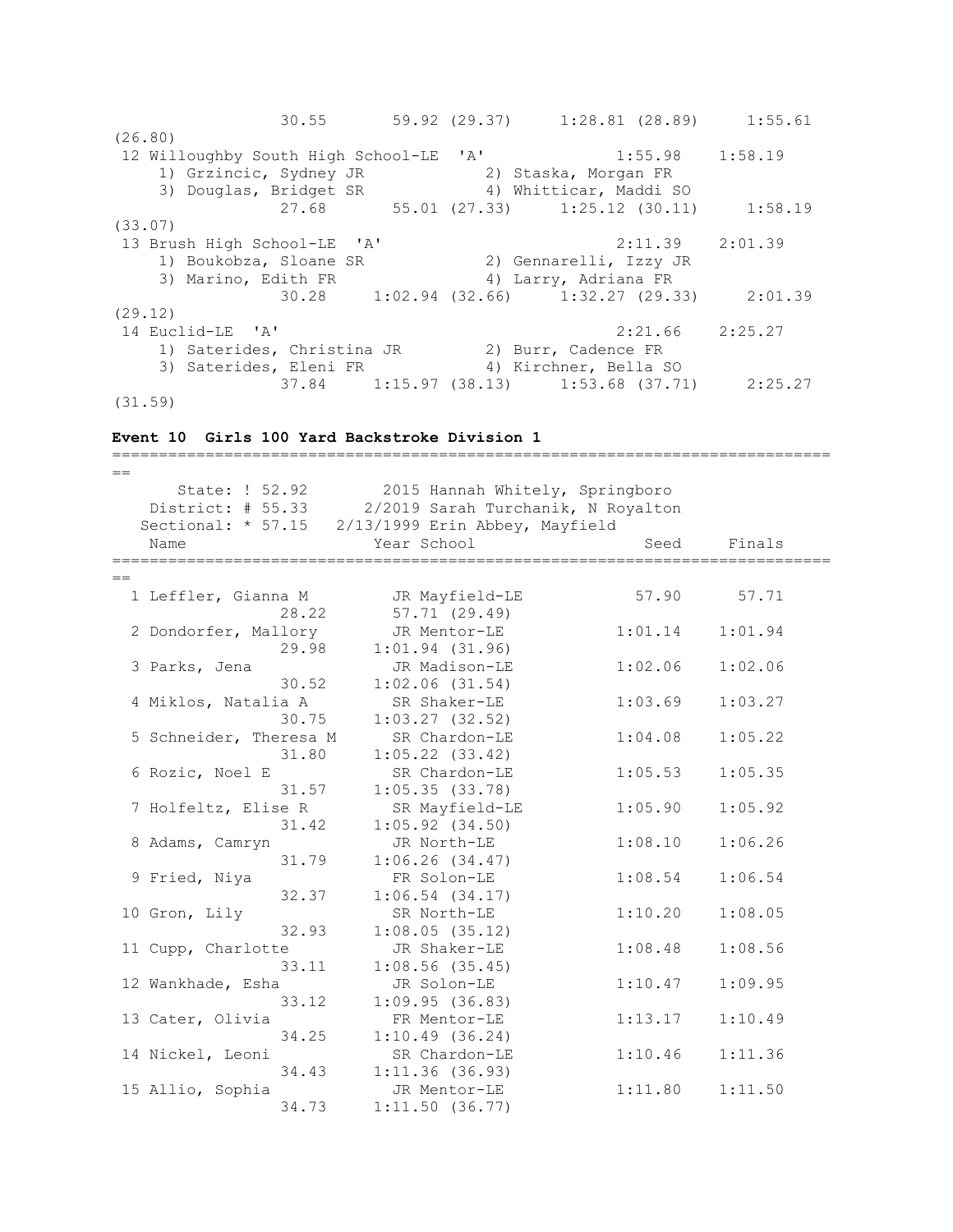```
              30.55       59.92 (29.37)     1:28.81 (28.89)     1:55.61
(26.80)
 12 Willoughby South High School-LE  'A'              1:55.98    1:58.19
     1) Grzincic, Sydney JR            2) Staska, Morgan FR
     3) Douglas, Bridget SR            4) Whitticar, Maddi SO
              27.68       55.01 (27.33)     1:25.12 (30.11)     1:58.19
(33.07)
 13 Brush High School-LE  'A'                         2:11.39    2:01.39
     1) Boukobza, Sloane SR            2) Gennarelli, Izzy JR
     3) Marino, Edith FR               4) Larry, Adriana FR
              30.28     1:02.94 (32.66)     1:32.27 (29.33)     2:01.39
(29.12)
 14 Euclid-LE  'A'                                    2:21.66    2:25.27
     1) Saterides, Christina JR        2) Burr, Cadence FR
     3) Saterides, Eleni FR            4) Kirchner, Bella SO
              37.84     1:15.97 (38.13)     1:53.68 (37.71)     2:25.27
(31.59)
```

**Event 10  Girls 100 Yard Backstroke Division 1**

```
===============================================================================
==
      State: ! 52.92        2015 Hannah Whitely, Springboro
   District: # 55.33      2/2019 Sarah Turchanik, N Royalton
   Sectional: * 57.15   2/13/1999 Erin Abbey, Mayfield
    Name                    Year School                 Seed     Finals
===============================================================================
==
  1 Leffler, Gianna M        JR Mayfield-LE            57.90      57.71
              28.22       57.71 (29.49)
  2 Dondorfer, Mallory       JR Mentor-LE            1:01.14    1:01.94
              29.98     1:01.94 (31.96)
  3 Parks, Jena              JR Madison-LE           1:02.06    1:02.06
              30.52     1:02.06 (31.54)
  4 Miklos, Natalia A        SR Shaker-LE            1:03.69    1:03.27
              30.75     1:03.27 (32.52)
  5 Schneider, Theresa M     SR Chardon-LE           1:04.08    1:05.22
              31.80     1:05.22 (33.42)
  6 Rozic, Noel E            SR Chardon-LE           1:05.53    1:05.35
              31.57     1:05.35 (33.78)
  7 Holfeltz, Elise R        SR Mayfield-LE          1:05.90    1:05.92
              31.42     1:05.92 (34.50)
  8 Adams, Camryn            JR North-LE             1:08.10    1:06.26
              31.79     1:06.26 (34.47)
  9 Fried, Niya              FR Solon-LE             1:08.54    1:06.54
              32.37     1:06.54 (34.17)
 10 Gron, Lily               SR North-LE             1:10.20    1:08.05
              32.93     1:08.05 (35.12)
 11 Cupp, Charlotte          JR Shaker-LE            1:08.48    1:08.56
              33.11     1:08.56 (35.45)
 12 Wankhade, Esha           JR Solon-LE             1:10.47    1:09.95
              33.12     1:09.95 (36.83)
 13 Cater, Olivia            FR Mentor-LE            1:13.17    1:10.49
              34.25     1:10.49 (36.24)
 14 Nickel, Leoni            SR Chardon-LE           1:10.46    1:11.36
              34.43     1:11.36 (36.93)
 15 Allio, Sophia            JR Mentor-LE            1:11.80    1:11.50
              34.73     1:11.50 (36.77)
```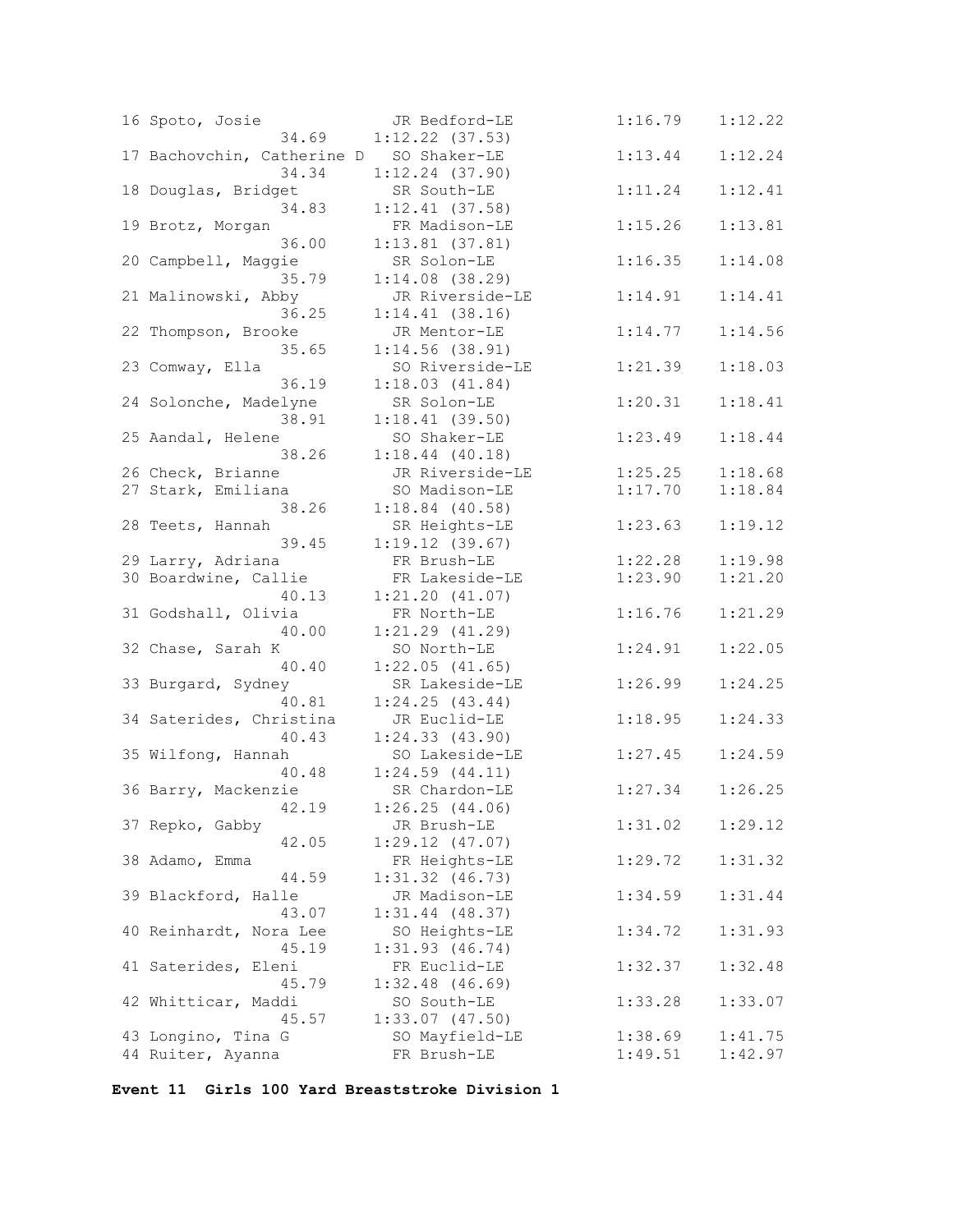```
 16 Spoto, Josie               JR Bedford-LE            1:16.79    1:12.22
                  34.69     1:12.22 (37.53)
 17 Bachovchin, Catherine D   SO Shaker-LE             1:13.44    1:12.24
                  34.34     1:12.24 (37.90)
 18 Douglas, Bridget           SR South-LE              1:11.24    1:12.41
                  34.83     1:12.41 (37.58)
 19 Brotz, Morgan              FR Madison-LE            1:15.26    1:13.81
                  36.00     1:13.81 (37.81)
 20 Campbell, Maggie           SR Solon-LE              1:16.35    1:14.08
                  35.79     1:14.08 (38.29)
 21 Malinowski, Abby           JR Riverside-LE          1:14.91    1:14.41
                  36.25     1:14.41 (38.16)
 22 Thompson, Brooke           JR Mentor-LE             1:14.77    1:14.56
                  35.65     1:14.56 (38.91)
 23 Comway, Ella               SO Riverside-LE          1:21.39    1:18.03
                  36.19     1:18.03 (41.84)
 24 Solonche, Madelyne         SR Solon-LE              1:20.31    1:18.41
                  38.91     1:18.41 (39.50)
 25 Aandal, Helene             SO Shaker-LE             1:23.49    1:18.44
                  38.26     1:18.44 (40.18)
 26 Check, Brianne             JR Riverside-LE          1:25.25    1:18.68
 27 Stark, Emiliana            SO Madison-LE            1:17.70    1:18.84
                  38.26     1:18.84 (40.58)
 28 Teets, Hannah              SR Heights-LE            1:23.63    1:19.12
                  39.45     1:19.12 (39.67)
 29 Larry, Adriana             FR Brush-LE              1:22.28    1:19.98
 30 Boardwine, Callie          FR Lakeside-LE           1:23.90    1:21.20
                  40.13     1:21.20 (41.07)
 31 Godshall, Olivia           FR North-LE              1:16.76    1:21.29
                  40.00     1:21.29 (41.29)
 32 Chase, Sarah K             SO North-LE              1:24.91    1:22.05
                  40.40     1:22.05 (41.65)
 33 Burgard, Sydney            SR Lakeside-LE           1:26.99    1:24.25
                  40.81     1:24.25 (43.44)
 34 Saterides, Christina       JR Euclid-LE             1:18.95    1:24.33
                  40.43     1:24.33 (43.90)
 35 Wilfong, Hannah            SO Lakeside-LE           1:27.45    1:24.59
                  40.48     1:24.59 (44.11)
 36 Barry, Mackenzie           SR Chardon-LE            1:27.34    1:26.25
                  42.19     1:26.25 (44.06)
 37 Repko, Gabby               JR Brush-LE              1:31.02    1:29.12
                  42.05     1:29.12 (47.07)
 38 Adamo, Emma                FR Heights-LE            1:29.72    1:31.32
                  44.59     1:31.32 (46.73)
 39 Blackford, Halle           JR Madison-LE            1:34.59    1:31.44
                  43.07     1:31.44 (48.37)
 40 Reinhardt, Nora Lee        SO Heights-LE            1:34.72    1:31.93
                  45.19     1:31.93 (46.74)
 41 Saterides, Eleni           FR Euclid-LE             1:32.37    1:32.48
                  45.79     1:32.48 (46.69)
 42 Whitticar, Maddi           SO South-LE              1:33.28    1:33.07
                  45.57     1:33.07 (47.50)
 43 Longino, Tina G            SO Mayfield-LE           1:38.69    1:41.75
 44 Ruiter, Ayanna             FR Brush-LE              1:49.51    1:42.97
```

**Event 11 Girls 100 Yard Breaststroke Division 1**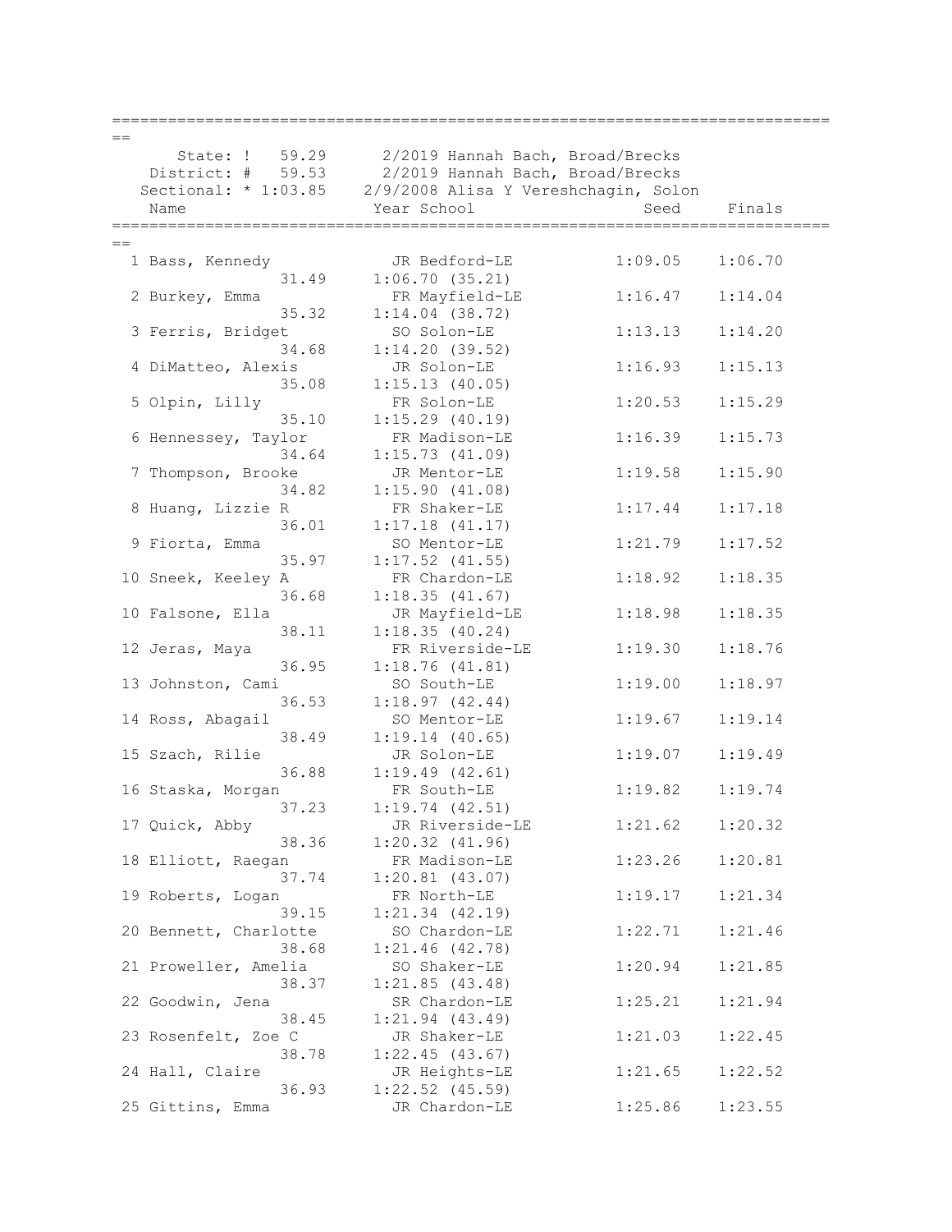```
===============================================================================
==
      State: !   59.29      2/2019 Hannah Bach, Broad/Brecks
    District: #   59.53     2/2019 Hannah Bach, Broad/Brecks
   Sectional: * 1:03.85    2/9/2008 Alisa Y Vereshchagin, Solon
    Name                    Year School                 Seed     Finals
===============================================================================
==
  1 Bass, Kennedy           JR Bedford-LE          1:09.05    1:06.70
                  31.49     1:06.70 (35.21)
  2 Burkey, Emma            FR Mayfield-LE         1:16.47    1:14.04
                  35.32     1:14.04 (38.72)
  3 Ferris, Bridget         SO Solon-LE            1:13.13    1:14.20
                  34.68     1:14.20 (39.52)
  4 DiMatteo, Alexis        JR Solon-LE            1:16.93    1:15.13
                  35.08     1:15.13 (40.05)
  5 Olpin, Lilly            FR Solon-LE            1:20.53    1:15.29
                  35.10     1:15.29 (40.19)
  6 Hennessey, Taylor       FR Madison-LE          1:16.39    1:15.73
                  34.64     1:15.73 (41.09)
  7 Thompson, Brooke        JR Mentor-LE           1:19.58    1:15.90
                  34.82     1:15.90 (41.08)
  8 Huang, Lizzie R         FR Shaker-LE           1:17.44    1:17.18
                  36.01     1:17.18 (41.17)
  9 Fiorta, Emma            SO Mentor-LE           1:21.79    1:17.52
                  35.97     1:17.52 (41.55)
 10 Sneek, Keeley A         FR Chardon-LE          1:18.92    1:18.35
                  36.68     1:18.35 (41.67)
 10 Falsone, Ella           JR Mayfield-LE         1:18.98    1:18.35
                  38.11     1:18.35 (40.24)
 12 Jeras, Maya             FR Riverside-LE        1:19.30    1:18.76
                  36.95     1:18.76 (41.81)
 13 Johnston, Cami          SO South-LE            1:19.00    1:18.97
                  36.53     1:18.97 (42.44)
 14 Ross, Abagail           SO Mentor-LE           1:19.67    1:19.14
                  38.49     1:19.14 (40.65)
 15 Szach, Rilie            JR Solon-LE            1:19.07    1:19.49
                  36.88     1:19.49 (42.61)
 16 Staska, Morgan          FR South-LE            1:19.82    1:19.74
                  37.23     1:19.74 (42.51)
 17 Quick, Abby             JR Riverside-LE        1:21.62    1:20.32
                  38.36     1:20.32 (41.96)
 18 Elliott, Raegan         FR Madison-LE          1:23.26    1:20.81
                  37.74     1:20.81 (43.07)
 19 Roberts, Logan          FR North-LE            1:19.17    1:21.34
                  39.15     1:21.34 (42.19)
 20 Bennett, Charlotte      SO Chardon-LE          1:22.71    1:21.46
                  38.68     1:21.46 (42.78)
 21 Proweller, Amelia       SO Shaker-LE           1:20.94    1:21.85
                  38.37     1:21.85 (43.48)
 22 Goodwin, Jena           SR Chardon-LE          1:25.21    1:21.94
                  38.45     1:21.94 (43.49)
 23 Rosenfelt, Zoe C        JR Shaker-LE           1:21.03    1:22.45
                  38.78     1:22.45 (43.67)
 24 Hall, Claire            JR Heights-LE          1:21.65    1:22.52
                  36.93     1:22.52 (45.59)
 25 Gittins, Emma           JR Chardon-LE          1:25.86    1:23.55
```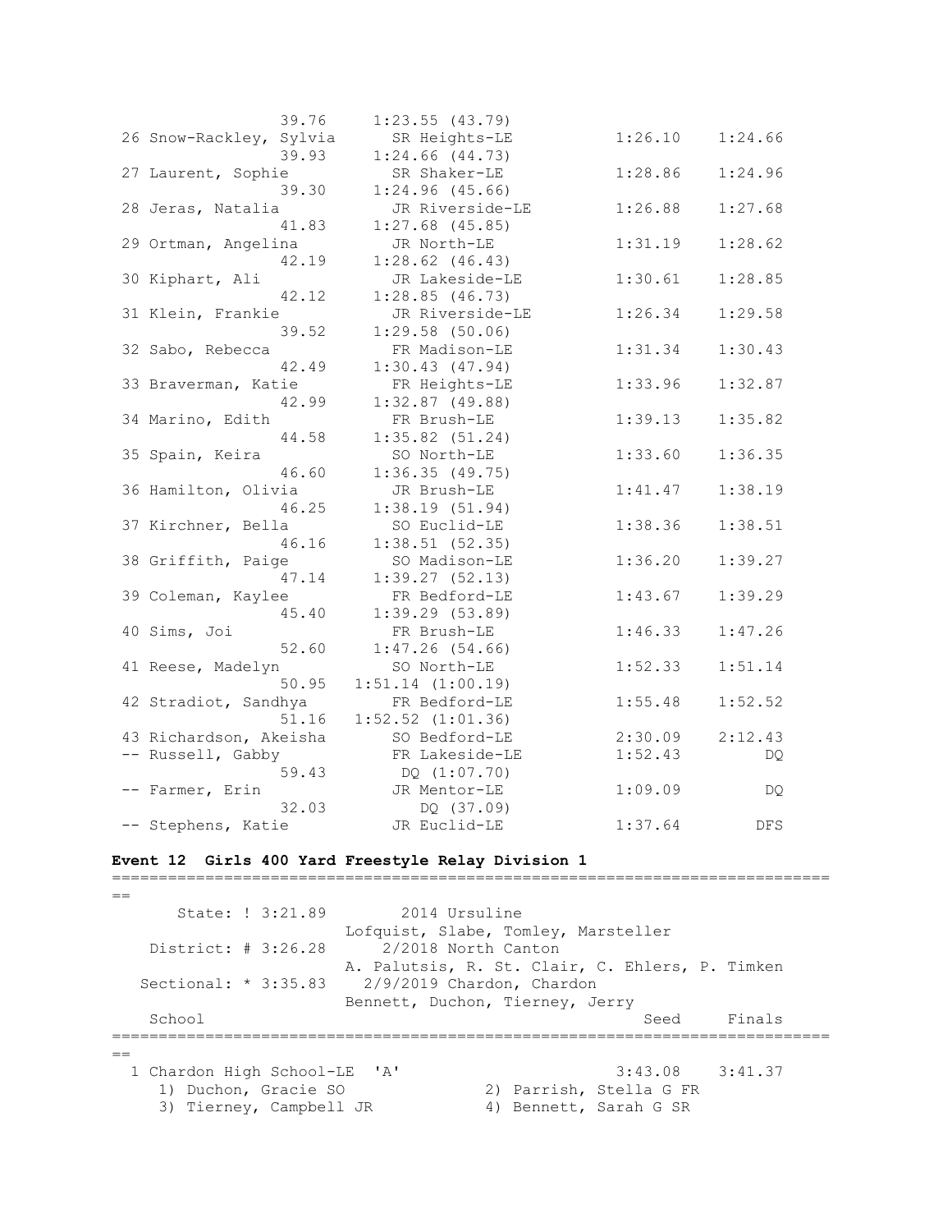```
                 39.76     1:23.55 (43.79)
 26 Snow-Rackley, Sylvia      SR Heights-LE          1:26.10    1:24.66
                 39.93     1:24.66 (44.73)
 27 Laurent, Sophie           SR Shaker-LE           1:28.86    1:24.96
                 39.30     1:24.96 (45.66)
 28 Jeras, Natalia            JR Riverside-LE        1:26.88    1:27.68
                 41.83     1:27.68 (45.85)
 29 Ortman, Angelina          JR North-LE            1:31.19    1:28.62
                 42.19     1:28.62 (46.43)
 30 Kiphart, Ali              JR Lakeside-LE         1:30.61    1:28.85
                 42.12     1:28.85 (46.73)
 31 Klein, Frankie            JR Riverside-LE        1:26.34    1:29.58
                 39.52     1:29.58 (50.06)
 32 Sabo, Rebecca             FR Madison-LE          1:31.34    1:30.43
                 42.49     1:30.43 (47.94)
 33 Braverman, Katie          FR Heights-LE          1:33.96    1:32.87
                 42.99     1:32.87 (49.88)
 34 Marino, Edith             FR Brush-LE            1:39.13    1:35.82
                 44.58     1:35.82 (51.24)
 35 Spain, Keira              SO North-LE            1:33.60    1:36.35
                 46.60     1:36.35 (49.75)
 36 Hamilton, Olivia          JR Brush-LE            1:41.47    1:38.19
                 46.25     1:38.19 (51.94)
 37 Kirchner, Bella           SO Euclid-LE           1:38.36    1:38.51
                 46.16     1:38.51 (52.35)
 38 Griffith, Paige           SO Madison-LE          1:36.20    1:39.27
                 47.14     1:39.27 (52.13)
 39 Coleman, Kaylee           FR Bedford-LE          1:43.67    1:39.29
                 45.40     1:39.29 (53.89)
 40 Sims, Joi                 FR Brush-LE            1:46.33    1:47.26
                 52.60     1:47.26 (54.66)
 41 Reese, Madelyn            SO North-LE            1:52.33    1:51.14
                 50.95   1:51.14 (1:00.19)
 42 Stradiot, Sandhya         FR Bedford-LE          1:55.48    1:52.52
                 51.16   1:52.52 (1:01.36)
 43 Richardson, Akeisha       SO Bedford-LE          2:30.09    2:12.43
 -- Russell, Gabby            FR Lakeside-LE         1:52.43         DQ
                 59.43        DQ (1:07.70)
 -- Farmer, Erin              JR Mentor-LE           1:09.09         DQ
                 32.03        DQ (37.09)
 -- Stephens, Katie           JR Euclid-LE           1:37.64        DFS
```

**Event 12  Girls 400 Yard Freestyle Relay Division 1**

```
===============================================================================
==
      State: ! 3:21.89        2014 Ursuline
                          Lofquist, Slabe, Tomley, Marsteller
   District: # 3:26.28        2/2018 North Canton
                          A. Palutsis, R. St. Clair, C. Ehlers, P. Timken
  Sectional: * 3:35.83    2/9/2019 Chardon, Chardon
                          Bennett, Duchon, Tierney, Jerry
   School                                                 Seed     Finals
===============================================================================
==
  1 Chardon High School-LE  'A'                        3:43.08    3:41.37
     1) Duchon, Gracie SO             2) Parrish, Stella G FR
     3) Tierney, Campbell JR          4) Bennett, Sarah G SR
```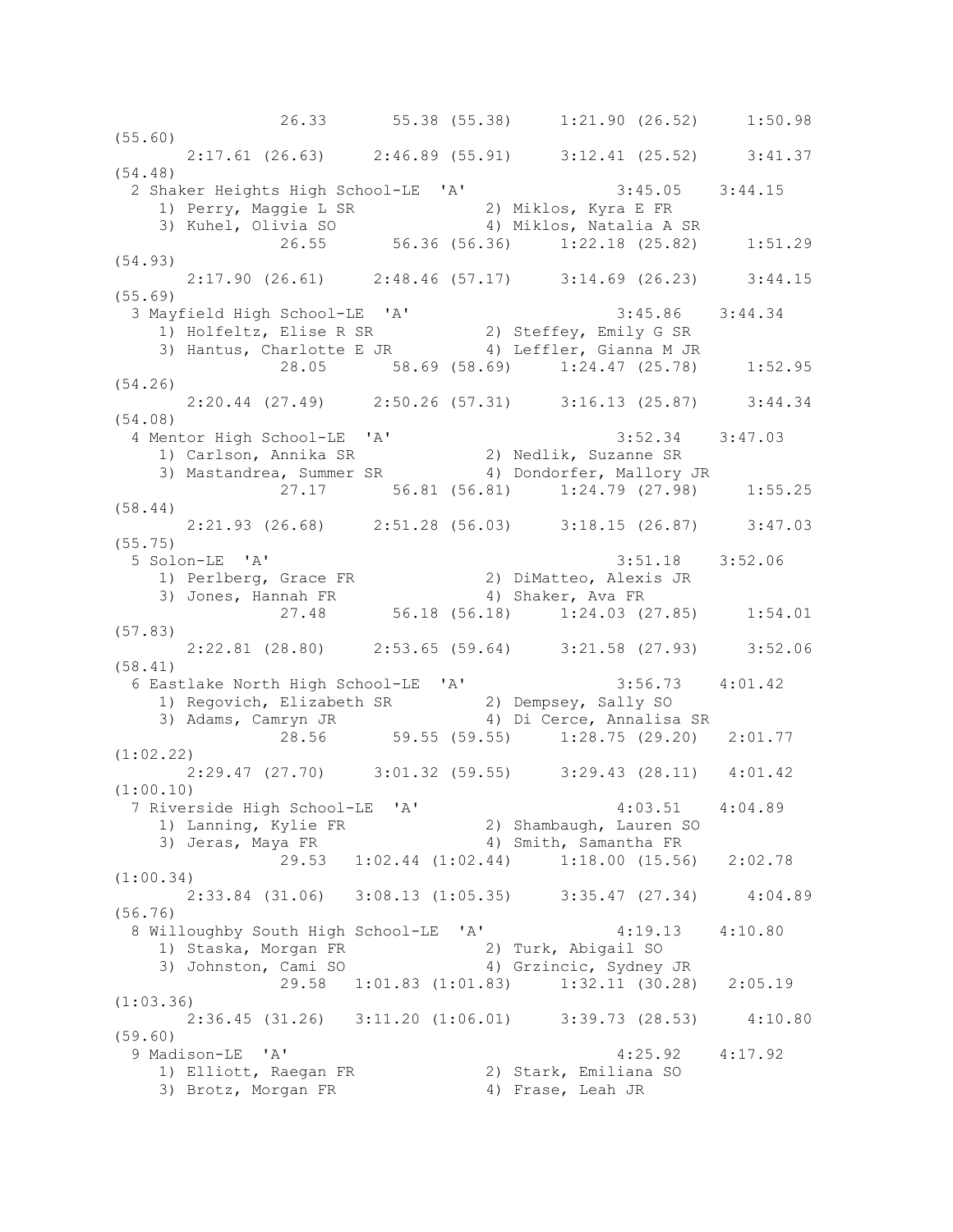```
               26.33       55.38 (55.38)     1:21.90 (26.52)     1:50.98
(55.60)
       2:17.61 (26.63)     2:46.89 (55.91)     3:12.41 (25.52)     3:41.37
(54.48)
  2 Shaker Heights High School-LE  'A'              3:45.05    3:44.15
     1) Perry, Maggie L SR             2) Miklos, Kyra E FR
     3) Kuhel, Olivia SO               4) Miklos, Natalia A SR
               26.55       56.36 (56.36)     1:22.18 (25.82)     1:51.29
(54.93)
       2:17.90 (26.61)     2:48.46 (57.17)     3:14.69 (26.23)     3:44.15
(55.69)
  3 Mayfield High School-LE  'A'                    3:45.86    3:44.34
     1) Holfeltz, Elise R SR           2) Steffey, Emily G SR
     3) Hantus, Charlotte E JR         4) Leffler, Gianna M JR
               28.05       58.69 (58.69)     1:24.47 (25.78)     1:52.95
(54.26)
       2:20.44 (27.49)     2:50.26 (57.31)     3:16.13 (25.87)     3:44.34
(54.08)
  4 Mentor High School-LE  'A'                      3:52.34    3:47.03
     1) Carlson, Annika SR             2) Nedlik, Suzanne SR
     3) Mastandrea, Summer SR          4) Dondorfer, Mallory JR
               27.17       56.81 (56.81)     1:24.79 (27.98)     1:55.25
(58.44)
       2:21.93 (26.68)     2:51.28 (56.03)     3:18.15 (26.87)     3:47.03
(55.75)
  5 Solon-LE  'A'                                   3:51.18    3:52.06
     1) Perlberg, Grace FR             2) DiMatteo, Alexis JR
     3) Jones, Hannah FR               4) Shaker, Ava FR
               27.48       56.18 (56.18)     1:24.03 (27.85)     1:54.01
(57.83)
       2:22.81 (28.80)     2:53.65 (59.64)     3:21.58 (27.93)     3:52.06
(58.41)
  6 Eastlake North High School-LE  'A'              3:56.73    4:01.42
     1) Regovich, Elizabeth SR         2) Dempsey, Sally SO
     3) Adams, Camryn JR               4) Di Cerce, Annalisa SR
               28.56       59.55 (59.55)     1:28.75 (29.20)   2:01.77
(1:02.22)
       2:29.47 (27.70)     3:01.32 (59.55)     3:29.43 (28.11)   4:01.42
(1:00.10)
  7 Riverside High School-LE  'A'                   4:03.51    4:04.89
     1) Lanning, Kylie FR              2) Shambaugh, Lauren SO
     3) Jeras, Maya FR                 4) Smith, Samantha FR
               29.53   1:02.44 (1:02.44)     1:18.00 (15.56)   2:02.78
(1:00.34)
       2:33.84 (31.06)   3:08.13 (1:05.35)     3:35.47 (27.34)     4:04.89
(56.76)
  8 Willoughby South High School-LE  'A'            4:19.13    4:10.80
     1) Staska, Morgan FR              2) Turk, Abigail SO
     3) Johnston, Cami SO              4) Grzincic, Sydney JR
               29.58   1:01.83 (1:01.83)     1:32.11 (30.28)   2:05.19
(1:03.36)
       2:36.45 (31.26)   3:11.20 (1:06.01)     3:39.73 (28.53)     4:10.80
(59.60)
  9 Madison-LE  'A'                                 4:25.92    4:17.92
     1) Elliott, Raegan FR             2) Stark, Emiliana SO
     3) Brotz, Morgan FR               4) Frase, Leah JR
```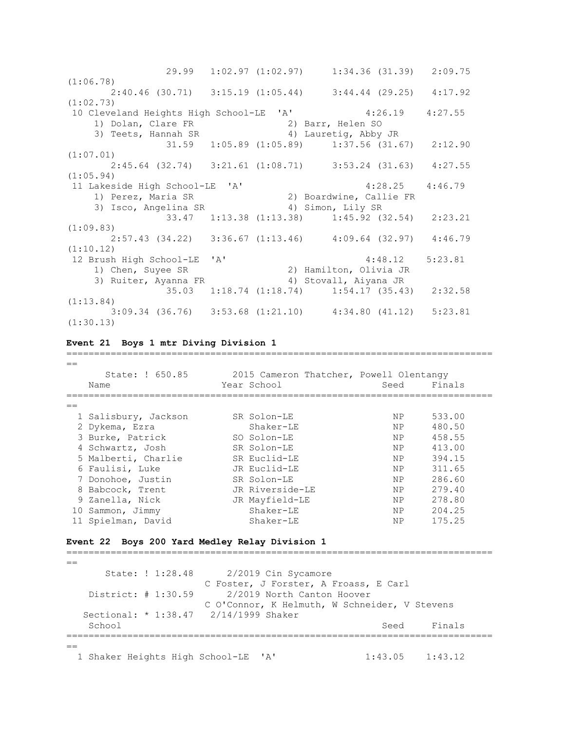```
              29.99   1:02.97 (1:02.97)     1:34.36 (31.39)   2:09.75
(1:06.78)
       2:40.46 (30.71)   3:15.19 (1:05.44)     3:44.44 (29.25)   4:17.92
(1:02.73)
 10 Cleveland Heights High School-LE  'A'            4:26.19    4:27.55
     1) Dolan, Clare FR               2) Barr, Helen SO
     3) Teets, Hannah SR              4) Lauretig, Abby JR
              31.59   1:05.89 (1:05.89)     1:37.56 (31.67)   2:12.90
(1:07.01)
       2:45.64 (32.74)   3:21.61 (1:08.71)     3:53.24 (31.63)   4:27.55
(1:05.94)
 11 Lakeside High School-LE  'A'                     4:28.25    4:46.79
     1) Perez, Maria SR               2) Boardwine, Callie FR
     3) Isco, Angelina SR             4) Simon, Lily SR
              33.47   1:13.38 (1:13.38)     1:45.92 (32.54)   2:23.21
(1:09.83)
       2:57.43 (34.22)   3:36.67 (1:13.46)     4:09.64 (32.97)   4:46.79
(1:10.12)
 12 Brush High School-LE  'A'                        4:48.12    5:23.81
     1) Chen, Suyee SR                2) Hamilton, Olivia JR
     3) Ruiter, Ayanna FR             4) Stovall, Aiyana JR
              35.03   1:18.74 (1:18.74)     1:54.17 (35.43)   2:32.58
(1:13.84)
       3:09.34 (36.76)   3:53.68 (1:21.10)     4:34.80 (41.12)   5:23.81
(1:30.13)
```

**Event 21  Boys 1 mtr Diving Division 1**

```
===============================================================================
==
      State: ! 650.85        2015 Cameron Thatcher, Powell Olentangy
    Name                    Year School                  Seed     Finals
===============================================================================
==
  1 Salisbury, Jackson        SR Solon-LE                  NP     533.00
  2 Dykema, Ezra                 Shaker-LE                 NP     480.50
  3 Burke, Patrick            SO Solon-LE                  NP     458.55
  4 Schwartz, Josh            SR Solon-LE                  NP     413.00
  5 Malberti, Charlie         SR Euclid-LE                 NP     394.15
  6 Faulisi, Luke             JR Euclid-LE                 NP     311.65
  7 Donohoe, Justin           SR Solon-LE                  NP     286.60
  8 Babcock, Trent            JR Riverside-LE              NP     279.40
  9 Zanella, Nick             JR Mayfield-LE               NP     278.80
 10 Sammon, Jimmy                Shaker-LE                 NP     204.25
 11 Spielman, David              Shaker-LE                 NP     175.25
```

**Event 22  Boys 200 Yard Medley Relay Division 1**

```
===============================================================================
==
       State: ! 1:28.48      2/2019 Cin Sycamore
                        C Foster, J Forster, A Froass, E Carl
    District: # 1:30.59      2/2019 North Canton Hoover
                        C O'Connor, K Helmuth, W Schneider, V Stevens
   Sectional: * 1:38.47   2/14/1999 Shaker
    School                                               Seed     Finals
===============================================================================
==
  1 Shaker Heights High School-LE  'A'              1:43.05    1:43.12
```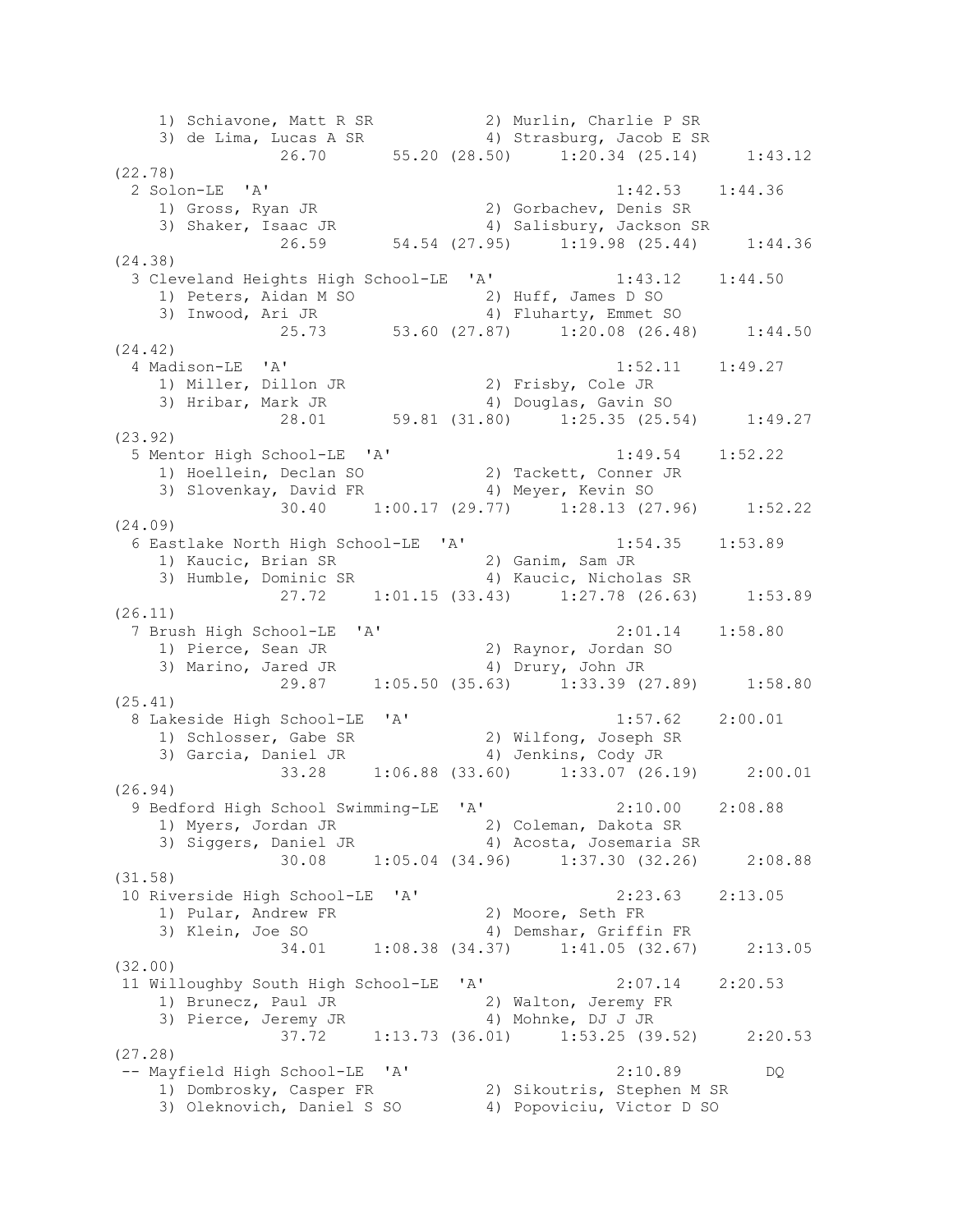```
    1) Schiavone, Matt R SR           2) Murlin, Charlie P SR
    3) de Lima, Lucas A SR            4) Strasburg, Jacob E SR
              26.70       55.20 (28.50)     1:20.34 (25.14)     1:43.12
(22.78)
  2 Solon-LE  'A'                                   1:42.53    1:44.36
    1) Gross, Ryan JR                 2) Gorbachev, Denis SR
    3) Shaker, Isaac JR               4) Salisbury, Jackson SR
              26.59       54.54 (27.95)     1:19.98 (25.44)     1:44.36
(24.38)
  3 Cleveland Heights High School-LE  'A'           1:43.12    1:44.50
    1) Peters, Aidan M SO             2) Huff, James D SO
    3) Inwood, Ari JR                 4) Fluharty, Emmet SO
              25.73       53.60 (27.87)     1:20.08 (26.48)     1:44.50
(24.42)
  4 Madison-LE  'A'                                 1:52.11    1:49.27
    1) Miller, Dillon JR              2) Frisby, Cole JR
    3) Hribar, Mark JR                4) Douglas, Gavin SO
              28.01       59.81 (31.80)     1:25.35 (25.54)     1:49.27
(23.92)
  5 Mentor High School-LE  'A'                      1:49.54    1:52.22
    1) Hoellein, Declan SO            2) Tackett, Conner JR
    3) Slovenkay, David FR            4) Meyer, Kevin SO
              30.40     1:00.17 (29.77)     1:28.13 (27.96)     1:52.22
(24.09)
  6 Eastlake North High School-LE  'A'              1:54.35    1:53.89
    1) Kaucic, Brian SR               2) Ganim, Sam JR
    3) Humble, Dominic SR             4) Kaucic, Nicholas SR
              27.72     1:01.15 (33.43)     1:27.78 (26.63)     1:53.89
(26.11)
  7 Brush High School-LE  'A'                       2:01.14    1:58.80
    1) Pierce, Sean JR                2) Raynor, Jordan SO
    3) Marino, Jared JR               4) Drury, John JR
              29.87     1:05.50 (35.63)     1:33.39 (27.89)     1:58.80
(25.41)
  8 Lakeside High School-LE  'A'                    1:57.62    2:00.01
    1) Schlosser, Gabe SR             2) Wilfong, Joseph SR
    3) Garcia, Daniel JR              4) Jenkins, Cody JR
              33.28     1:06.88 (33.60)     1:33.07 (26.19)     2:00.01
(26.94)
  9 Bedford High School Swimming-LE  'A'            2:10.00    2:08.88
    1) Myers, Jordan JR               2) Coleman, Dakota SR
    3) Siggers, Daniel JR             4) Acosta, Josemaria SR
              30.08     1:05.04 (34.96)     1:37.30 (32.26)     2:08.88
(31.58)
 10 Riverside High School-LE  'A'                   2:23.63    2:13.05
    1) Pular, Andrew FR               2) Moore, Seth FR
    3) Klein, Joe SO                  4) Demshar, Griffin FR
              34.01     1:08.38 (34.37)     1:41.05 (32.67)     2:13.05
(32.00)
 11 Willoughby South High School-LE  'A'            2:07.14    2:20.53
    1) Brunecz, Paul JR               2) Walton, Jeremy FR
    3) Pierce, Jeremy JR              4) Mohnke, DJ J JR
              37.72     1:13.73 (36.01)     1:53.25 (39.52)     2:20.53
(27.28)
 -- Mayfield High School-LE  'A'                    2:10.89         DQ
    1) Dombrosky, Casper FR           2) Sikoutris, Stephen M SR
    3) Oleknovich, Daniel S SO        4) Popoviciu, Victor D SO
```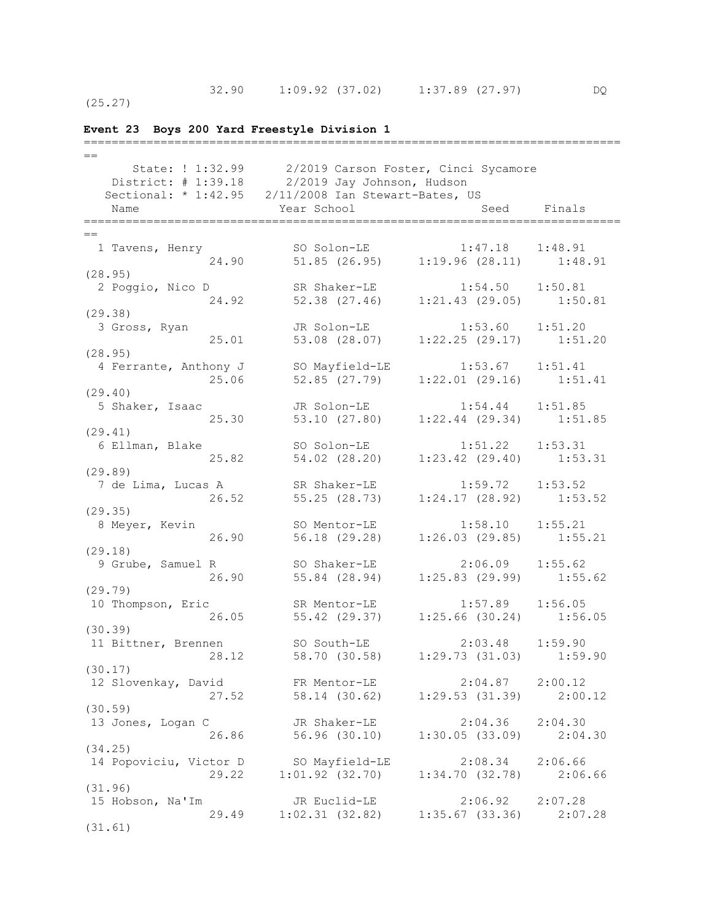```
                32.90     1:09.92 (37.02)     1:37.89 (27.97)         DQ
(25.27)
```

**Event 23  Boys 200 Yard Freestyle Division 1**

```
===============================================================================
==
      State: ! 1:32.99      2/2019 Carson Foster, Cinci Sycamore
    District: # 1:39.18     2/2019 Jay Johnson, Hudson
   Sectional: * 1:42.95   2/11/2008 Ian Stewart-Bates, US
    Name                    Year School                 Seed     Finals
===============================================================================
==
  1 Tavens, Henry           SO Solon-LE             1:47.18    1:48.91
                24.90     51.85 (26.95)     1:19.96 (28.11)     1:48.91
(28.95)
  2 Poggio, Nico D          SR Shaker-LE            1:54.50    1:50.81
                24.92     52.38 (27.46)     1:21.43 (29.05)     1:50.81
(29.38)
  3 Gross, Ryan             JR Solon-LE             1:53.60    1:51.20
                25.01     53.08 (28.07)     1:22.25 (29.17)     1:51.20
(28.95)
  4 Ferrante, Anthony J     SO Mayfield-LE          1:53.67    1:51.41
                25.06     52.85 (27.79)     1:22.01 (29.16)     1:51.41
(29.40)
  5 Shaker, Isaac           JR Solon-LE             1:54.44    1:51.85
                25.30     53.10 (27.80)     1:22.44 (29.34)     1:51.85
(29.41)
  6 Ellman, Blake           SO Solon-LE             1:51.22    1:53.31
                25.82     54.02 (28.20)     1:23.42 (29.40)     1:53.31
(29.89)
  7 de Lima, Lucas A        SR Shaker-LE            1:59.72    1:53.52
                26.52     55.25 (28.73)     1:24.17 (28.92)     1:53.52
(29.35)
  8 Meyer, Kevin            SO Mentor-LE            1:58.10    1:55.21
                26.90     56.18 (29.28)     1:26.03 (29.85)     1:55.21
(29.18)
  9 Grube, Samuel R         SO Shaker-LE            2:06.09    1:55.62
                26.90     55.84 (28.94)     1:25.83 (29.99)     1:55.62
(29.79)
 10 Thompson, Eric          SR Mentor-LE            1:57.89    1:56.05
                26.05     55.42 (29.37)     1:25.66 (30.24)     1:56.05
(30.39)
 11 Bittner, Brennen        SO South-LE             2:03.48    1:59.90
                28.12     58.70 (30.58)     1:29.73 (31.03)     1:59.90
(30.17)
 12 Slovenkay, David        FR Mentor-LE            2:04.87    2:00.12
                27.52     58.14 (30.62)     1:29.53 (31.39)     2:00.12
(30.59)
 13 Jones, Logan C          JR Shaker-LE            2:04.36    2:04.30
                26.86     56.96 (30.10)     1:30.05 (33.09)     2:04.30
(34.25)
 14 Popoviciu, Victor D     SO Mayfield-LE          2:08.34    2:06.66
                29.22   1:01.92 (32.70)     1:34.70 (32.78)     2:06.66
(31.96)
 15 Hobson, Na'Im           JR Euclid-LE            2:06.92    2:07.28
                29.49   1:02.31 (32.82)     1:35.67 (33.36)     2:07.28
(31.61)
```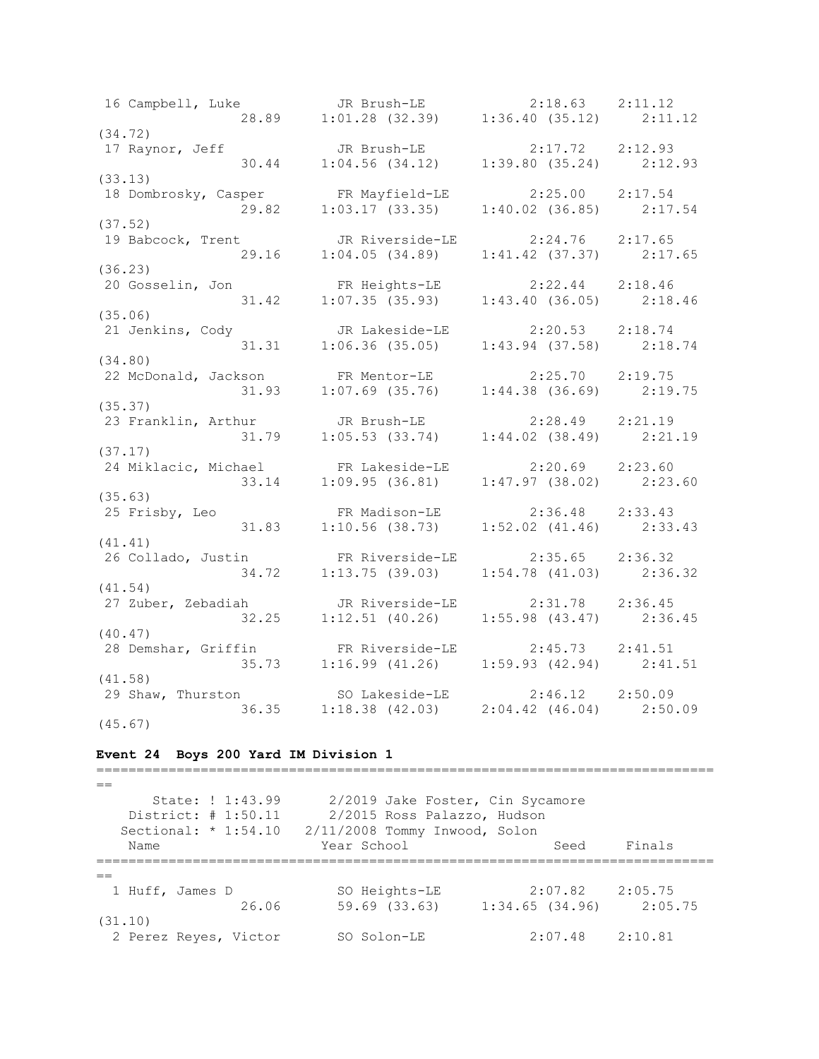```
 16 Campbell, Luke          JR Brush-LE             2:18.63    2:11.12
                28.89    1:01.28 (32.39)    1:36.40 (35.12)    2:11.12
(34.72)
 17 Raynor, Jeff            JR Brush-LE             2:17.72    2:12.93
                30.44    1:04.56 (34.12)    1:39.80 (35.24)    2:12.93
(33.13)
 18 Dombrosky, Casper       FR Mayfield-LE          2:25.00    2:17.54
                29.82    1:03.17 (33.35)    1:40.02 (36.85)    2:17.54
(37.52)
 19 Babcock, Trent          JR Riverside-LE         2:24.76    2:17.65
                29.16    1:04.05 (34.89)    1:41.42 (37.37)    2:17.65
(36.23)
 20 Gosselin, Jon           FR Heights-LE           2:22.44    2:18.46
                31.42    1:07.35 (35.93)    1:43.40 (36.05)    2:18.46
(35.06)
 21 Jenkins, Cody           JR Lakeside-LE          2:20.53    2:18.74
                31.31    1:06.36 (35.05)    1:43.94 (37.58)    2:18.74
(34.80)
 22 McDonald, Jackson       FR Mentor-LE            2:25.70    2:19.75
                31.93    1:07.69 (35.76)    1:44.38 (36.69)    2:19.75
(35.37)
 23 Franklin, Arthur        JR Brush-LE             2:28.49    2:21.19
                31.79    1:05.53 (33.74)    1:44.02 (38.49)    2:21.19
(37.17)
 24 Miklacic, Michael       FR Lakeside-LE          2:20.69    2:23.60
                33.14    1:09.95 (36.81)    1:47.97 (38.02)    2:23.60
(35.63)
 25 Frisby, Leo             FR Madison-LE           2:36.48    2:33.43
                31.83    1:10.56 (38.73)    1:52.02 (41.46)    2:33.43
(41.41)
 26 Collado, Justin         FR Riverside-LE         2:35.65    2:36.32
                34.72    1:13.75 (39.03)    1:54.78 (41.03)    2:36.32
(41.54)
 27 Zuber, Zebadiah         JR Riverside-LE         2:31.78    2:36.45
                32.25    1:12.51 (40.26)    1:55.98 (43.47)    2:36.45
(40.47)
 28 Demshar, Griffin        FR Riverside-LE         2:45.73    2:41.51
                35.73    1:16.99 (41.26)    1:59.93 (42.94)    2:41.51
(41.58)
 29 Shaw, Thurston          SO Lakeside-LE          2:46.12    2:50.09
                36.35    1:18.38 (42.03)    2:04.42 (46.04)    2:50.09
(45.67)
```

**Event 24  Boys 200 Yard IM Division 1**

```
===============================================================================
==
      State: ! 1:43.99      2/2019 Jake Foster, Cin Sycamore
   District: # 1:50.11      2/2015 Ross Palazzo, Hudson
  Sectional: * 1:54.10   2/11/2008 Tommy Inwood, Solon
    Name                    Year School                  Seed     Finals
===============================================================================
==
  1 Huff, James D           SO Heights-LE           2:07.82    2:05.75
                26.06      59.69 (33.63)    1:34.65 (34.96)    2:05.75
(31.10)
  2 Perez Reyes, Victor     SO Solon-LE             2:07.48    2:10.81
```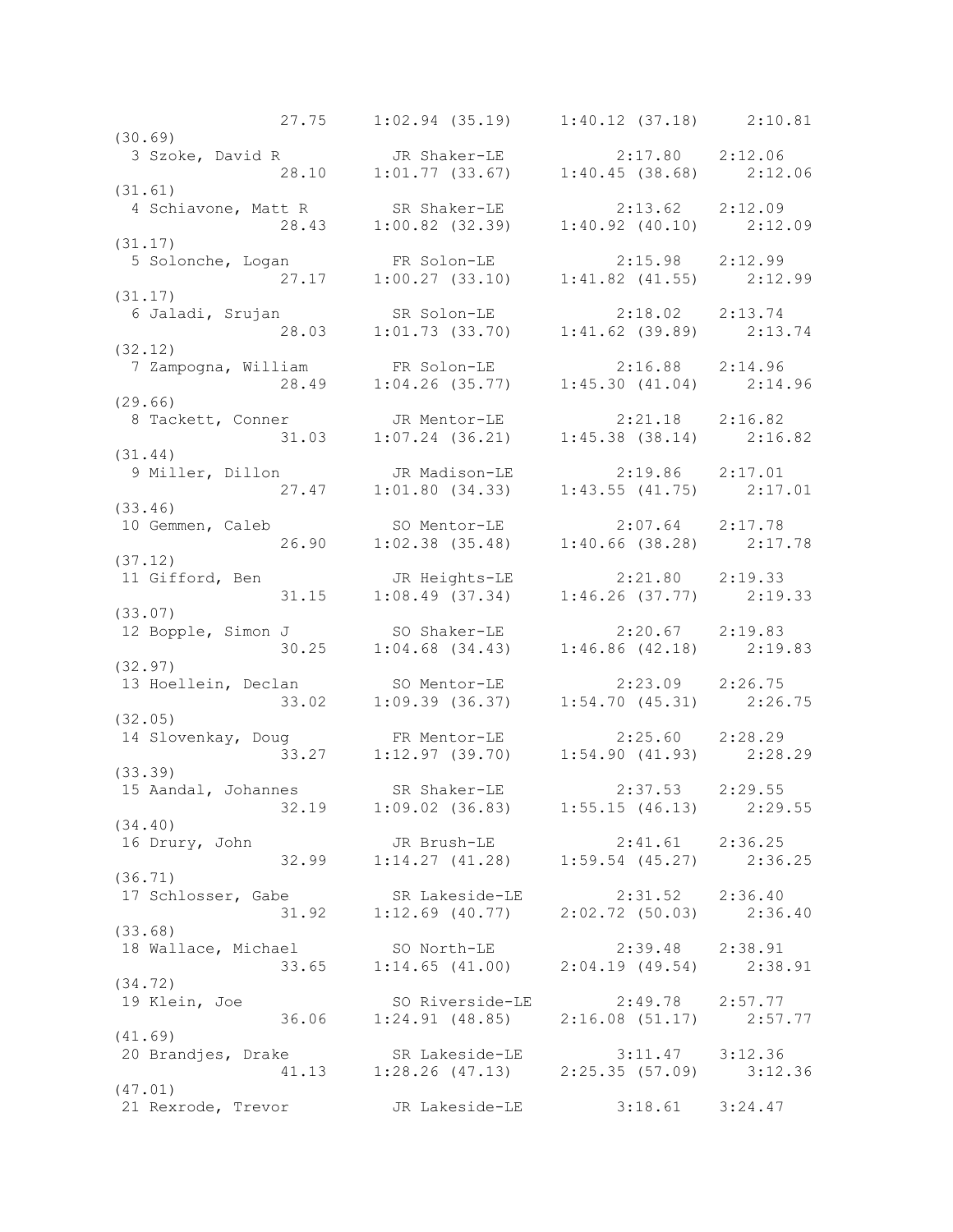```
                 27.75    1:02.94 (35.19)    1:40.12 (37.18)    2:10.81
(30.69)
  3 Szoke, David R          JR Shaker-LE           2:17.80    2:12.06
                 28.10    1:01.77 (33.67)    1:40.45 (38.68)    2:12.06
(31.61)
  4 Schiavone, Matt R       SR Shaker-LE           2:13.62    2:12.09
                 28.43    1:00.82 (32.39)    1:40.92 (40.10)    2:12.09
(31.17)
  5 Solonche, Logan         FR Solon-LE            2:15.98    2:12.99
                 27.17    1:00.27 (33.10)    1:41.82 (41.55)    2:12.99
(31.17)
  6 Jaladi, Srujan          SR Solon-LE            2:18.02    2:13.74
                 28.03    1:01.73 (33.70)    1:41.62 (39.89)    2:13.74
(32.12)
  7 Zampogna, William       FR Solon-LE            2:16.88    2:14.96
                 28.49    1:04.26 (35.77)    1:45.30 (41.04)    2:14.96
(29.66)
  8 Tackett, Conner         JR Mentor-LE           2:21.18    2:16.82
                 31.03    1:07.24 (36.21)    1:45.38 (38.14)    2:16.82
(31.44)
  9 Miller, Dillon          JR Madison-LE          2:19.86    2:17.01
                 27.47    1:01.80 (34.33)    1:43.55 (41.75)    2:17.01
(33.46)
 10 Gemmen, Caleb           SO Mentor-LE           2:07.64    2:17.78
                 26.90    1:02.38 (35.48)    1:40.66 (38.28)    2:17.78
(37.12)
 11 Gifford, Ben            JR Heights-LE          2:21.80    2:19.33
                 31.15    1:08.49 (37.34)    1:46.26 (37.77)    2:19.33
(33.07)
 12 Bopple, Simon J         SO Shaker-LE           2:20.67    2:19.83
                 30.25    1:04.68 (34.43)    1:46.86 (42.18)    2:19.83
(32.97)
 13 Hoellein, Declan        SO Mentor-LE           2:23.09    2:26.75
                 33.02    1:09.39 (36.37)    1:54.70 (45.31)    2:26.75
(32.05)
 14 Slovenkay, Doug         FR Mentor-LE           2:25.60    2:28.29
                 33.27    1:12.97 (39.70)    1:54.90 (41.93)    2:28.29
(33.39)
 15 Aandal, Johannes        SR Shaker-LE           2:37.53    2:29.55
                 32.19    1:09.02 (36.83)    1:55.15 (46.13)    2:29.55
(34.40)
 16 Drury, John             JR Brush-LE            2:41.61    2:36.25
                 32.99    1:14.27 (41.28)    1:59.54 (45.27)    2:36.25
(36.71)
 17 Schlosser, Gabe         SR Lakeside-LE         2:31.52    2:36.40
                 31.92    1:12.69 (40.77)    2:02.72 (50.03)    2:36.40
(33.68)
 18 Wallace, Michael        SO North-LE            2:39.48    2:38.91
                 33.65    1:14.65 (41.00)    2:04.19 (49.54)    2:38.91
(34.72)
 19 Klein, Joe              SO Riverside-LE        2:49.78    2:57.77
                 36.06    1:24.91 (48.85)    2:16.08 (51.17)    2:57.77
(41.69)
 20 Brandjes, Drake         SR Lakeside-LE         3:11.47    3:12.36
                 41.13    1:28.26 (47.13)    2:25.35 (57.09)    3:12.36
(47.01)
 21 Rexrode, Trevor         JR Lakeside-LE         3:18.61    3:24.47
```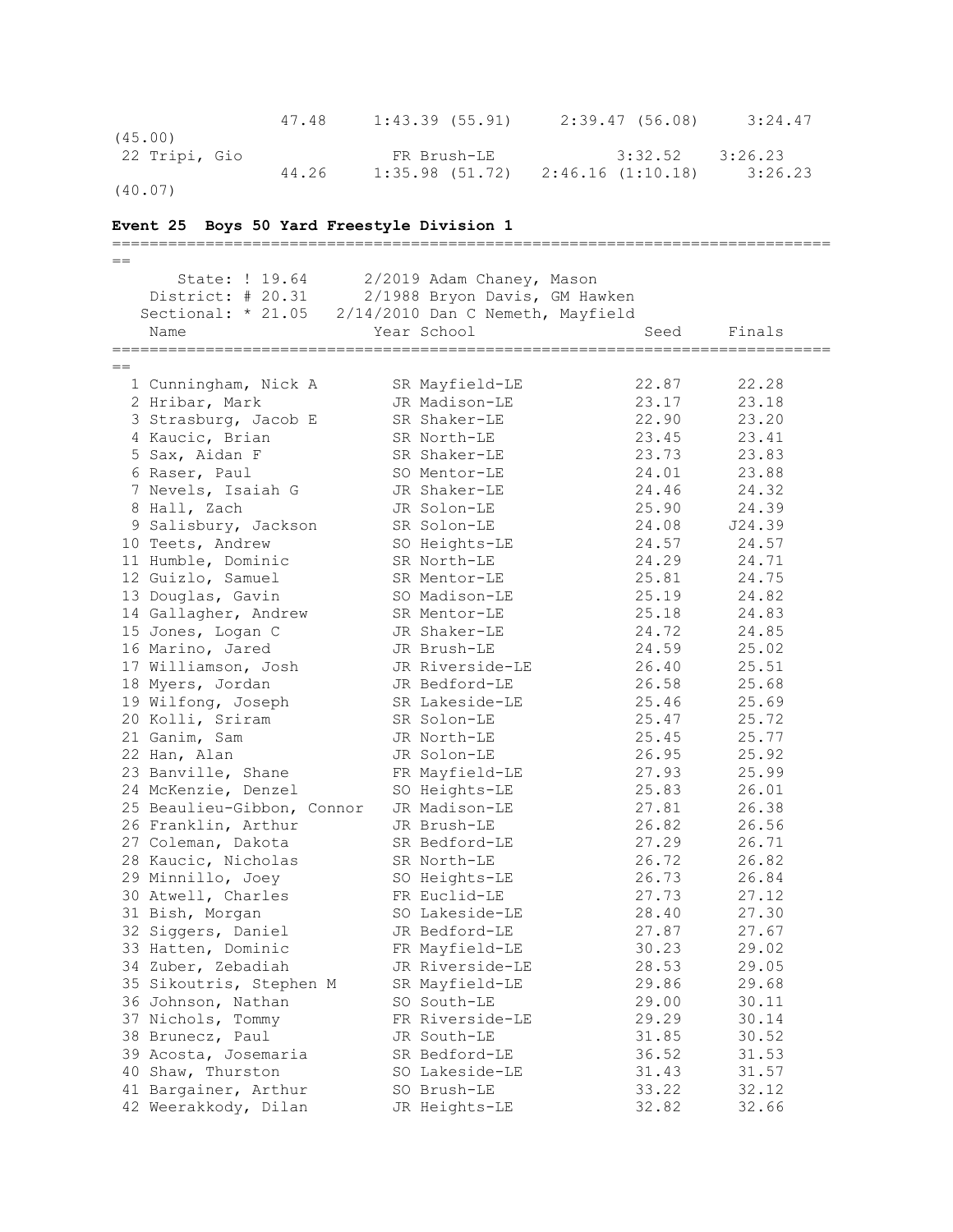| | | | | |
|---|---|---|---|---|
| | 47.48 | 1:43.39 (55.91) | 2:39.47 (56.08) | 3:24.47 (45.00) |
| 22 Tripi, Gio | | FR Brush-LE | 3:32.52 | 3:26.23 |
| | 44.26 | 1:35.98 (51.72) | 2:46.16 (1:10.18) | 3:26.23 (40.07) |

**Event 25 Boys 50 Yard Freestyle Division 1**

State: ! 19.64 2/2019 Adam Chaney, Mason
District: # 20.31 2/1988 Bryon Davis, GM Hawken
Sectional: * 21.05 2/14/2010 Dan C Nemeth, Mayfield

| | Name | Year | School | Seed | Finals |
|---|---|---|---|---|---|
| 1 | Cunningham, Nick A | SR | Mayfield-LE | 22.87 | 22.28 |
| 2 | Hribar, Mark | JR | Madison-LE | 23.17 | 23.18 |
| 3 | Strasburg, Jacob E | SR | Shaker-LE | 22.90 | 23.20 |
| 4 | Kaucic, Brian | SR | North-LE | 23.45 | 23.41 |
| 5 | Sax, Aidan F | SR | Shaker-LE | 23.73 | 23.83 |
| 6 | Raser, Paul | SO | Mentor-LE | 24.01 | 23.88 |
| 7 | Nevels, Isaiah G | JR | Shaker-LE | 24.46 | 24.32 |
| 8 | Hall, Zach | JR | Solon-LE | 25.90 | 24.39 |
| 9 | Salisbury, Jackson | SR | Solon-LE | 24.08 | J24.39 |
| 10 | Teets, Andrew | SO | Heights-LE | 24.57 | 24.57 |
| 11 | Humble, Dominic | SR | North-LE | 24.29 | 24.71 |
| 12 | Guizlo, Samuel | SR | Mentor-LE | 25.81 | 24.75 |
| 13 | Douglas, Gavin | SO | Madison-LE | 25.19 | 24.82 |
| 14 | Gallagher, Andrew | SR | Mentor-LE | 25.18 | 24.83 |
| 15 | Jones, Logan C | JR | Shaker-LE | 24.72 | 24.85 |
| 16 | Marino, Jared | JR | Brush-LE | 24.59 | 25.02 |
| 17 | Williamson, Josh | JR | Riverside-LE | 26.40 | 25.51 |
| 18 | Myers, Jordan | JR | Bedford-LE | 26.58 | 25.68 |
| 19 | Wilfong, Joseph | SR | Lakeside-LE | 25.46 | 25.69 |
| 20 | Kolli, Sriram | SR | Solon-LE | 25.47 | 25.72 |
| 21 | Ganim, Sam | JR | North-LE | 25.45 | 25.77 |
| 22 | Han, Alan | JR | Solon-LE | 26.95 | 25.92 |
| 23 | Banville, Shane | FR | Mayfield-LE | 27.93 | 25.99 |
| 24 | McKenzie, Denzel | SO | Heights-LE | 25.83 | 26.01 |
| 25 | Beaulieu-Gibbon, Connor | JR | Madison-LE | 27.81 | 26.38 |
| 26 | Franklin, Arthur | JR | Brush-LE | 26.82 | 26.56 |
| 27 | Coleman, Dakota | SR | Bedford-LE | 27.29 | 26.71 |
| 28 | Kaucic, Nicholas | SR | North-LE | 26.72 | 26.82 |
| 29 | Minnillo, Joey | SO | Heights-LE | 26.73 | 26.84 |
| 30 | Atwell, Charles | FR | Euclid-LE | 27.73 | 27.12 |
| 31 | Bish, Morgan | SO | Lakeside-LE | 28.40 | 27.30 |
| 32 | Siggers, Daniel | JR | Bedford-LE | 27.87 | 27.67 |
| 33 | Hatten, Dominic | FR | Mayfield-LE | 30.23 | 29.02 |
| 34 | Zuber, Zebadiah | JR | Riverside-LE | 28.53 | 29.05 |
| 35 | Sikoutris, Stephen M | SR | Mayfield-LE | 29.86 | 29.68 |
| 36 | Johnson, Nathan | SO | South-LE | 29.00 | 30.11 |
| 37 | Nichols, Tommy | FR | Riverside-LE | 29.29 | 30.14 |
| 38 | Brunecz, Paul | JR | South-LE | 31.85 | 30.52 |
| 39 | Acosta, Josemaria | SR | Bedford-LE | 36.52 | 31.53 |
| 40 | Shaw, Thurston | SO | Lakeside-LE | 31.43 | 31.57 |
| 41 | Bargainer, Arthur | SO | Brush-LE | 33.22 | 32.12 |
| 42 | Weerakkody, Dilan | JR | Heights-LE | 32.82 | 32.66 |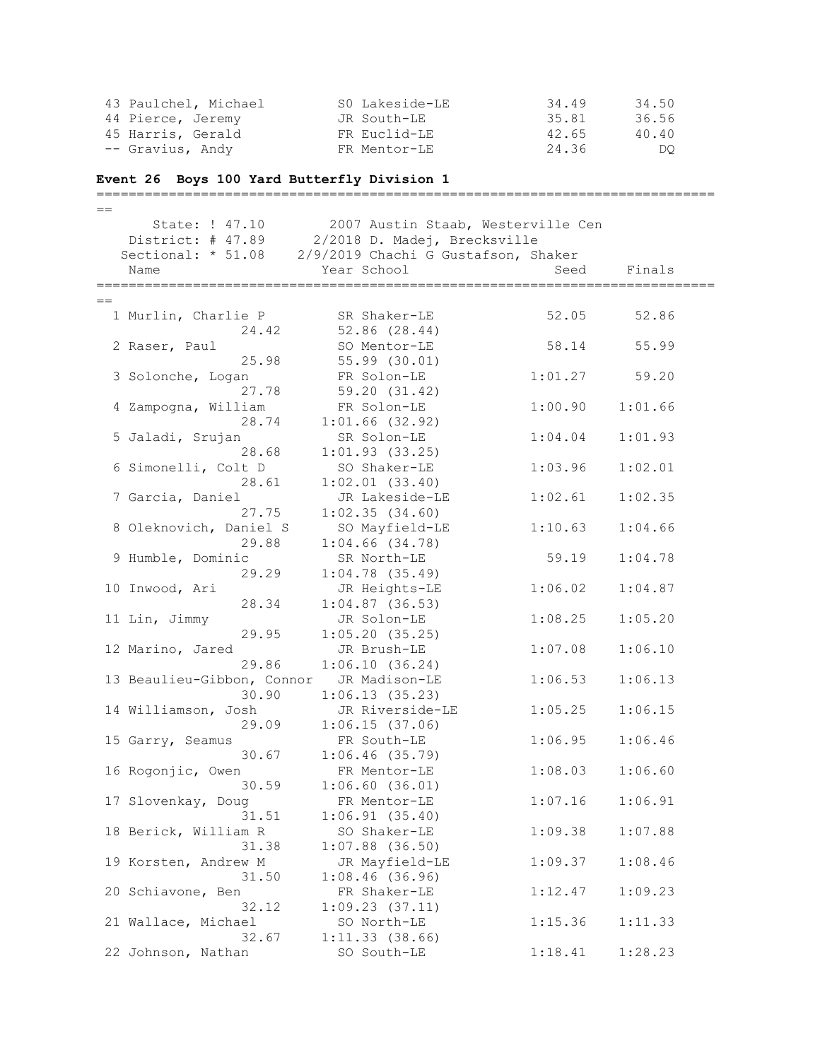| Place | Name | Year | School | Seed | Finals |
|---|---|---|---|---|---|
| 43 | Paulchel, Michael | SO | Lakeside-LE | 34.49 | 34.50 |
| 44 | Pierce, Jeremy | JR | South-LE | 35.81 | 36.56 |
| 45 | Harris, Gerald | FR | Euclid-LE | 42.65 | 40.40 |
| -- | Gravius, Andy | FR | Mentor-LE | 24.36 | DQ |

## Event 26 Boys 100 Yard Butterfly Division 1

State: ! 47.10 — 2007 Austin Staab, Westerville Cen
District: # 47.89 — 2/2018 D. Madej, Brecksville
Sectional: * 51.08 — 2/9/2019 Chachi G Gustafson, Shaker

| Place | Name | Year | School | Seed | Finals | Splits |
|---|---|---|---|---|---|---|
| 1 | Murlin, Charlie P | SR | Shaker-LE | 52.05 | 52.86 | 24.42, 52.86 (28.44) |
| 2 | Raser, Paul | SO | Mentor-LE | 58.14 | 55.99 | 25.98, 55.99 (30.01) |
| 3 | Solonche, Logan | FR | Solon-LE | 1:01.27 | 59.20 | 27.78, 59.20 (31.42) |
| 4 | Zampogna, William | FR | Solon-LE | 1:00.90 | 1:01.66 | 28.74, 1:01.66 (32.92) |
| 5 | Jaladi, Srujan | SR | Solon-LE | 1:04.04 | 1:01.93 | 28.68, 1:01.93 (33.25) |
| 6 | Simonelli, Colt D | SO | Shaker-LE | 1:03.96 | 1:02.01 | 28.61, 1:02.01 (33.40) |
| 7 | Garcia, Daniel | JR | Lakeside-LE | 1:02.61 | 1:02.35 | 27.75, 1:02.35 (34.60) |
| 8 | Oleknovich, Daniel S | SO | Mayfield-LE | 1:10.63 | 1:04.66 | 29.88, 1:04.66 (34.78) |
| 9 | Humble, Dominic | SR | North-LE | 59.19 | 1:04.78 | 29.29, 1:04.78 (35.49) |
| 10 | Inwood, Ari | JR | Heights-LE | 1:06.02 | 1:04.87 | 28.34, 1:04.87 (36.53) |
| 11 | Lin, Jimmy | JR | Solon-LE | 1:08.25 | 1:05.20 | 29.95, 1:05.20 (35.25) |
| 12 | Marino, Jared | JR | Brush-LE | 1:07.08 | 1:06.10 | 29.86, 1:06.10 (36.24) |
| 13 | Beaulieu-Gibbon, Connor | JR | Madison-LE | 1:06.53 | 1:06.13 | 30.90, 1:06.13 (35.23) |
| 14 | Williamson, Josh | JR | Riverside-LE | 1:05.25 | 1:06.15 | 29.09, 1:06.15 (37.06) |
| 15 | Garry, Seamus | FR | South-LE | 1:06.95 | 1:06.46 | 30.67, 1:06.46 (35.79) |
| 16 | Rogonjic, Owen | FR | Mentor-LE | 1:08.03 | 1:06.60 | 30.59, 1:06.60 (36.01) |
| 17 | Slovenkay, Doug | FR | Mentor-LE | 1:07.16 | 1:06.91 | 31.51, 1:06.91 (35.40) |
| 18 | Berick, William R | SO | Shaker-LE | 1:09.38 | 1:07.88 | 31.38, 1:07.88 (36.50) |
| 19 | Korsten, Andrew M | JR | Mayfield-LE | 1:09.37 | 1:08.46 | 31.50, 1:08.46 (36.96) |
| 20 | Schiavone, Ben | FR | Shaker-LE | 1:12.47 | 1:09.23 | 32.12, 1:09.23 (37.11) |
| 21 | Wallace, Michael | SO | North-LE | 1:15.36 | 1:11.33 | 32.67, 1:11.33 (38.66) |
| 22 | Johnson, Nathan | SO | South-LE | 1:18.41 | 1:28.23 | |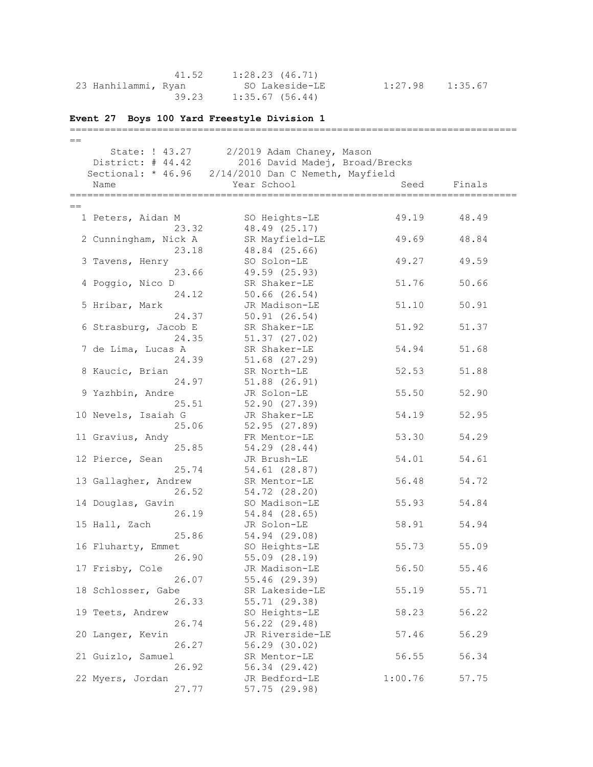```
                 41.52     1:28.23 (46.71)
 23 Hanhilammi, Ryan         SO Lakeside-LE          1:27.98    1:35.67
                 39.23     1:35.67 (56.44)
```

**Event 27  Boys 100 Yard Freestyle Division 1**

```
===============================================================================
==
      State: ! 43.27      2/2019 Adam Chaney, Mason
   District: # 44.42        2016 David Madej, Broad/Brecks
  Sectional: * 46.96   2/14/2010 Dan C Nemeth, Mayfield
    Name                    Year School                 Seed     Finals
===============================================================================
==
  1 Peters, Aidan M          SO Heights-LE             49.19      48.49
                 23.32       48.49 (25.17)
  2 Cunningham, Nick A       SR Mayfield-LE            49.69      48.84
                 23.18       48.84 (25.66)
  3 Tavens, Henry            SO Solon-LE               49.27      49.59
                 23.66       49.59 (25.93)
  4 Poggio, Nico D           SR Shaker-LE              51.76      50.66
                 24.12       50.66 (26.54)
  5 Hribar, Mark             JR Madison-LE             51.10      50.91
                 24.37       50.91 (26.54)
  6 Strasburg, Jacob E       SR Shaker-LE              51.92      51.37
                 24.35       51.37 (27.02)
  7 de Lima, Lucas A         SR Shaker-LE              54.94      51.68
                 24.39       51.68 (27.29)
  8 Kaucic, Brian            SR North-LE               52.53      51.88
                 24.97       51.88 (26.91)
  9 Yazhbin, Andre           JR Solon-LE               55.50      52.90
                 25.51       52.90 (27.39)
 10 Nevels, Isaiah G         JR Shaker-LE              54.19      52.95
                 25.06       52.95 (27.89)
 11 Gravius, Andy            FR Mentor-LE              53.30      54.29
                 25.85       54.29 (28.44)
 12 Pierce, Sean             JR Brush-LE               54.01      54.61
                 25.74       54.61 (28.87)
 13 Gallagher, Andrew        SR Mentor-LE              56.48      54.72
                 26.52       54.72 (28.20)
 14 Douglas, Gavin           SO Madison-LE             55.93      54.84
                 26.19       54.84 (28.65)
 15 Hall, Zach               JR Solon-LE               58.91      54.94
                 25.86       54.94 (29.08)
 16 Fluharty, Emmet          SO Heights-LE             55.73      55.09
                 26.90       55.09 (28.19)
 17 Frisby, Cole             JR Madison-LE             56.50      55.46
                 26.07       55.46 (29.39)
 18 Schlosser, Gabe          SR Lakeside-LE            55.19      55.71
                 26.33       55.71 (29.38)
 19 Teets, Andrew            SO Heights-LE             58.23      56.22
                 26.74       56.22 (29.48)
 20 Langer, Kevin            JR Riverside-LE           57.46      56.29
                 26.27       56.29 (30.02)
 21 Guizlo, Samuel           SR Mentor-LE              56.55      56.34
                 26.92       56.34 (29.42)
 22 Myers, Jordan            JR Bedford-LE           1:00.76      57.75
                 27.77       57.75 (29.98)
```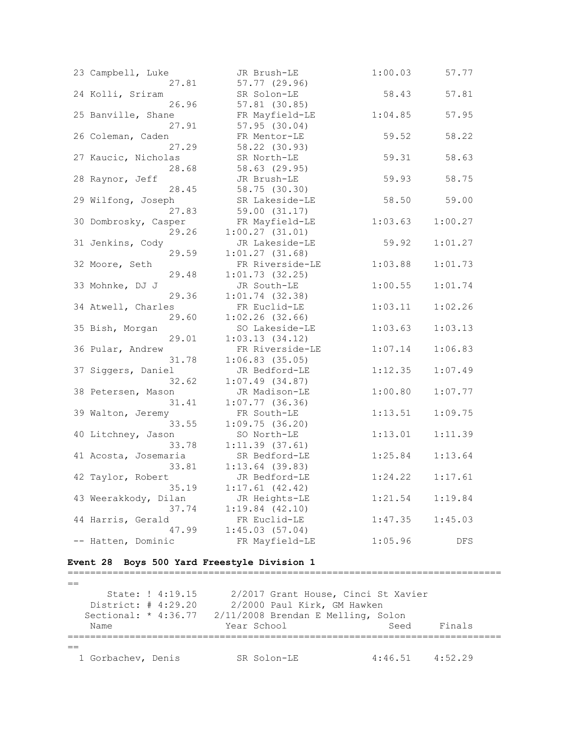```
 23 Campbell, Luke           JR Brush-LE           1:00.03      57.77 
                  27.81       57.77 (29.96)
 24 Kolli, Sriram            SR Solon-LE             58.43      57.81 
                  26.96       57.81 (30.85)
 25 Banville, Shane          FR Mayfield-LE        1:04.85      57.95 
                  27.91       57.95 (30.04)
 26 Coleman, Caden           FR Mentor-LE            59.52      58.22 
                  27.29       58.22 (30.93)
 27 Kaucic, Nicholas         SR North-LE             59.31      58.63 
                  28.68       58.63 (29.95)
 28 Raynor, Jeff             JR Brush-LE             59.93      58.75 
                  28.45       58.75 (30.30)
 29 Wilfong, Joseph          SR Lakeside-LE          58.50      59.00 
                  27.83       59.00 (31.17)
 30 Dombrosky, Casper        FR Mayfield-LE        1:03.63    1:00.27 
                  29.26     1:00.27 (31.01)
 31 Jenkins, Cody            JR Lakeside-LE          59.92    1:01.27 
                  29.59     1:01.27 (31.68)
 32 Moore, Seth              FR Riverside-LE       1:03.88    1:01.73 
                  29.48     1:01.73 (32.25)
 33 Mohnke, DJ J             JR South-LE           1:00.55    1:01.74 
                  29.36     1:01.74 (32.38)
 34 Atwell, Charles          FR Euclid-LE          1:03.11    1:02.26 
                  29.60     1:02.26 (32.66)
 35 Bish, Morgan             SO Lakeside-LE        1:03.63    1:03.13 
                  29.01     1:03.13 (34.12)
 36 Pular, Andrew            FR Riverside-LE       1:07.14    1:06.83 
                  31.78     1:06.83 (35.05)
 37 Siggers, Daniel          JR Bedford-LE         1:12.35    1:07.49 
                  32.62     1:07.49 (34.87)
 38 Petersen, Mason          JR Madison-LE         1:00.80    1:07.77 
                  31.41     1:07.77 (36.36)
 39 Walton, Jeremy           FR South-LE           1:13.51    1:09.75 
                  33.55     1:09.75 (36.20)
 40 Litchney, Jason          SO North-LE           1:13.01    1:11.39 
                  33.78     1:11.39 (37.61)
 41 Acosta, Josemaria        SR Bedford-LE         1:25.84    1:13.64 
                  33.81     1:13.64 (39.83)
 42 Taylor, Robert           JR Bedford-LE         1:24.22    1:17.61 
                  35.19     1:17.61 (42.42)
 43 Weerakkody, Dilan        JR Heights-LE         1:21.54    1:19.84 
                  37.74     1:19.84 (42.10)
 44 Harris, Gerald           FR Euclid-LE          1:47.35    1:45.03 
                  47.99     1:45.03 (57.04)
 -- Hatten, Dominic          FR Mayfield-LE        1:05.96        DFS 
```

**Event 28  Boys 500 Yard Freestyle Division 1**

```
===============================================================================
==
      State: ! 4:19.15      2/2017 Grant House, Cinci St Xavier
   District: # 4:29.20      2/2000 Paul Kirk, GM Hawken
  Sectional: * 4:36.77  2/11/2008 Brendan E Melling, Solon
    Name                   Year School                  Seed     Finals 
===============================================================================
==
  1 Gorbachev, Denis         SR Solon-LE           4:46.51    4:52.29 
```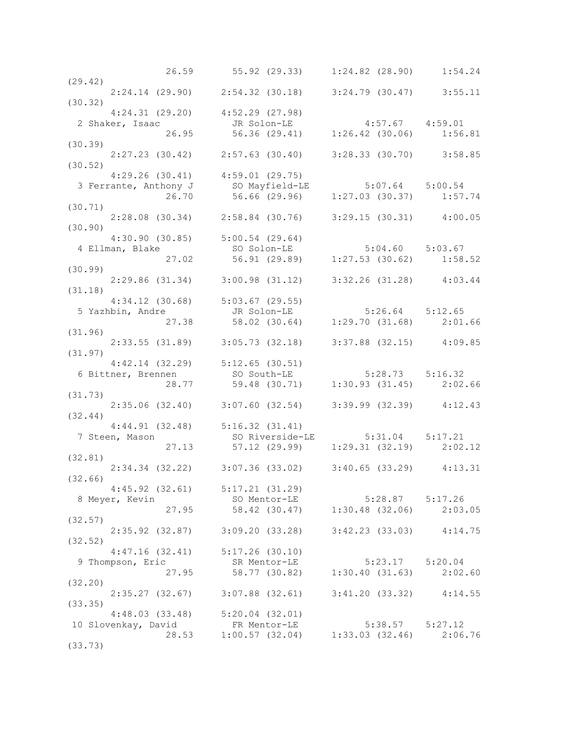```
                26.59      55.92 (29.33)     1:24.82 (28.90)     1:54.24
(29.42)
       2:24.14 (29.90)     2:54.32 (30.18)     3:24.79 (30.47)     3:55.11
(30.32)
       4:24.31 (29.20)     4:52.29 (27.98)
  2 Shaker, Isaac           JR Solon-LE             4:57.67    4:59.01
                26.95      56.36 (29.41)     1:26.42 (30.06)     1:56.81
(30.39)
       2:27.23 (30.42)     2:57.63 (30.40)     3:28.33 (30.70)     3:58.85
(30.52)
       4:29.26 (30.41)     4:59.01 (29.75)
  3 Ferrante, Anthony J     SO Mayfield-LE          5:07.64    5:00.54
                26.70      56.66 (29.96)     1:27.03 (30.37)     1:57.74
(30.71)
       2:28.08 (30.34)     2:58.84 (30.76)     3:29.15 (30.31)     4:00.05
(30.90)
       4:30.90 (30.85)     5:00.54 (29.64)
  4 Ellman, Blake           SO Solon-LE             5:04.60    5:03.67
                27.02      56.91 (29.89)     1:27.53 (30.62)     1:58.52
(30.99)
       2:29.86 (31.34)     3:00.98 (31.12)     3:32.26 (31.28)     4:03.44
(31.18)
       4:34.12 (30.68)     5:03.67 (29.55)
  5 Yazhbin, Andre          JR Solon-LE             5:26.64    5:12.65
                27.38      58.02 (30.64)     1:29.70 (31.68)     2:01.66
(31.96)
       2:33.55 (31.89)     3:05.73 (32.18)     3:37.88 (32.15)     4:09.85
(31.97)
       4:42.14 (32.29)     5:12.65 (30.51)
  6 Bittner, Brennen        SO South-LE             5:28.73    5:16.32
                28.77      59.48 (30.71)     1:30.93 (31.45)     2:02.66
(31.73)
       2:35.06 (32.40)     3:07.60 (32.54)     3:39.99 (32.39)     4:12.43
(32.44)
       4:44.91 (32.48)     5:16.32 (31.41)
  7 Steen, Mason            SO Riverside-LE         5:31.04    5:17.21
                27.13      57.12 (29.99)     1:29.31 (32.19)     2:02.12
(32.81)
       2:34.34 (32.22)     3:07.36 (33.02)     3:40.65 (33.29)     4:13.31
(32.66)
       4:45.92 (32.61)     5:17.21 (31.29)
  8 Meyer, Kevin            SO Mentor-LE            5:28.87    5:17.26
                27.95      58.42 (30.47)     1:30.48 (32.06)     2:03.05
(32.57)
       2:35.92 (32.87)     3:09.20 (33.28)     3:42.23 (33.03)     4:14.75
(32.52)
       4:47.16 (32.41)     5:17.26 (30.10)
  9 Thompson, Eric          SR Mentor-LE            5:23.17    5:20.04
                27.95      58.77 (30.82)     1:30.40 (31.63)     2:02.60
(32.20)
       2:35.27 (32.67)     3:07.88 (32.61)     3:41.20 (33.32)     4:14.55
(33.35)
       4:48.03 (33.48)     5:20.04 (32.01)
 10 Slovenkay, David        FR Mentor-LE            5:38.57    5:27.12
                28.53    1:00.57 (32.04)     1:33.03 (32.46)     2:06.76
(33.73)
```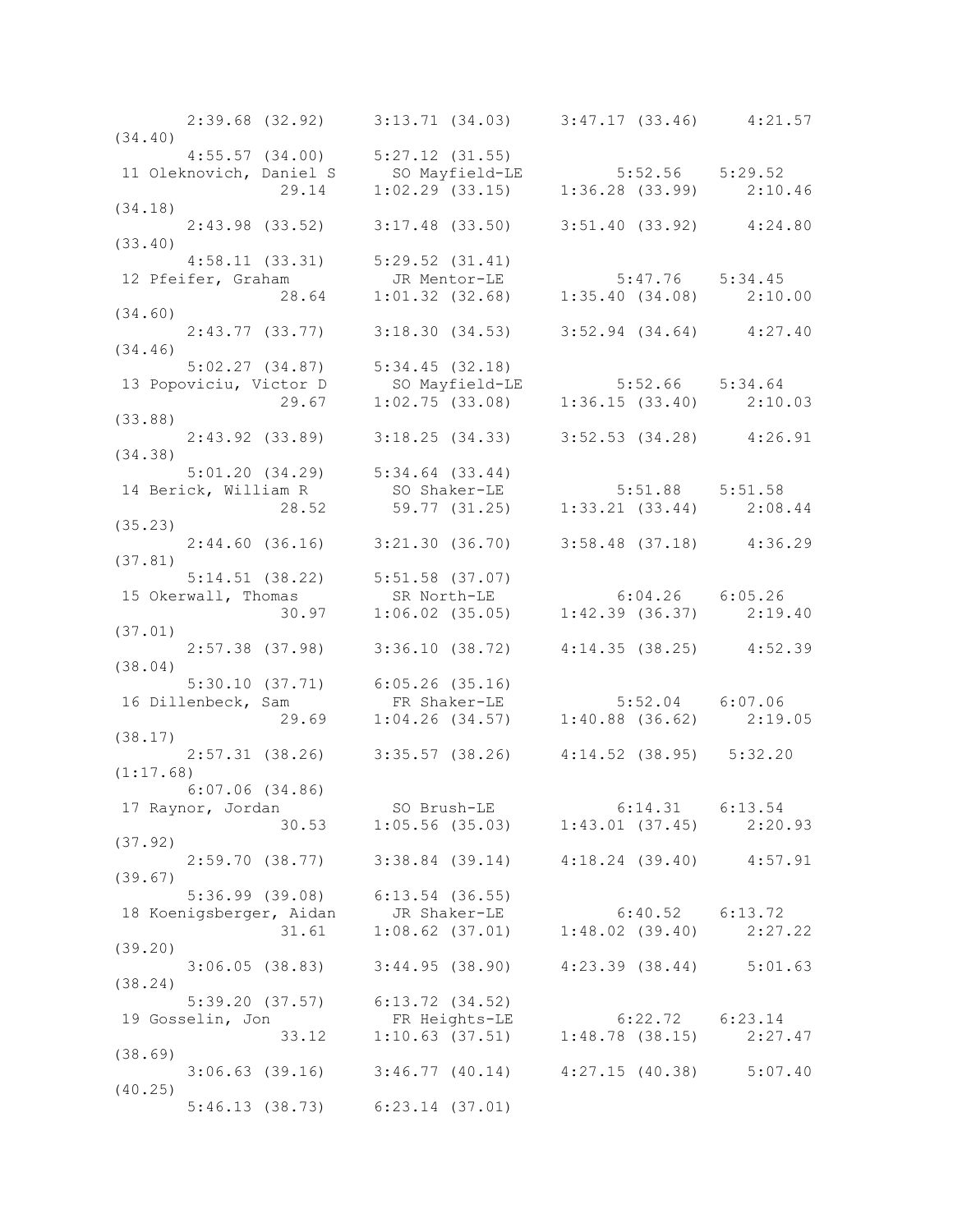```
      2:39.68 (32.92)     3:13.71 (34.03)     3:47.17 (33.46)     4:21.57
(34.40)
      4:55.57 (34.00)     5:27.12 (31.55)
 11 Oleknovich, Daniel S      SO Mayfield-LE          5:52.56    5:29.52
              29.14       1:02.29 (33.15)     1:36.28 (33.99)     2:10.46
(34.18)
      2:43.98 (33.52)     3:17.48 (33.50)     3:51.40 (33.92)     4:24.80
(33.40)
      4:58.11 (33.31)     5:29.52 (31.41)
 12 Pfeifer, Graham           JR Mentor-LE            5:47.76    5:34.45
              28.64       1:01.32 (32.68)     1:35.40 (34.08)     2:10.00
(34.60)
      2:43.77 (33.77)     3:18.30 (34.53)     3:52.94 (34.64)     4:27.40
(34.46)
      5:02.27 (34.87)     5:34.45 (32.18)
 13 Popoviciu, Victor D       SO Mayfield-LE          5:52.66    5:34.64
              29.67       1:02.75 (33.08)     1:36.15 (33.40)     2:10.03
(33.88)
      2:43.92 (33.89)     3:18.25 (34.33)     3:52.53 (34.28)     4:26.91
(34.38)
      5:01.20 (34.29)     5:34.64 (33.44)
 14 Berick, William R         SO Shaker-LE            5:51.88    5:51.58
              28.52         59.77 (31.25)     1:33.21 (33.44)     2:08.44
(35.23)
      2:44.60 (36.16)     3:21.30 (36.70)     3:58.48 (37.18)     4:36.29
(37.81)
      5:14.51 (38.22)     5:51.58 (37.07)
 15 Okerwall, Thomas          SR North-LE             6:04.26    6:05.26
              30.97       1:06.02 (35.05)     1:42.39 (36.37)     2:19.40
(37.01)
      2:57.38 (37.98)     3:36.10 (38.72)     4:14.35 (38.25)     4:52.39
(38.04)
      5:30.10 (37.71)     6:05.26 (35.16)
 16 Dillenbeck, Sam           FR Shaker-LE            5:52.04    6:07.06
              29.69       1:04.26 (34.57)     1:40.88 (36.62)     2:19.05
(38.17)
      2:57.31 (38.26)     3:35.57 (38.26)     4:14.52 (38.95)   5:32.20
(1:17.68)
      6:07.06 (34.86)
 17 Raynor, Jordan            SO Brush-LE             6:14.31    6:13.54
              30.53       1:05.56 (35.03)     1:43.01 (37.45)     2:20.93
(37.92)
      2:59.70 (38.77)     3:38.84 (39.14)     4:18.24 (39.40)     4:57.91
(39.67)
      5:36.99 (39.08)     6:13.54 (36.55)
 18 Koenigsberger, Aidan      JR Shaker-LE            6:40.52    6:13.72
              31.61       1:08.62 (37.01)     1:48.02 (39.40)     2:27.22
(39.20)
      3:06.05 (38.83)     3:44.95 (38.90)     4:23.39 (38.44)     5:01.63
(38.24)
      5:39.20 (37.57)     6:13.72 (34.52)
 19 Gosselin, Jon             FR Heights-LE           6:22.72    6:23.14
              33.12       1:10.63 (37.51)     1:48.78 (38.15)     2:27.47
(38.69)
      3:06.63 (39.16)     3:46.77 (40.14)     4:27.15 (40.38)     5:07.40
(40.25)
      5:46.13 (38.73)     6:23.14 (37.01)
```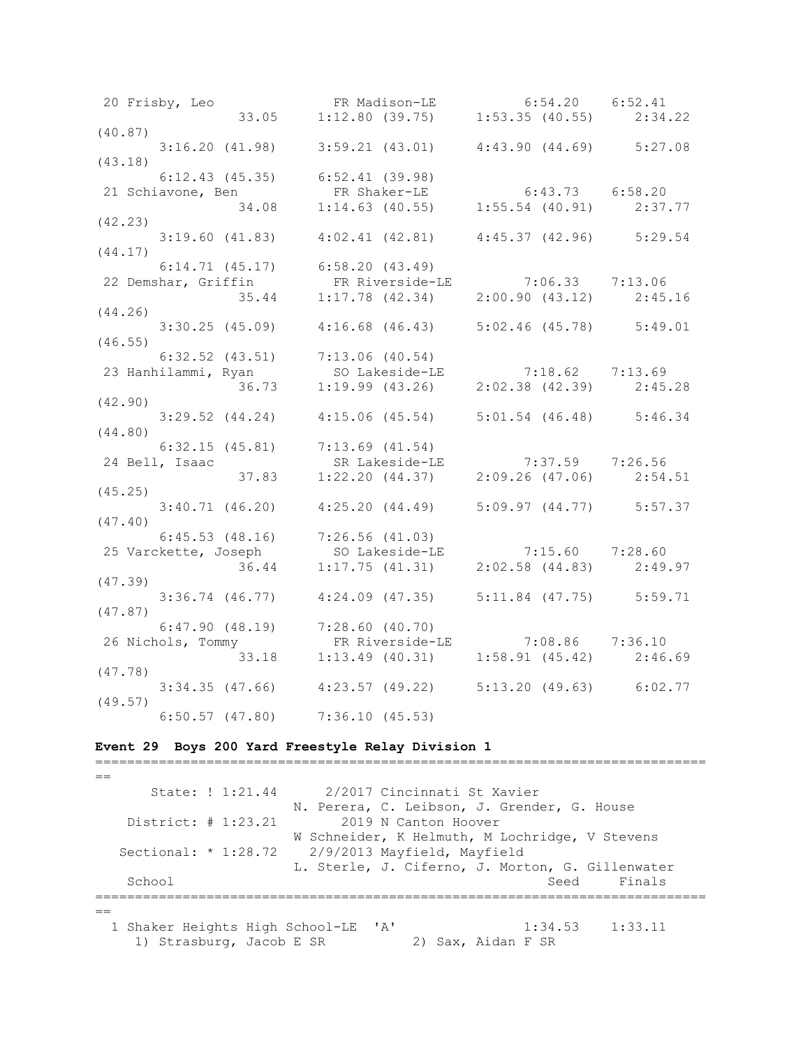```
 20 Frisby, Leo              FR Madison-LE           6:54.20    6:52.41 
               33.05     1:12.80 (39.75)     1:53.35 (40.55)     2:34.22 
(40.87)
       3:16.20 (41.98)     3:59.21 (43.01)     4:43.90 (44.69)     5:27.08 
(43.18)
       6:12.43 (45.35)     6:52.41 (39.98)
 21 Schiavone, Ben           FR Shaker-LE            6:43.73    6:58.20 
               34.08     1:14.63 (40.55)     1:55.54 (40.91)     2:37.77 
(42.23)
       3:19.60 (41.83)     4:02.41 (42.81)     4:45.37 (42.96)     5:29.54 
(44.17)
       6:14.71 (45.17)     6:58.20 (43.49)
 22 Demshar, Griffin         FR Riverside-LE         7:06.33    7:13.06 
               35.44     1:17.78 (42.34)     2:00.90 (43.12)     2:45.16 
(44.26)
       3:30.25 (45.09)     4:16.68 (46.43)     5:02.46 (45.78)     5:49.01 
(46.55)
       6:32.52 (43.51)     7:13.06 (40.54)
 23 Hanhilammi, Ryan         SO Lakeside-LE          7:18.62    7:13.69 
               36.73     1:19.99 (43.26)     2:02.38 (42.39)     2:45.28 
(42.90)
       3:29.52 (44.24)     4:15.06 (45.54)     5:01.54 (46.48)     5:46.34 
(44.80)
       6:32.15 (45.81)     7:13.69 (41.54)
 24 Bell, Isaac              SR Lakeside-LE          7:37.59    7:26.56 
               37.83     1:22.20 (44.37)     2:09.26 (47.06)     2:54.51 
(45.25)
       3:40.71 (46.20)     4:25.20 (44.49)     5:09.97 (44.77)     5:57.37 
(47.40)
       6:45.53 (48.16)     7:26.56 (41.03)
 25 Varckette, Joseph        SO Lakeside-LE          7:15.60    7:28.60 
               36.44     1:17.75 (41.31)     2:02.58 (44.83)     2:49.97 
(47.39)
       3:36.74 (46.77)     4:24.09 (47.35)     5:11.84 (47.75)     5:59.71 
(47.87)
       6:47.90 (48.19)     7:28.60 (40.70)
 26 Nichols, Tommy           FR Riverside-LE         7:08.86    7:36.10 
               33.18     1:13.49 (40.31)     1:58.91 (45.42)     2:46.69 
(47.78)
       3:34.35 (47.66)     4:23.57 (49.22)     5:13.20 (49.63)     6:02.77 
(49.57)
       6:50.57 (47.80)     7:36.10 (45.53)
```

**Event 29  Boys 200 Yard Freestyle Relay Division 1**

```
===============================================================================
==
      State: ! 1:21.44      2/2017 Cincinnati St Xavier
                        N. Perera, C. Leibson, J. Grender, G. House
    District: # 1:23.21       2019 N Canton Hoover
                        W Schneider, K Helmuth, M Lochridge, V Stevens
   Sectional: * 1:28.72    2/9/2013 Mayfield, Mayfield
                        L. Sterle, J. Ciferno, J. Morton, G. Gillenwater
    School                                                  Seed     Finals
===============================================================================
==
  1 Shaker Heights High School-LE  'A'                  1:34.53    1:33.11 
     1) Strasburg, Jacob E SR           2) Sax, Aidan F SR
```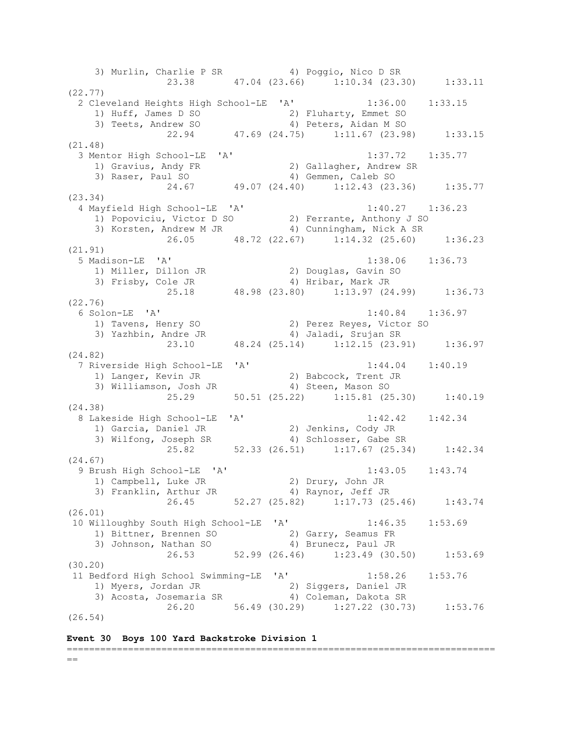```
    3) Murlin, Charlie P SR           4) Poggio, Nico D SR
              23.38       47.04 (23.66)     1:10.34 (23.30)     1:33.11
(22.77)
  2 Cleveland Heights High School-LE  'A'            1:36.00    1:33.15
    1) Huff, James D SO               2) Fluharty, Emmet SO
    3) Teets, Andrew SO               4) Peters, Aidan M SO
              22.94       47.69 (24.75)     1:11.67 (23.98)     1:33.15
(21.48)
  3 Mentor High School-LE  'A'                       1:37.72    1:35.77
    1) Gravius, Andy FR               2) Gallagher, Andrew SR
    3) Raser, Paul SO                 4) Gemmen, Caleb SO
              24.67       49.07 (24.40)     1:12.43 (23.36)     1:35.77
(23.34)
  4 Mayfield High School-LE  'A'                     1:40.27    1:36.23
    1) Popoviciu, Victor D SO         2) Ferrante, Anthony J SO
    3) Korsten, Andrew M JR           4) Cunningham, Nick A SR
              26.05       48.72 (22.67)     1:14.32 (25.60)     1:36.23
(21.91)
  5 Madison-LE  'A'                                  1:38.06    1:36.73
    1) Miller, Dillon JR              2) Douglas, Gavin SO
    3) Frisby, Cole JR                4) Hribar, Mark JR
              25.18       48.98 (23.80)     1:13.97 (24.99)     1:36.73
(22.76)
  6 Solon-LE  'A'                                    1:40.84    1:36.97
    1) Tavens, Henry SO               2) Perez Reyes, Victor SO
    3) Yazhbin, Andre JR              4) Jaladi, Srujan SR
              23.10       48.24 (25.14)     1:12.15 (23.91)     1:36.97
(24.82)
  7 Riverside High School-LE  'A'                    1:44.04    1:40.19
    1) Langer, Kevin JR               2) Babcock, Trent JR
    3) Williamson, Josh JR            4) Steen, Mason SO
              25.29       50.51 (25.22)     1:15.81 (25.30)     1:40.19
(24.38)
  8 Lakeside High School-LE  'A'                     1:42.42    1:42.34
    1) Garcia, Daniel JR              2) Jenkins, Cody JR
    3) Wilfong, Joseph SR             4) Schlosser, Gabe SR
              25.82       52.33 (26.51)     1:17.67 (25.34)     1:42.34
(24.67)
  9 Brush High School-LE  'A'                        1:43.05    1:43.74
    1) Campbell, Luke JR              2) Drury, John JR
    3) Franklin, Arthur JR            4) Raynor, Jeff JR
              26.45       52.27 (25.82)     1:17.73 (25.46)     1:43.74
(26.01)
 10 Willoughby South High School-LE  'A'             1:46.35    1:53.69
    1) Bittner, Brennen SO            2) Garry, Seamus FR
    3) Johnson, Nathan SO             4) Brunecz, Paul JR
              26.53       52.99 (26.46)     1:23.49 (30.50)     1:53.69
(30.20)
 11 Bedford High School Swimming-LE  'A'             1:58.26    1:53.76
    1) Myers, Jordan JR               2) Siggers, Daniel JR
    3) Acosta, Josemaria SR           4) Coleman, Dakota SR
              26.20       56.49 (30.29)     1:27.22 (30.73)     1:53.76
(26.54)
```

**Event 30  Boys 100 Yard Backstroke Division 1**

```
===============================================================================
==
```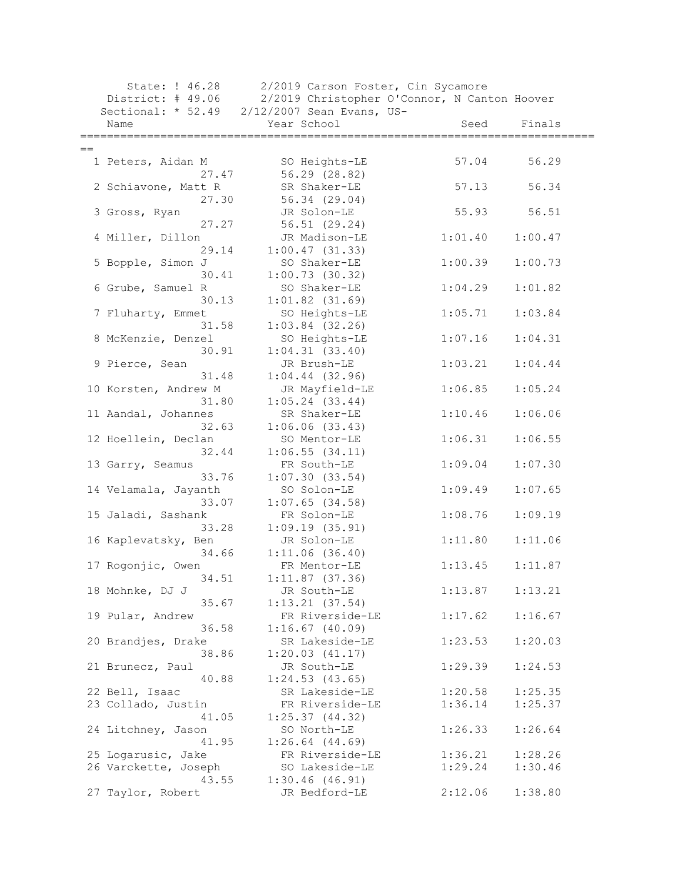State: ! 46.28 2/2019 Carson Foster, Cin Sycamore
District: # 49.06 2/2019 Christopher O'Connor, N Canton Hoover
Sectional: * 52.49 2/12/2007 Sean Evans, US-

| | Name | Year | School | Seed | Finals |
|---|---|---|---|---|---|
| 1 | Peters, Aidan M | SO | Heights-LE | 57.04 | 56.29 |
| | 27.47 | 56.29 (28.82) | | | |
| 2 | Schiavone, Matt R | SR | Shaker-LE | 57.13 | 56.34 |
| | 27.30 | 56.34 (29.04) | | | |
| 3 | Gross, Ryan | JR | Solon-LE | 55.93 | 56.51 |
| | 27.27 | 56.51 (29.24) | | | |
| 4 | Miller, Dillon | JR | Madison-LE | 1:01.40 | 1:00.47 |
| | 29.14 | 1:00.47 (31.33) | | | |
| 5 | Bopple, Simon J | SO | Shaker-LE | 1:00.39 | 1:00.73 |
| | 30.41 | 1:00.73 (30.32) | | | |
| 6 | Grube, Samuel R | SO | Shaker-LE | 1:04.29 | 1:01.82 |
| | 30.13 | 1:01.82 (31.69) | | | |
| 7 | Fluharty, Emmet | SO | Heights-LE | 1:05.71 | 1:03.84 |
| | 31.58 | 1:03.84 (32.26) | | | |
| 8 | McKenzie, Denzel | SO | Heights-LE | 1:07.16 | 1:04.31 |
| | 30.91 | 1:04.31 (33.40) | | | |
| 9 | Pierce, Sean | JR | Brush-LE | 1:03.21 | 1:04.44 |
| | 31.48 | 1:04.44 (32.96) | | | |
| 10 | Korsten, Andrew M | JR | Mayfield-LE | 1:06.85 | 1:05.24 |
| | 31.80 | 1:05.24 (33.44) | | | |
| 11 | Aandal, Johannes | SR | Shaker-LE | 1:10.46 | 1:06.06 |
| | 32.63 | 1:06.06 (33.43) | | | |
| 12 | Hoellein, Declan | SO | Mentor-LE | 1:06.31 | 1:06.55 |
| | 32.44 | 1:06.55 (34.11) | | | |
| 13 | Garry, Seamus | FR | South-LE | 1:09.04 | 1:07.30 |
| | 33.76 | 1:07.30 (33.54) | | | |
| 14 | Velamala, Jayanth | SO | Solon-LE | 1:09.49 | 1:07.65 |
| | 33.07 | 1:07.65 (34.58) | | | |
| 15 | Jaladi, Sashank | FR | Solon-LE | 1:08.76 | 1:09.19 |
| | 33.28 | 1:09.19 (35.91) | | | |
| 16 | Kaplevatsky, Ben | JR | Solon-LE | 1:11.80 | 1:11.06 |
| | 34.66 | 1:11.06 (36.40) | | | |
| 17 | Rogonjic, Owen | FR | Mentor-LE | 1:13.45 | 1:11.87 |
| | 34.51 | 1:11.87 (37.36) | | | |
| 18 | Mohnke, DJ J | JR | South-LE | 1:13.87 | 1:13.21 |
| | 35.67 | 1:13.21 (37.54) | | | |
| 19 | Pular, Andrew | FR | Riverside-LE | 1:17.62 | 1:16.67 |
| | 36.58 | 1:16.67 (40.09) | | | |
| 20 | Brandjes, Drake | SR | Lakeside-LE | 1:23.53 | 1:20.03 |
| | 38.86 | 1:20.03 (41.17) | | | |
| 21 | Brunecz, Paul | JR | South-LE | 1:29.39 | 1:24.53 |
| | 40.88 | 1:24.53 (43.65) | | | |
| 22 | Bell, Isaac | SR | Lakeside-LE | 1:20.58 | 1:25.35 |
| 23 | Collado, Justin | FR | Riverside-LE | 1:36.14 | 1:25.37 |
| | 41.05 | 1:25.37 (44.32) | | | |
| 24 | Litchney, Jason | SO | North-LE | 1:26.33 | 1:26.64 |
| | 41.95 | 1:26.64 (44.69) | | | |
| 25 | Logarusic, Jake | FR | Riverside-LE | 1:36.21 | 1:28.26 |
| 26 | Varckette, Joseph | SO | Lakeside-LE | 1:29.24 | 1:30.46 |
| | 43.55 | 1:30.46 (46.91) | | | |
| 27 | Taylor, Robert | JR | Bedford-LE | 2:12.06 | 1:38.80 |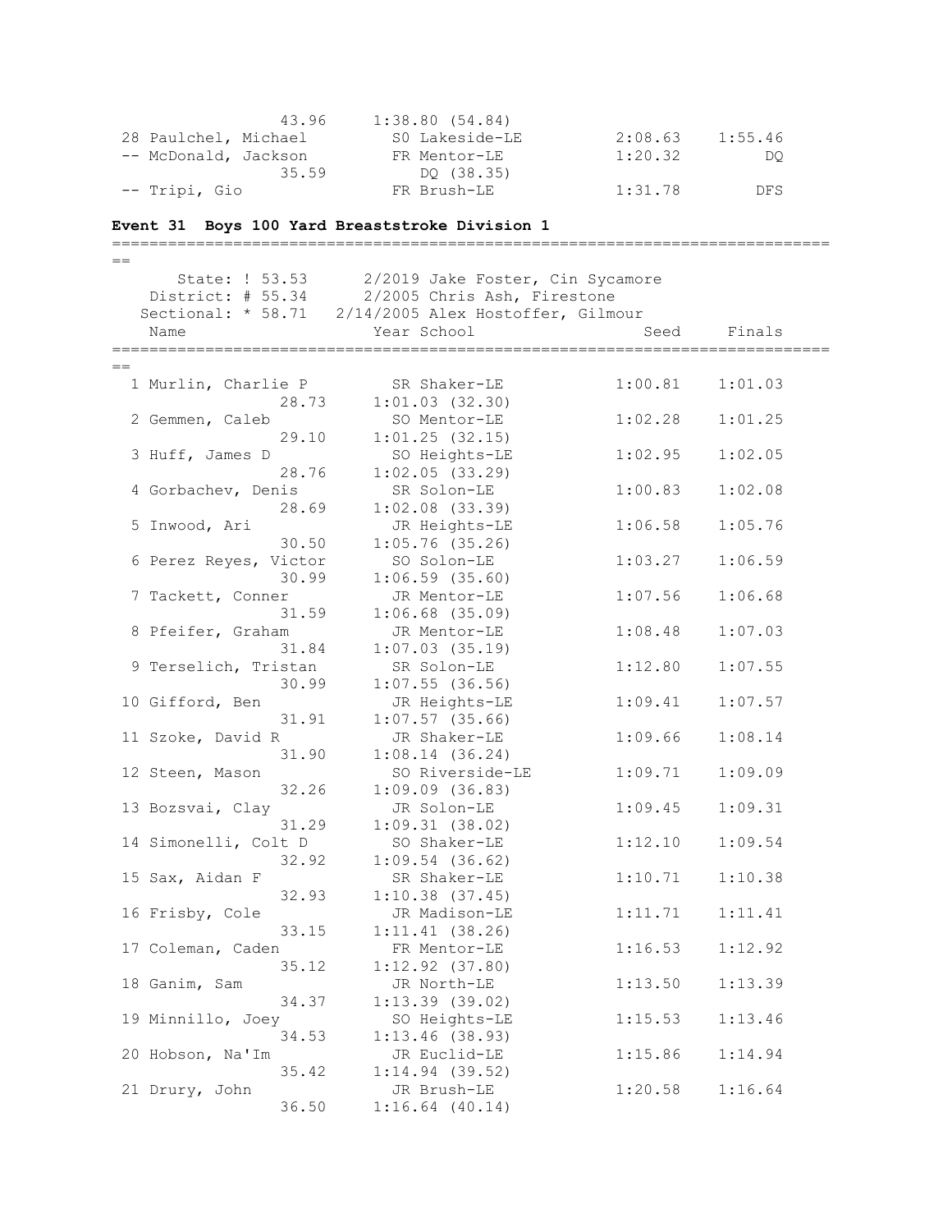```
                 43.96      1:38.80 (54.84)
 28 Paulchel, Michael        SO Lakeside-LE          2:08.63    1:55.46
 -- McDonald, Jackson        FR Mentor-LE            1:20.32         DQ
                 35.59         DQ (38.35)
 -- Tripi, Gio               FR Brush-LE             1:31.78        DFS
```

**Event 31  Boys 100 Yard Breaststroke Division 1**

```
===============================================================================
      State: ! 53.53      2/2019 Jake Foster, Cin Sycamore
   District: # 55.34      2/2005 Chris Ash, Firestone
   Sectional: * 58.71  2/14/2005 Alex Hostoffer, Gilmour
    Name                    Year School                 Seed     Finals
===============================================================================
  1 Murlin, Charlie P        SR Shaker-LE            1:00.81    1:01.03
                 28.73      1:01.03 (32.30)
  2 Gemmen, Caleb            SO Mentor-LE            1:02.28    1:01.25
                 29.10      1:01.25 (32.15)
  3 Huff, James D            SO Heights-LE           1:02.95    1:02.05
                 28.76      1:02.05 (33.29)
  4 Gorbachev, Denis         SR Solon-LE             1:00.83    1:02.08
                 28.69      1:02.08 (33.39)
  5 Inwood, Ari              JR Heights-LE           1:06.58    1:05.76
                 30.50      1:05.76 (35.26)
  6 Perez Reyes, Victor      SO Solon-LE             1:03.27    1:06.59
                 30.99      1:06.59 (35.60)
  7 Tackett, Conner          JR Mentor-LE            1:07.56    1:06.68
                 31.59      1:06.68 (35.09)
  8 Pfeifer, Graham          JR Mentor-LE            1:08.48    1:07.03
                 31.84      1:07.03 (35.19)
  9 Terselich, Tristan       SR Solon-LE             1:12.80    1:07.55
                 30.99      1:07.55 (36.56)
 10 Gifford, Ben             JR Heights-LE           1:09.41    1:07.57
                 31.91      1:07.57 (35.66)
 11 Szoke, David R           JR Shaker-LE            1:09.66    1:08.14
                 31.90      1:08.14 (36.24)
 12 Steen, Mason             SO Riverside-LE         1:09.71    1:09.09
                 32.26      1:09.09 (36.83)
 13 Bozsvai, Clay            JR Solon-LE             1:09.45    1:09.31
                 31.29      1:09.31 (38.02)
 14 Simonelli, Colt D        SO Shaker-LE            1:12.10    1:09.54
                 32.92      1:09.54 (36.62)
 15 Sax, Aidan F             SR Shaker-LE            1:10.71    1:10.38
                 32.93      1:10.38 (37.45)
 16 Frisby, Cole             JR Madison-LE           1:11.71    1:11.41
                 33.15      1:11.41 (38.26)
 17 Coleman, Caden           FR Mentor-LE            1:16.53    1:12.92
                 35.12      1:12.92 (37.80)
 18 Ganim, Sam               JR North-LE             1:13.50    1:13.39
                 34.37      1:13.39 (39.02)
 19 Minnillo, Joey           SO Heights-LE           1:15.53    1:13.46
                 34.53      1:13.46 (38.93)
 20 Hobson, Na'Im            JR Euclid-LE            1:15.86    1:14.94
                 35.42      1:14.94 (39.52)
 21 Drury, John              JR Brush-LE             1:20.58    1:16.64
                 36.50      1:16.64 (40.14)
```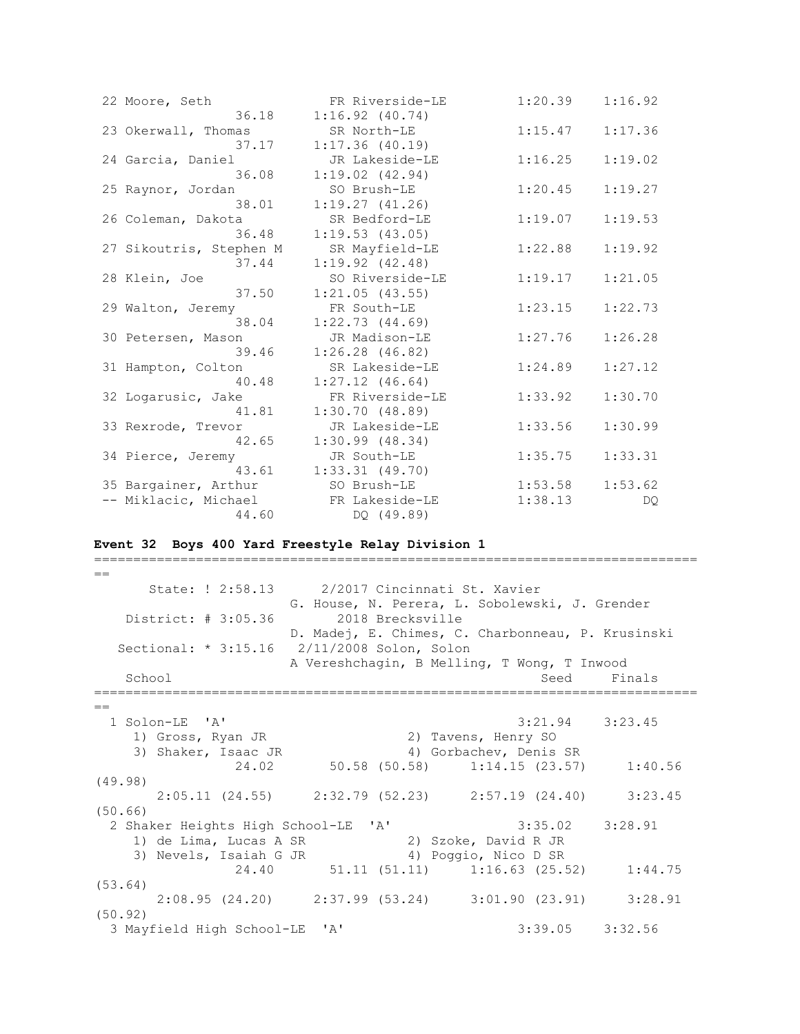```
 22 Moore, Seth               FR Riverside-LE         1:20.39    1:16.92
                 36.18     1:16.92 (40.74)
 23 Okerwall, Thomas          SR North-LE             1:15.47    1:17.36
                 37.17     1:17.36 (40.19)
 24 Garcia, Daniel            JR Lakeside-LE          1:16.25    1:19.02
                 36.08     1:19.02 (42.94)
 25 Raynor, Jordan            SO Brush-LE             1:20.45    1:19.27
                 38.01     1:19.27 (41.26)
 26 Coleman, Dakota           SR Bedford-LE           1:19.07    1:19.53
                 36.48     1:19.53 (43.05)
 27 Sikoutris, Stephen M      SR Mayfield-LE          1:22.88    1:19.92
                 37.44     1:19.92 (42.48)
 28 Klein, Joe                SO Riverside-LE         1:19.17    1:21.05
                 37.50     1:21.05 (43.55)
 29 Walton, Jeremy            FR South-LE             1:23.15    1:22.73
                 38.04     1:22.73 (44.69)
 30 Petersen, Mason           JR Madison-LE           1:27.76    1:26.28
                 39.46     1:26.28 (46.82)
 31 Hampton, Colton           SR Lakeside-LE          1:24.89    1:27.12
                 40.48     1:27.12 (46.64)
 32 Logarusic, Jake           FR Riverside-LE         1:33.92    1:30.70
                 41.81     1:30.70 (48.89)
 33 Rexrode, Trevor           JR Lakeside-LE          1:33.56    1:30.99
                 42.65     1:30.99 (48.34)
 34 Pierce, Jeremy            JR South-LE             1:35.75    1:33.31
                 43.61     1:33.31 (49.70)
 35 Bargainer, Arthur         SO Brush-LE             1:53.58    1:53.62
 -- Miklacic, Michael         FR Lakeside-LE          1:38.13         DQ
                 44.60          DQ (49.89)
```

**Event 32  Boys 400 Yard Freestyle Relay Division 1**

```
===============================================================================
==
      State: ! 2:58.13      2/2017 Cincinnati St. Xavier
                        G. House, N. Perera, L. Sobolewski, J. Grender
   District: # 3:05.36        2018 Brecksville
                        D. Madej, E. Chimes, C. Charbonneau, P. Krusinski
  Sectional: * 3:15.16   2/11/2008 Solon, Solon
                        A Vereshchagin, B Melling, T Wong, T Inwood
   School                                                Seed     Finals
===============================================================================
==
  1 Solon-LE  'A'                                      3:21.94    3:23.45
     1) Gross, Ryan JR                 2) Tavens, Henry SO
     3) Shaker, Isaac JR               4) Gorbachev, Denis SR
              24.02       50.58 (50.58)     1:14.15 (23.57)     1:40.56
(49.98)
       2:05.11 (24.55)     2:32.79 (52.23)     2:57.19 (24.40)     3:23.45
(50.66)
  2 Shaker Heights High School-LE  'A'                 3:35.02    3:28.91
     1) de Lima, Lucas A SR            2) Szoke, David R JR
     3) Nevels, Isaiah G JR            4) Poggio, Nico D SR
              24.40       51.11 (51.11)     1:16.63 (25.52)     1:44.75
(53.64)
       2:08.95 (24.20)     2:37.99 (53.24)     3:01.90 (23.91)     3:28.91
(50.92)
  3 Mayfield High School-LE  'A'                       3:39.05    3:32.56
```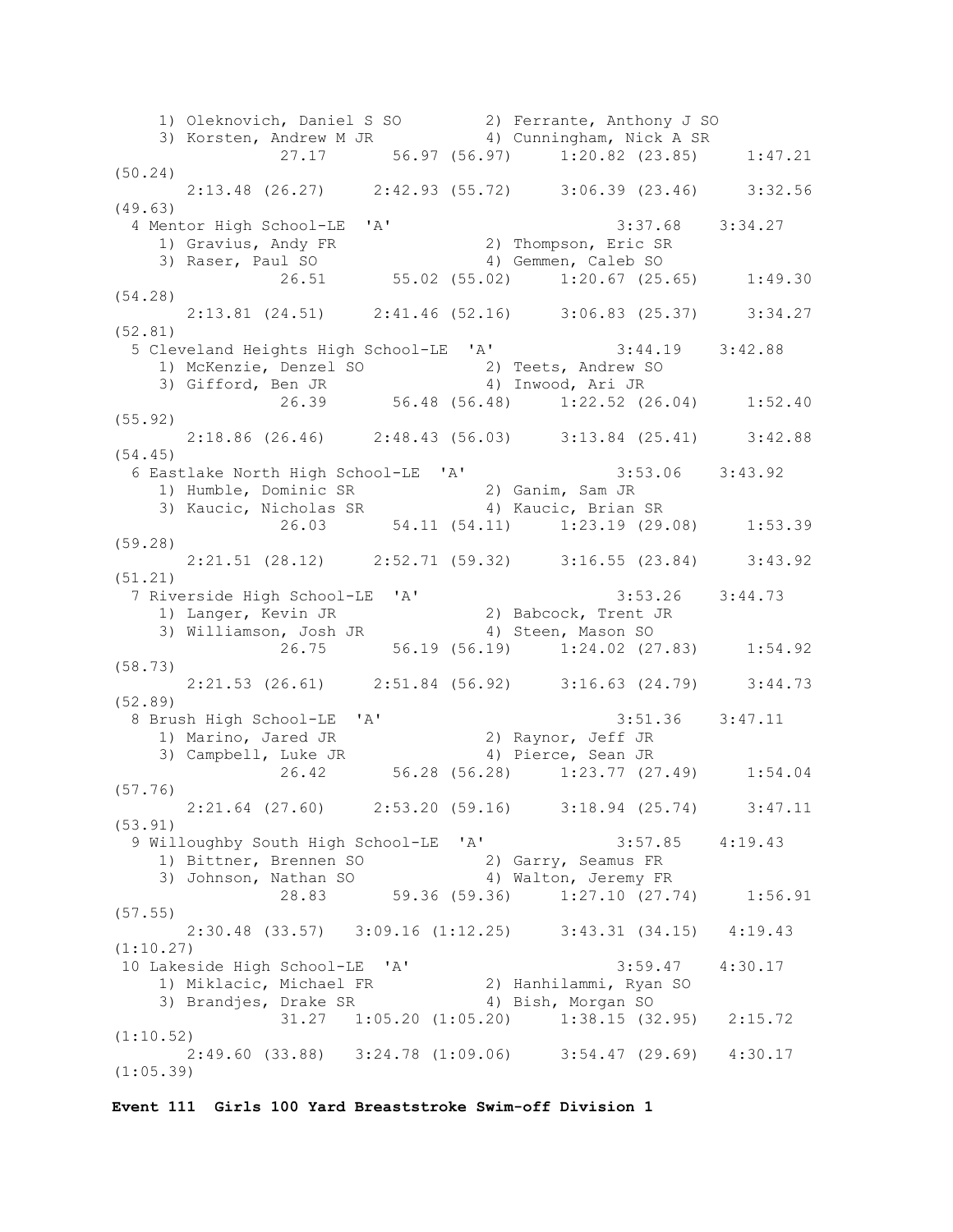```
    1) Oleknovich, Daniel S SO         2) Ferrante, Anthony J SO
    3) Korsten, Andrew M JR            4) Cunningham, Nick A SR
              27.17       56.97 (56.97)     1:20.82 (23.85)     1:47.21
(50.24)
      2:13.48 (26.27)     2:42.93 (55.72)     3:06.39 (23.46)     3:32.56
(49.63)
  4 Mentor High School-LE  'A'                         3:37.68    3:34.27
    1) Gravius, Andy FR                2) Thompson, Eric SR
    3) Raser, Paul SO                  4) Gemmen, Caleb SO
              26.51       55.02 (55.02)     1:20.67 (25.65)     1:49.30
(54.28)
      2:13.81 (24.51)     2:41.46 (52.16)     3:06.83 (25.37)     3:34.27
(52.81)
  5 Cleveland Heights High School-LE  'A'              3:44.19    3:42.88
    1) McKenzie, Denzel SO             2) Teets, Andrew SO
    3) Gifford, Ben JR                 4) Inwood, Ari JR
              26.39       56.48 (56.48)     1:22.52 (26.04)     1:52.40
(55.92)
      2:18.86 (26.46)     2:48.43 (56.03)     3:13.84 (25.41)     3:42.88
(54.45)
  6 Eastlake North High School-LE  'A'                 3:53.06    3:43.92
    1) Humble, Dominic SR              2) Ganim, Sam JR
    3) Kaucic, Nicholas SR             4) Kaucic, Brian SR
              26.03       54.11 (54.11)     1:23.19 (29.08)     1:53.39
(59.28)
      2:21.51 (28.12)     2:52.71 (59.32)     3:16.55 (23.84)     3:43.92
(51.21)
  7 Riverside High School-LE  'A'                      3:53.26    3:44.73
    1) Langer, Kevin JR                2) Babcock, Trent JR
    3) Williamson, Josh JR             4) Steen, Mason SO
              26.75       56.19 (56.19)     1:24.02 (27.83)     1:54.92
(58.73)
      2:21.53 (26.61)     2:51.84 (56.92)     3:16.63 (24.79)     3:44.73
(52.89)
  8 Brush High School-LE  'A'                          3:51.36    3:47.11
    1) Marino, Jared JR                2) Raynor, Jeff JR
    3) Campbell, Luke JR               4) Pierce, Sean JR
              26.42       56.28 (56.28)     1:23.77 (27.49)     1:54.04
(57.76)
      2:21.64 (27.60)     2:53.20 (59.16)     3:18.94 (25.74)     3:47.11
(53.91)
  9 Willoughby South High School-LE  'A'               3:57.85    4:19.43
    1) Bittner, Brennen SO             2) Garry, Seamus FR
    3) Johnson, Nathan SO              4) Walton, Jeremy FR
              28.83       59.36 (59.36)     1:27.10 (27.74)     1:56.91
(57.55)
      2:30.48 (33.57)   3:09.16 (1:12.25)     3:43.31 (34.15)   4:19.43
(1:10.27)
 10 Lakeside High School-LE  'A'                       3:59.47    4:30.17
    1) Miklacic, Michael FR            2) Hanhilammi, Ryan SO
    3) Brandjes, Drake SR              4) Bish, Morgan SO
              31.27   1:05.20 (1:05.20)     1:38.15 (32.95)   2:15.72
(1:10.52)
      2:49.60 (33.88)   3:24.78 (1:09.06)     3:54.47 (29.69)   4:30.17
(1:05.39)
```

**Event 111  Girls 100 Yard Breaststroke Swim-off Division 1**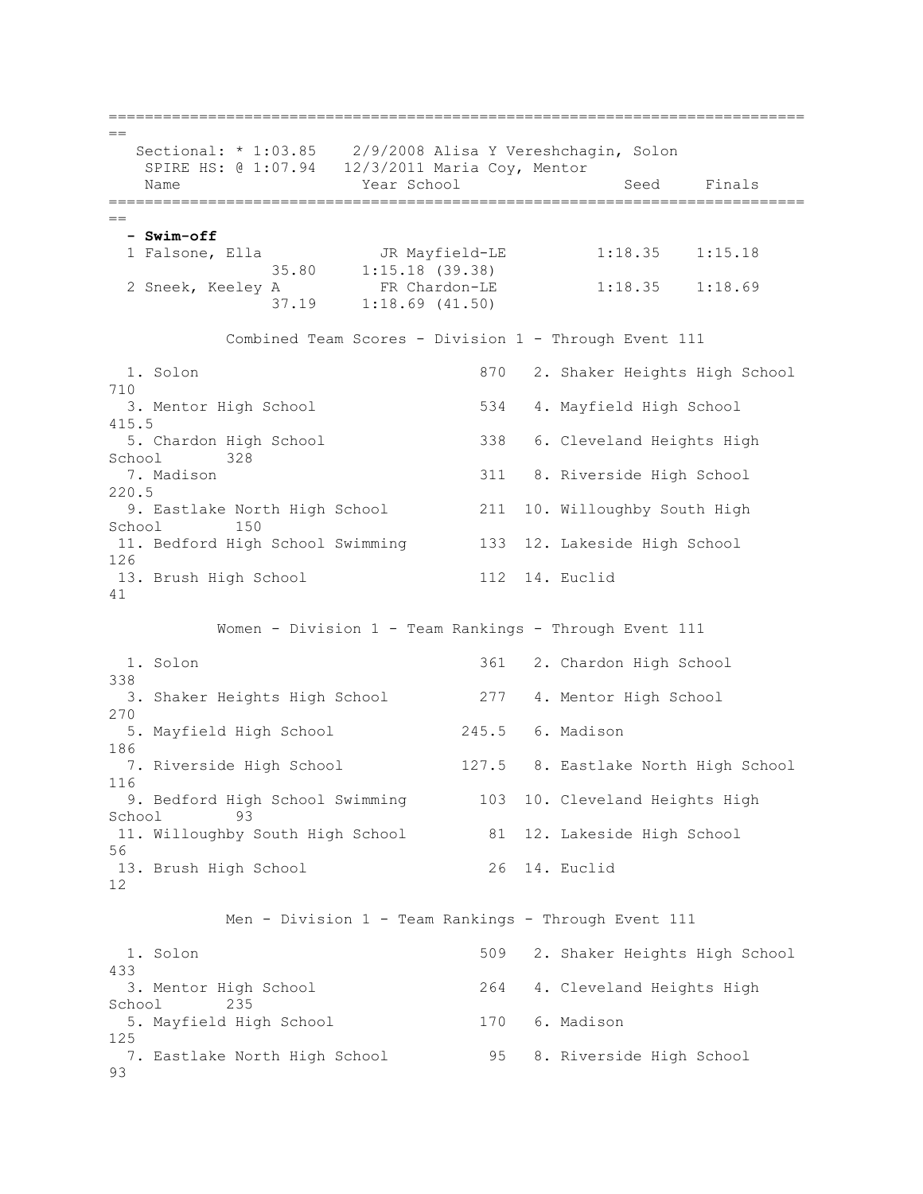```
===============================================================================
   Sectional: * 1:03.85    2/9/2008 Alisa Y Vereshchagin, Solon
    SPIRE HS: @ 1:07.94   12/3/2011 Maria Coy, Mentor
    Name                    Year School                  Seed     Finals
===============================================================================
```

**- Swim-off**

```
  1 Falsone, Ella            JR Mayfield-LE          1:18.35    1:15.18
                 35.80     1:15.18 (39.38)
  2 Sneek, Keeley A          FR Chardon-LE           1:18.35    1:18.69
                 37.19     1:18.69 (41.50)
```

### Combined Team Scores - Division 1 - Through Event 111

| Rank | Team | Points | Rank | Team | Points |
|---|---|---|---|---|---|
| 1. | Solon | 870 | 2. | Shaker Heights High School | 710 |
| 3. | Mentor High School | 534 | 4. | Mayfield High School | 415.5 |
| 5. | Chardon High School | 338 | 6. | Cleveland Heights High School | 328 |
| 7. | Madison | 311 | 8. | Riverside High School | 220.5 |
| 9. | Eastlake North High School | 211 | 10. | Willoughby South High School | 150 |
| 11. | Bedford High School Swimming | 133 | 12. | Lakeside High School | 126 |
| 13. | Brush High School | 112 | 14. | Euclid | 41 |

### Women - Division 1 - Team Rankings - Through Event 111

| Rank | Team | Points | Rank | Team | Points |
|---|---|---|---|---|---|
| 1. | Solon | 361 | 2. | Chardon High School | 338 |
| 3. | Shaker Heights High School | 277 | 4. | Mentor High School | 270 |
| 5. | Mayfield High School | 245.5 | 6. | Madison | 186 |
| 7. | Riverside High School | 127.5 | 8. | Eastlake North High School | 116 |
| 9. | Bedford High School Swimming | 103 | 10. | Cleveland Heights High School | 93 |
| 11. | Willoughby South High School | 81 | 12. | Lakeside High School | 56 |
| 13. | Brush High School | 26 | 14. | Euclid | 12 |

### Men - Division 1 - Team Rankings - Through Event 111

| Rank | Team | Points | Rank | Team | Points |
|---|---|---|---|---|---|
| 1. | Solon | 509 | 2. | Shaker Heights High School | 433 |
| 3. | Mentor High School | 264 | 4. | Cleveland Heights High School | 235 |
| 5. | Mayfield High School | 170 | 6. | Madison | 125 |
| 7. | Eastlake North High School | 95 | 8. | Riverside High School | 93 |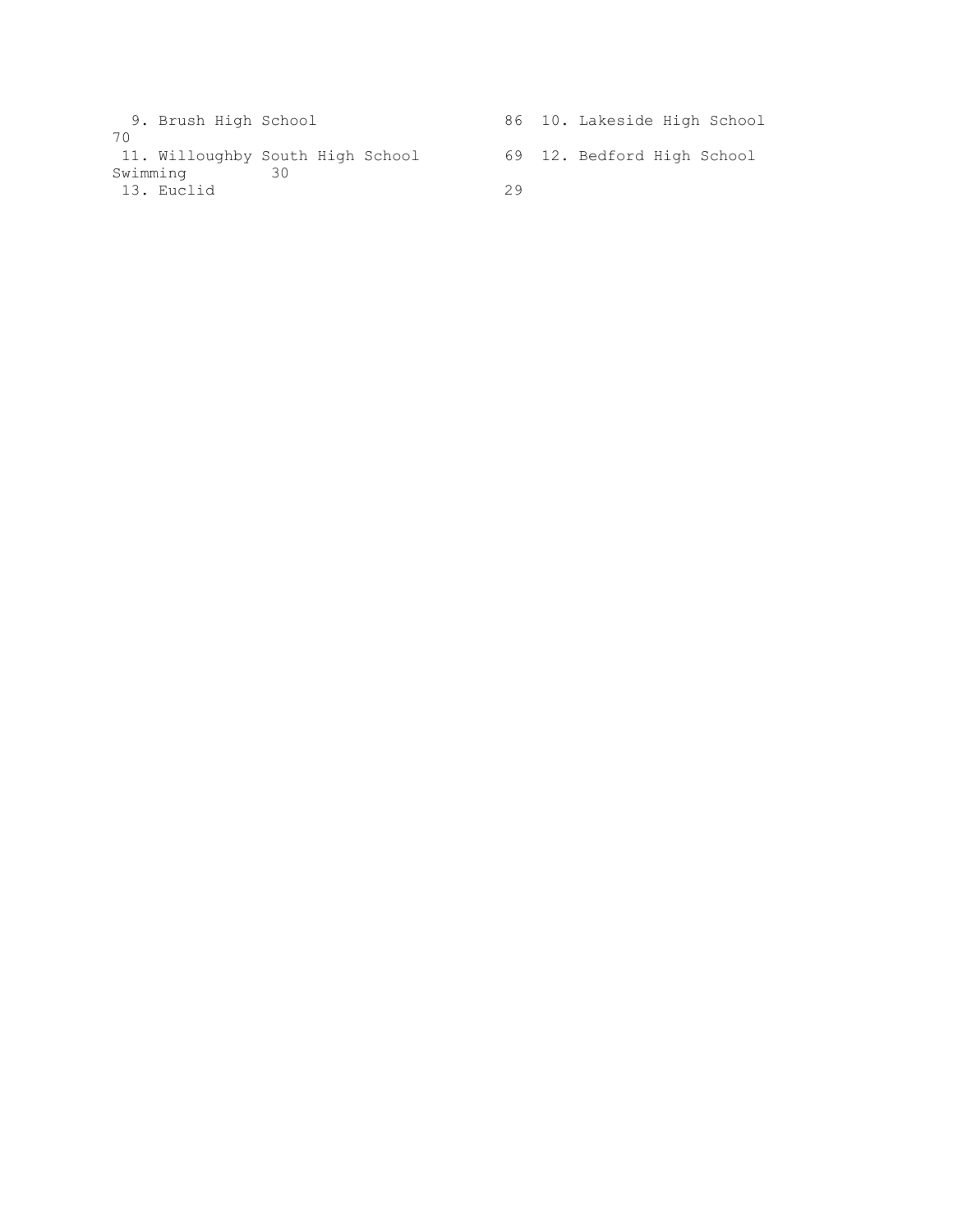```
  9. Brush High School                  86  10. Lakeside High School
70
 11. Willoughby South High School       69  12. Bedford High School
Swimming        30
 13. Euclid                             29
```